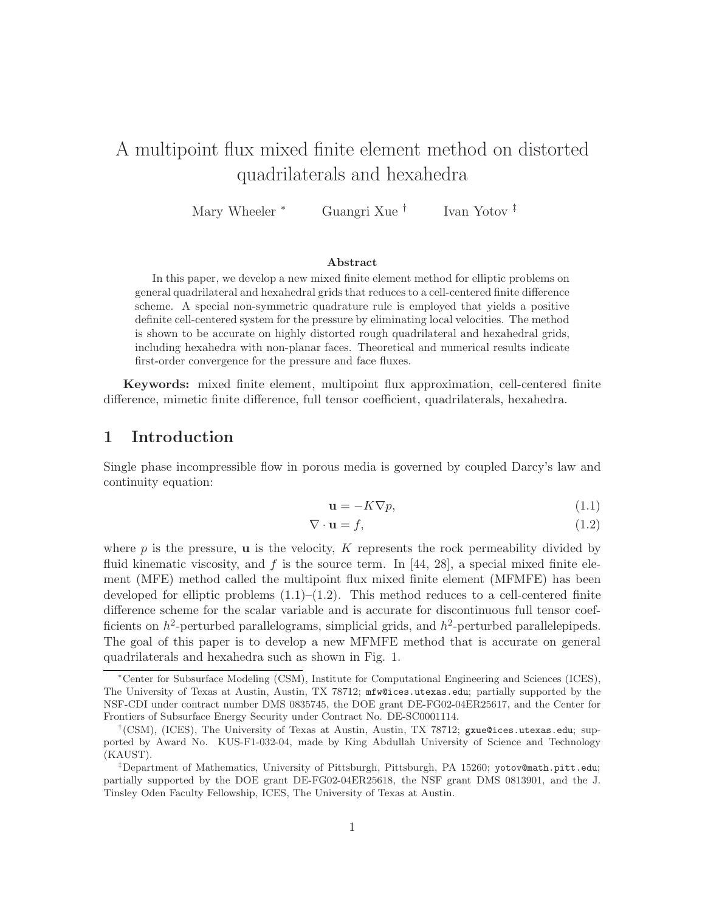# A multipoint flux mixed finite element method on distorted quadrilaterals and hexahedra

Mary Wheeler [*] Guangri Xue [†] Ivan Yotov [‡]

### Abstract

In this paper, we develop a new mixed finite element method for elliptic problems on general quadrilateral and hexahedral grids that reduces to a cell-centered finite difference scheme. A special non-symmetric quadrature rule is employed that yields a positive definite cell-centered system for the pressure by eliminating local velocities. The method is shown to be accurate on highly distorted rough quadrilateral and hexahedral grids, including hexahedra with non-planar faces. Theoretical and numerical results indicate first-order convergence for the pressure and face fluxes.

**Keywords:** mixed finite element, multipoint flux approximation, cell-centered finite difference, mimetic finite difference, full tensor coefficient, quadrilaterals, hexahedra.

## 1 Introduction

Single phase incompressible flow in porous media is governed by coupled Darcy's law and continuity equation:

$$\mathbf{u} = -K\nabla p, \tag{1.1}$$

$$\nabla \cdot \mathbf{u} = f, \tag{1.2}$$

where $p$ is the pressure, $\mathbf{u}$ is the velocity, $K$ represents the rock permeability divided by fluid kinematic viscosity, and $f$ is the source term. In [44, 28], a special mixed finite element (MFE) method called the multipoint flux mixed finite element (MFMFE) has been developed for elliptic problems (1.1)–(1.2). This method reduces to a cell-centered finite difference scheme for the scalar variable and is accurate for discontinuous full tensor coefficients on $h^2$-perturbed parallelograms, simplicial grids, and $h^2$-perturbed parallelepipeds. The goal of this paper is to develop a new MFMFE method that is accurate on general quadrilaterals and hexahedra such as shown in Fig. 1.

---

[*] Center for Subsurface Modeling (CSM), Institute for Computational Engineering and Sciences (ICES), The University of Texas at Austin, Austin, TX 78712; mfw@ices.utexas.edu; partially supported by the NSF-CDI under contract number DMS 0835745, the DOE grant DE-FG02-04ER25617, and the Center for Frontiers of Subsurface Energy Security under Contract No. DE-SC0001114.

[†] (CSM), (ICES), The University of Texas at Austin, Austin, TX 78712; gxue@ices.utexas.edu; supported by Award No. KUS-F1-032-04, made by King Abdullah University of Science and Technology (KAUST).

[‡] Department of Mathematics, University of Pittsburgh, Pittsburgh, PA 15260; yotov@math.pitt.edu; partially supported by the DOE grant DE-FG02-04ER25618, the NSF grant DMS 0813901, and the J. Tinsley Oden Faculty Fellowship, ICES, The University of Texas at Austin.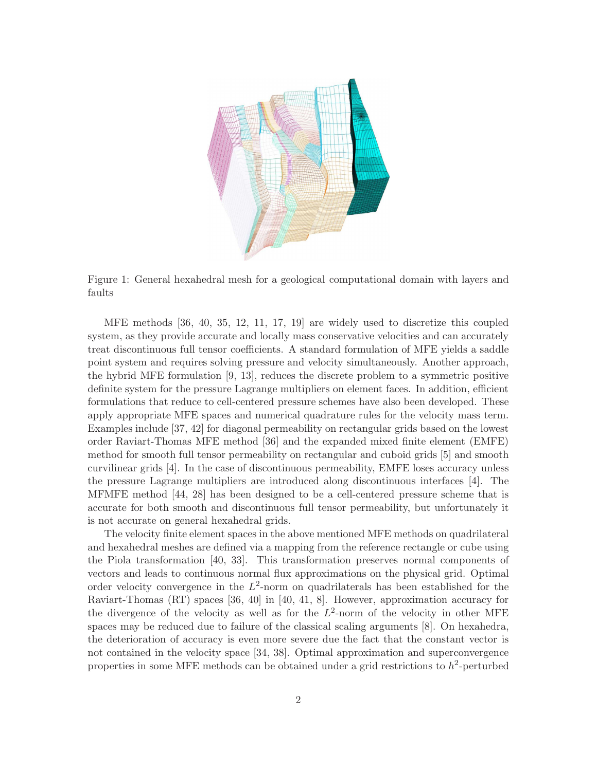Figure 1: General hexahedral mesh for a geological computational domain with layers and faults

MFE methods [36, 40, 35, 12, 11, 17, 19] are widely used to discretize this coupled system, as they provide accurate and locally mass conservative velocities and can accurately treat discontinuous full tensor coefficients. A standard formulation of MFE yields a saddle point system and requires solving pressure and velocity simultaneously. Another approach, the hybrid MFE formulation [9, 13], reduces the discrete problem to a symmetric positive definite system for the pressure Lagrange multipliers on element faces. In addition, efficient formulations that reduce to cell-centered pressure schemes have also been developed. These apply appropriate MFE spaces and numerical quadrature rules for the velocity mass term. Examples include [37, 42] for diagonal permeability on rectangular grids based on the lowest order Raviart-Thomas MFE method [36] and the expanded mixed finite element (EMFE) method for smooth full tensor permeability on rectangular and cuboid grids [5] and smooth curvilinear grids [4]. In the case of discontinuous permeability, EMFE loses accuracy unless the pressure Lagrange multipliers are introduced along discontinuous interfaces [4]. The MFMFE method [44, 28] has been designed to be a cell-centered pressure scheme that is accurate for both smooth and discontinuous full tensor permeability, but unfortunately it is not accurate on general hexahedral grids.

The velocity finite element spaces in the above mentioned MFE methods on quadrilateral and hexahedral meshes are defined via a mapping from the reference rectangle or cube using the Piola transformation [40, 33]. This transformation preserves normal components of vectors and leads to continuous normal flux approximations on the physical grid. Optimal order velocity convergence in the $L^2$-norm on quadrilaterals has been established for the Raviart-Thomas (RT) spaces [36, 40] in [40, 41, 8]. However, approximation accuracy for the divergence of the velocity as well as for the $L^2$-norm of the velocity in other MFE spaces may be reduced due to failure of the classical scaling arguments [8]. On hexahedra, the deterioration of accuracy is even more severe due the fact that the constant vector is not contained in the velocity space [34, 38]. Optimal approximation and superconvergence properties in some MFE methods can be obtained under a grid restrictions to $h^2$-perturbed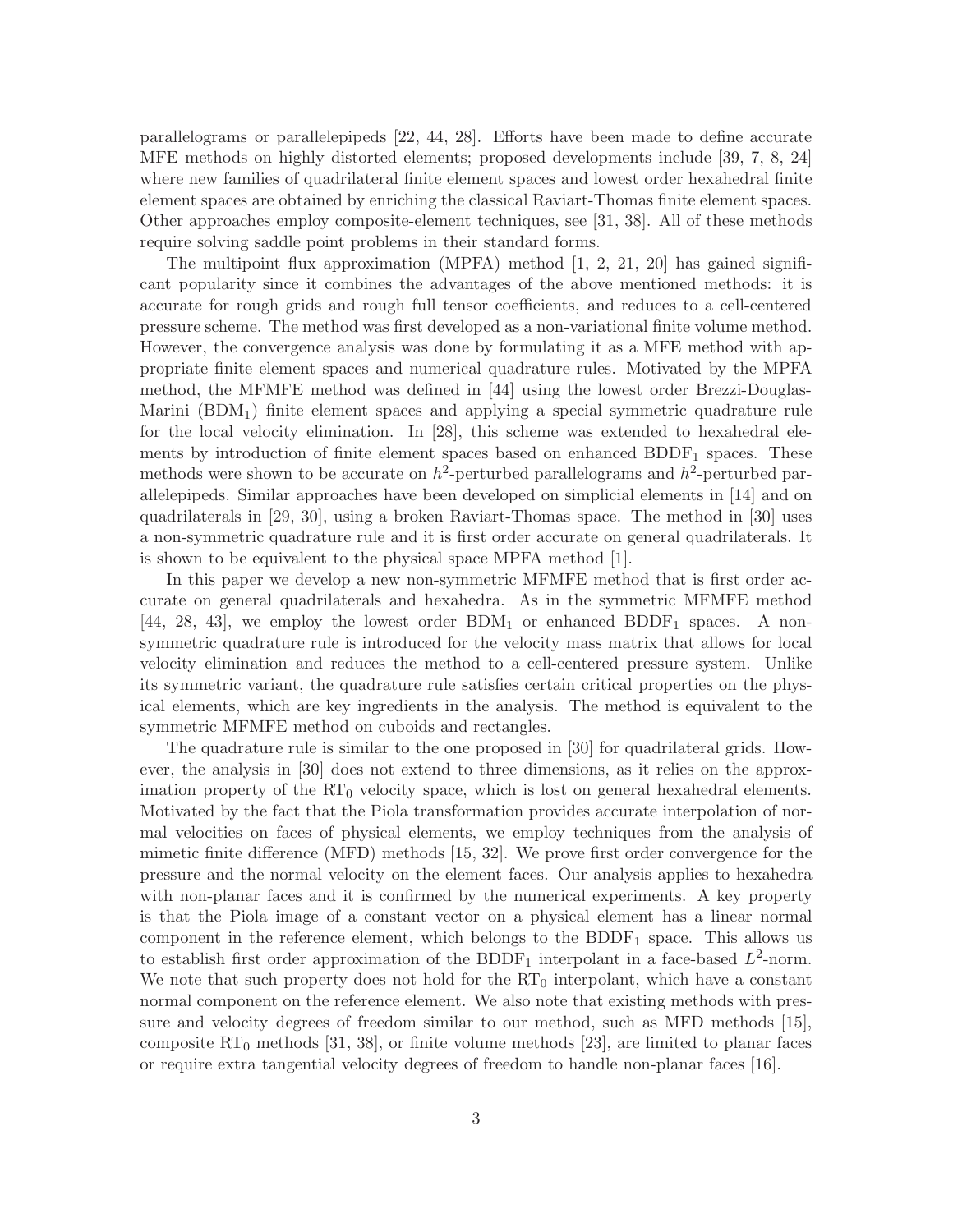parallelograms or parallelepipeds [22, 44, 28]. Efforts have been made to define accurate MFE methods on highly distorted elements; proposed developments include [39, 7, 8, 24] where new families of quadrilateral finite element spaces and lowest order hexahedral finite element spaces are obtained by enriching the classical Raviart-Thomas finite element spaces. Other approaches employ composite-element techniques, see [31, 38]. All of these methods require solving saddle point problems in their standard forms.

The multipoint flux approximation (MPFA) method [1, 2, 21, 20] has gained significant popularity since it combines the advantages of the above mentioned methods: it is accurate for rough grids and rough full tensor coefficients, and reduces to a cell-centered pressure scheme. The method was first developed as a non-variational finite volume method. However, the convergence analysis was done by formulating it as a MFE method with appropriate finite element spaces and numerical quadrature rules. Motivated by the MPFA method, the MFMFE method was defined in [44] using the lowest order Brezzi-Douglas-Marini ($\text{BDM}_1$) finite element spaces and applying a special symmetric quadrature rule for the local velocity elimination. In [28], this scheme was extended to hexahedral elements by introduction of finite element spaces based on enhanced $\text{BDDF}_1$ spaces. These methods were shown to be accurate on $h^2$-perturbed parallelograms and $h^2$-perturbed parallelepipeds. Similar approaches have been developed on simplicial elements in [14] and on quadrilaterals in [29, 30], using a broken Raviart-Thomas space. The method in [30] uses a non-symmetric quadrature rule and it is first order accurate on general quadrilaterals. It is shown to be equivalent to the physical space MPFA method [1].

In this paper we develop a new non-symmetric MFMFE method that is first order accurate on general quadrilaterals and hexahedra. As in the symmetric MFMFE method [44, 28, 43], we employ the lowest order $\text{BDM}_1$ or enhanced $\text{BDDF}_1$ spaces. A non-symmetric quadrature rule is introduced for the velocity mass matrix that allows for local velocity elimination and reduces the method to a cell-centered pressure system. Unlike its symmetric variant, the quadrature rule satisfies certain critical properties on the physical elements, which are key ingredients in the analysis. The method is equivalent to the symmetric MFMFE method on cuboids and rectangles.

The quadrature rule is similar to the one proposed in [30] for quadrilateral grids. However, the analysis in [30] does not extend to three dimensions, as it relies on the approximation property of the $\text{RT}_0$ velocity space, which is lost on general hexahedral elements. Motivated by the fact that the Piola transformation provides accurate interpolation of normal velocities on faces of physical elements, we employ techniques from the analysis of mimetic finite difference (MFD) methods [15, 32]. We prove first order convergence for the pressure and the normal velocity on the element faces. Our analysis applies to hexahedra with non-planar faces and it is confirmed by the numerical experiments. A key property is that the Piola image of a constant vector on a physical element has a linear normal component in the reference element, which belongs to the $\text{BDDF}_1$ space. This allows us to establish first order approximation of the $\text{BDDF}_1$ interpolant in a face-based $L^2$-norm. We note that such property does not hold for the $\text{RT}_0$ interpolant, which have a constant normal component on the reference element. We also note that existing methods with pressure and velocity degrees of freedom similar to our method, such as MFD methods [15], composite $\text{RT}_0$ methods [31, 38], or finite volume methods [23], are limited to planar faces or require extra tangential velocity degrees of freedom to handle non-planar faces [16].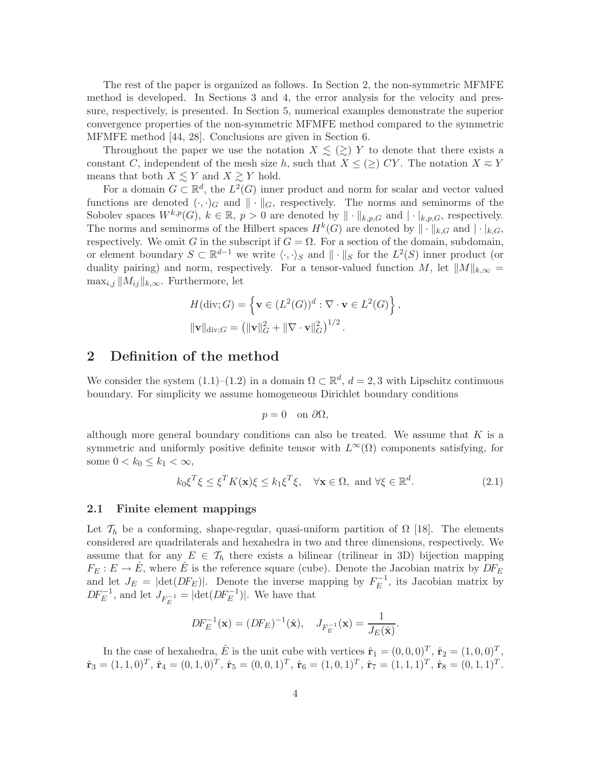The rest of the paper is organized as follows. In Section 2, the non-symmetric MFMFE method is developed. In Sections 3 and 4, the error analysis for the velocity and pressure, respectively, is presented. In Section 5, numerical examples demonstrate the superior convergence properties of the non-symmetric MFMFE method compared to the symmetric MFMFE method [44, 28]. Conclusions are given in Section 6.

Throughout the paper we use the notation $X \lesssim (\gtrsim) Y$ to denote that there exists a constant $C$, independent of the mesh size $h$, such that $X \leq (\geq) CY$. The notation $X \eqsim Y$ means that both $X \lesssim Y$ and $X \gtrsim Y$ hold.

For a domain $G \subset \mathbb{R}^d$, the $L^2(G)$ inner product and norm for scalar and vector valued functions are denoted $(\cdot,\cdot)_G$ and $\|\cdot\|_G$, respectively. The norms and seminorms of the Sobolev spaces $W^{k,p}(G)$, $k \in \mathbb{R}$, $p > 0$ are denoted by $\|\cdot\|_{k,p,G}$ and $|\cdot|_{k,p,G}$, respectively. The norms and seminorms of the Hilbert spaces $H^k(G)$ are denoted by $\|\cdot\|_{k,G}$ and $|\cdot|_{k,G}$, respectively. We omit $G$ in the subscript if $G = \Omega$. For a section of the domain, subdomain, or element boundary $S \subset \mathbb{R}^{d-1}$ we write $\langle \cdot,\cdot\rangle_S$ and $\|\cdot\|_S$ for the $L^2(S)$ inner product (or duality pairing) and norm, respectively. For a tensor-valued function $M$, let $\|M\|_{k,\infty} = \max_{i,j} \|M_{ij}\|_{k,\infty}$. Furthermore, let

$$
H(\mathrm{div}; G) = \left\{ \mathbf{v} \in (L^2(G))^d : \nabla \cdot \mathbf{v} \in L^2(G) \right\},
$$

$$
\|\mathbf{v}\|_{\mathrm{div};G} = \left( \|\mathbf{v}\|_G^2 + \|\nabla \cdot \mathbf{v}\|_G^2 \right)^{1/2}.
$$

# 2 Definition of the method

We consider the system (1.1)–(1.2) in a domain $\Omega \subset \mathbb{R}^d$, $d = 2, 3$ with Lipschitz continuous boundary. For simplicity we assume homogeneous Dirichlet boundary conditions

$$
p = 0 \quad \text{on } \partial\Omega,
$$

although more general boundary conditions can also be treated. We assume that $K$ is a symmetric and uniformly positive definite tensor with $L^\infty(\Omega)$ components satisfying, for some $0 < k_0 \leq k_1 < \infty$,

$$
k_0 \xi^T \xi \leq \xi^T K(\mathbf{x}) \xi \leq k_1 \xi^T \xi, \quad \forall \mathbf{x} \in \Omega, \text{ and } \forall \xi \in \mathbb{R}^d. \tag{2.1}
$$

## 2.1 Finite element mappings

Let $\mathcal{T}_h$ be a conforming, shape-regular, quasi-uniform partition of $\Omega$ [18]. The elements considered are quadrilaterals and hexahedra in two and three dimensions, respectively. We assume that for any $E \in \mathcal{T}_h$ there exists a bilinear (trilinear in 3D) bijection mapping $F_E : E \to \hat{E}$, where $\hat{E}$ is the reference square (cube). Denote the Jacobian matrix by $DF_E$ and let $J_E = |\det(DF_E)|$. Denote the inverse mapping by $F_E^{-1}$, its Jacobian matrix by $DF_E^{-1}$, and let $J_{F_E^{-1}} = |\det(DF_E^{-1})|$. We have that

$$
DF_E^{-1}(\mathbf{x}) = (DF_E)^{-1}(\hat{\mathbf{x}}), \quad J_{F_E^{-1}}(\mathbf{x}) = \frac{1}{J_E(\hat{\mathbf{x}})}.
$$

In the case of hexahedra, $\hat{E}$ is the unit cube with vertices $\hat{\mathbf{r}}_1 = (0,0,0)^T$, $\hat{\mathbf{r}}_2 = (1,0,0)^T$, $\hat{\mathbf{r}}_3 = (1,1,0)^T$, $\hat{\mathbf{r}}_4 = (0,1,0)^T$, $\hat{\mathbf{r}}_5 = (0,0,1)^T$, $\hat{\mathbf{r}}_6 = (1,0,1)^T$, $\hat{\mathbf{r}}_7 = (1,1,1)^T$, $\hat{\mathbf{r}}_8 = (0,1,1)^T$.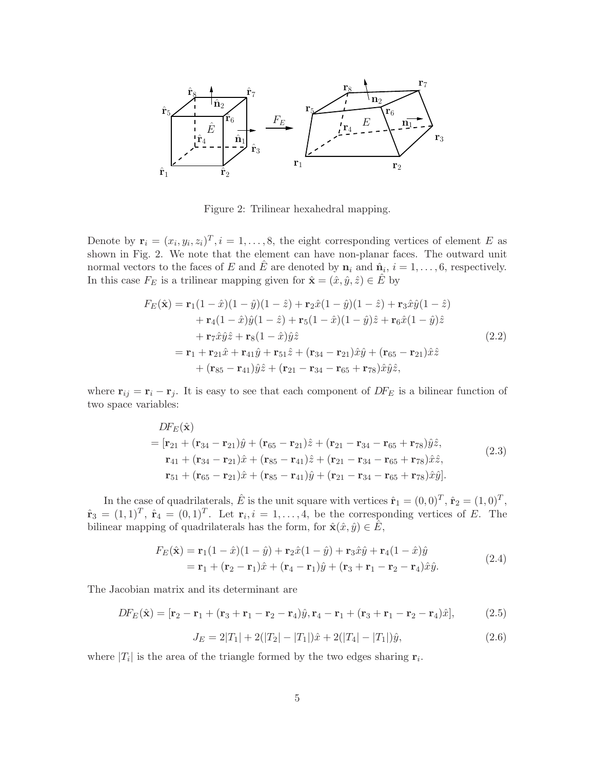Figure 2: Trilinear hexahedral mapping.

Denote by $\mathbf{r}_i = (x_i, y_i, z_i)^T, i = 1, \ldots, 8$, the eight corresponding vertices of element $E$ as shown in Fig. 2. We note that the element can have non-planar faces. The outward unit normal vectors to the faces of $E$ and $\hat{E}$ are denoted by $\mathbf{n}_i$ and $\hat{\mathbf{n}}_i$, $i = 1, \ldots, 6$, respectively. In this case $F_E$ is a trilinear mapping given for $\hat{\mathbf{x}} = (\hat{x}, \hat{y}, \hat{z}) \in \hat{E}$ by

$$
\begin{aligned}
F_E(\hat{\mathbf{x}}) &= \mathbf{r}_1(1-\hat{x})(1-\hat{y})(1-\hat{z}) + \mathbf{r}_2\hat{x}(1-\hat{y})(1-\hat{z}) + \mathbf{r}_3\hat{x}\hat{y}(1-\hat{z}) \\
&\quad + \mathbf{r}_4(1-\hat{x})\hat{y}(1-\hat{z}) + \mathbf{r}_5(1-\hat{x})(1-\hat{y})\hat{z} + \mathbf{r}_6\hat{x}(1-\hat{y})\hat{z} \\
&\quad + \mathbf{r}_7\hat{x}\hat{y}\hat{z} + \mathbf{r}_8(1-\hat{x})\hat{y}\hat{z} \\
&= \mathbf{r}_1 + \mathbf{r}_{21}\hat{x} + \mathbf{r}_{41}\hat{y} + \mathbf{r}_{51}\hat{z} + (\mathbf{r}_{34} - \mathbf{r}_{21})\hat{x}\hat{y} + (\mathbf{r}_{65} - \mathbf{r}_{21})\hat{x}\hat{z} \\
&\quad + (\mathbf{r}_{85} - \mathbf{r}_{41})\hat{y}\hat{z} + (\mathbf{r}_{21} - \mathbf{r}_{34} - \mathbf{r}_{65} + \mathbf{r}_{78})\hat{x}\hat{y}\hat{z},
\end{aligned}
\tag{2.2}
$$

where $\mathbf{r}_{ij} = \mathbf{r}_i - \mathbf{r}_j$. It is easy to see that each component of $DF_E$ is a bilinear function of two space variables:

$$
\begin{aligned}
&DF_E(\hat{\mathbf{x}}) \\
&= [\mathbf{r}_{21} + (\mathbf{r}_{34} - \mathbf{r}_{21})\hat{y} + (\mathbf{r}_{65} - \mathbf{r}_{21})\hat{z} + (\mathbf{r}_{21} - \mathbf{r}_{34} - \mathbf{r}_{65} + \mathbf{r}_{78})\hat{y}\hat{z}, \\
&\quad \mathbf{r}_{41} + (\mathbf{r}_{34} - \mathbf{r}_{21})\hat{x} + (\mathbf{r}_{85} - \mathbf{r}_{41})\hat{z} + (\mathbf{r}_{21} - \mathbf{r}_{34} - \mathbf{r}_{65} + \mathbf{r}_{78})\hat{x}\hat{z}, \\
&\quad \mathbf{r}_{51} + (\mathbf{r}_{65} - \mathbf{r}_{21})\hat{x} + (\mathbf{r}_{85} - \mathbf{r}_{41})\hat{y} + (\mathbf{r}_{21} - \mathbf{r}_{34} - \mathbf{r}_{65} + \mathbf{r}_{78})\hat{x}\hat{y}].
\end{aligned}
\tag{2.3}
$$

In the case of quadrilaterals, $\hat{E}$ is the unit square with vertices $\hat{\mathbf{r}}_1 = (0,0)^T$, $\hat{\mathbf{r}}_2 = (1,0)^T$, $\hat{\mathbf{r}}_3 = (1,1)^T$, $\hat{\mathbf{r}}_4 = (0,1)^T$. Let $\mathbf{r}_i, i = 1, \ldots, 4$, be the corresponding vertices of $E$. The bilinear mapping of quadrilaterals has the form, for $\hat{\mathbf{x}}(\hat{x}, \hat{y}) \in \hat{E}$,

$$
\begin{aligned}
F_E(\hat{\mathbf{x}}) &= \mathbf{r}_1(1-\hat{x})(1-\hat{y}) + \mathbf{r}_2\hat{x}(1-\hat{y}) + \mathbf{r}_3\hat{x}\hat{y} + \mathbf{r}_4(1-\hat{x})\hat{y} \\
&= \mathbf{r}_1 + (\mathbf{r}_2 - \mathbf{r}_1)\hat{x} + (\mathbf{r}_4 - \mathbf{r}_1)\hat{y} + (\mathbf{r}_3 + \mathbf{r}_1 - \mathbf{r}_2 - \mathbf{r}_4)\hat{x}\hat{y}.
\end{aligned}
\tag{2.4}
$$

The Jacobian matrix and its determinant are

$$
DF_E(\hat{\mathbf{x}}) = [\mathbf{r}_2 - \mathbf{r}_1 + (\mathbf{r}_3 + \mathbf{r}_1 - \mathbf{r}_2 - \mathbf{r}_4)\hat{y}, \mathbf{r}_4 - \mathbf{r}_1 + (\mathbf{r}_3 + \mathbf{r}_1 - \mathbf{r}_2 - \mathbf{r}_4)\hat{x}], \tag{2.5}
$$

$$
J_E = 2|T_1| + 2(|T_2| - |T_1|)\hat{x} + 2(|T_4| - |T_1|)\hat{y}, \tag{2.6}
$$

where $|T_i|$ is the area of the triangle formed by the two edges sharing $\mathbf{r}_i$.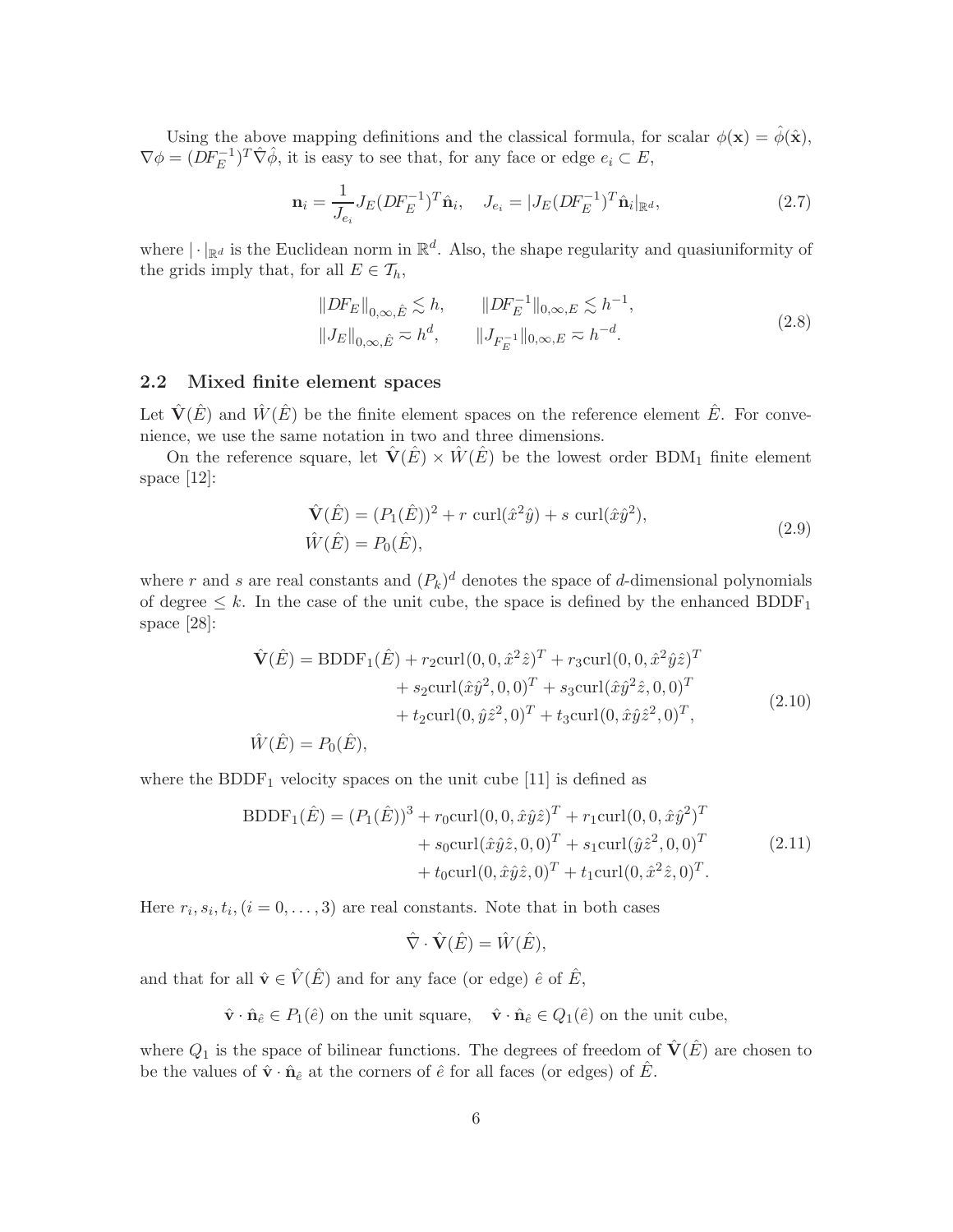Using the above mapping definitions and the classical formula, for scalar $\phi(\mathbf{x}) = \hat{\phi}(\hat{\mathbf{x}})$, $\nabla\phi = (DF_E^{-1})^T\hat{\nabla}\hat{\phi}$, it is easy to see that, for any face or edge $e_i \subset E$,

$$
\mathbf{n}_i = \frac{1}{J_{e_i}} J_E (DF_E^{-1})^T \hat{\mathbf{n}}_i, \quad J_{e_i} = |J_E (DF_E^{-1})^T \hat{\mathbf{n}}_i|_{\mathbb{R}^d}, \tag{2.7}
$$

where $|\cdot|_{\mathbb{R}^d}$ is the Euclidean norm in $\mathbb{R}^d$. Also, the shape regularity and quasiuniformity of the grids imply that, for all $E \in \mathcal{T}_h$,

$$
\begin{aligned}
\|DF_E\|_{0,\infty,\hat{E}} &\lesssim h, \qquad \|DF_E^{-1}\|_{0,\infty,E} \lesssim h^{-1}, \\
\|J_E\|_{0,\infty,\hat{E}} &\eqsim h^d, \qquad \|J_{F_E^{-1}}\|_{0,\infty,E} \eqsim h^{-d}.
\end{aligned} \tag{2.8}
$$

### 2.2 Mixed finite element spaces

Let $\hat{\mathbf{V}}(\hat{E})$ and $\hat{W}(\hat{E})$ be the finite element spaces on the reference element $\hat{E}$. For convenience, we use the same notation in two and three dimensions.

On the reference square, let $\hat{\mathbf{V}}(\hat{E}) \times \hat{W}(\hat{E})$ be the lowest order $\mathrm{BDM}_1$ finite element space [12]:

$$
\begin{aligned}
\hat{\mathbf{V}}(\hat{E}) &= (P_1(\hat{E}))^2 + r \ \mathrm{curl}(\hat{x}^2\hat{y}) + s \ \mathrm{curl}(\hat{x}\hat{y}^2), \\
\hat{W}(\hat{E}) &= P_0(\hat{E}),
\end{aligned} \tag{2.9}
$$

where $r$ and $s$ are real constants and $(P_k)^d$ denotes the space of $d$-dimensional polynomials of degree $\leq k$. In the case of the unit cube, the space is defined by the enhanced $\mathrm{BDDF}_1$ space [28]:

$$
\begin{aligned}
\hat{\mathbf{V}}(\hat{E}) = \mathrm{BDDF}_1(\hat{E}) &+ r_2 \mathrm{curl}(0,0,\hat{x}^2\hat{z})^T + r_3 \mathrm{curl}(0,0,\hat{x}^2\hat{y}\hat{z})^T \\
&+ s_2 \mathrm{curl}(\hat{x}\hat{y}^2,0,0)^T + s_3 \mathrm{curl}(\hat{x}\hat{y}^2\hat{z},0,0)^T \\
&+ t_2 \mathrm{curl}(0,\hat{y}\hat{z}^2,0)^T + t_3 \mathrm{curl}(0,\hat{x}\hat{y}\hat{z}^2,0)^T, \\
\hat{W}(\hat{E}) = P_0(\hat{E}),&
\end{aligned} \tag{2.10}
$$

where the $\mathrm{BDDF}_1$ velocity spaces on the unit cube [11] is defined as

$$
\begin{aligned}
\mathrm{BDDF}_1(\hat{E}) = (P_1(\hat{E}))^3 &+ r_0 \mathrm{curl}(0,0,\hat{x}\hat{y}\hat{z})^T + r_1 \mathrm{curl}(0,0,\hat{x}\hat{y}^2)^T \\
&+ s_0 \mathrm{curl}(\hat{x}\hat{y}\hat{z},0,0)^T + s_1 \mathrm{curl}(\hat{y}\hat{z}^2,0,0)^T \\
&+ t_0 \mathrm{curl}(0,\hat{x}\hat{y}\hat{z},0)^T + t_1 \mathrm{curl}(0,\hat{x}^2\hat{z},0)^T.
\end{aligned} \tag{2.11}
$$

Here $r_i, s_i, t_i, (i = 0, \ldots, 3)$ are real constants. Note that in both cases

$$
\hat{\nabla} \cdot \hat{\mathbf{V}}(\hat{E}) = \hat{W}(\hat{E}),
$$

and that for all $\hat{\mathbf{v}} \in \hat{V}(\hat{E})$ and for any face (or edge) $\hat{e}$ of $\hat{E}$,

$$
\hat{\mathbf{v}} \cdot \hat{\mathbf{n}}_{\hat{e}} \in P_1(\hat{e}) \text{ on the unit square}, \quad \hat{\mathbf{v}} \cdot \hat{\mathbf{n}}_{\hat{e}} \in Q_1(\hat{e}) \text{ on the unit cube},
$$

where $Q_1$ is the space of bilinear functions. The degrees of freedom of $\hat{\mathbf{V}}(\hat{E})$ are chosen to be the values of $\hat{\mathbf{v}} \cdot \hat{\mathbf{n}}_{\hat{e}}$ at the corners of $\hat{e}$ for all faces (or edges) of $\hat{E}$.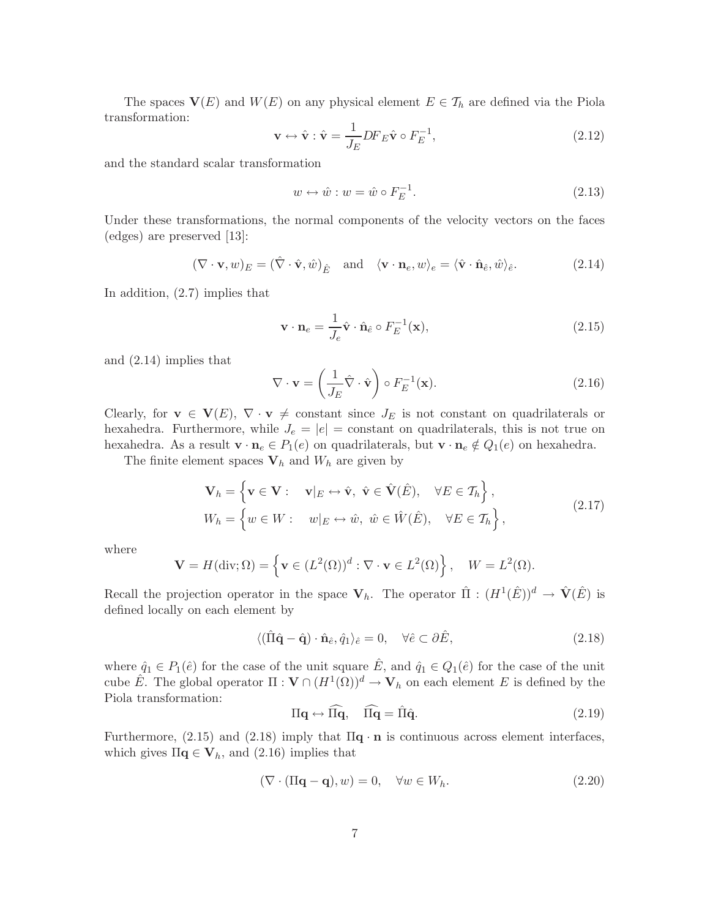The spaces $\mathbf{V}(E)$ and $W(E)$ on any physical element $E \in \mathcal{T}_h$ are defined via the Piola transformation:

$$\mathbf{v} \leftrightarrow \hat{\mathbf{v}} : \hat{\mathbf{v}} = \frac{1}{J_E} DF_E \hat{\mathbf{v}} \circ F_E^{-1}, \tag{2.12}$$

and the standard scalar transformation

$$w \leftrightarrow \hat{w} : w = \hat{w} \circ F_E^{-1}. \tag{2.13}$$

Under these transformations, the normal components of the velocity vectors on the faces (edges) are preserved [13]:

$$(\nabla \cdot \mathbf{v}, w)_E = (\hat{\nabla} \cdot \hat{\mathbf{v}}, \hat{w})_{\hat{E}} \quad \text{and} \quad \langle \mathbf{v} \cdot \mathbf{n}_e, w \rangle_e = \langle \hat{\mathbf{v}} \cdot \hat{\mathbf{n}}_{\hat{e}}, \hat{w} \rangle_{\hat{e}}. \tag{2.14}$$

In addition, (2.7) implies that

$$\mathbf{v} \cdot \mathbf{n}_e = \frac{1}{J_e} \hat{\mathbf{v}} \cdot \hat{\mathbf{n}}_{\hat{e}} \circ F_E^{-1}(\mathbf{x}), \tag{2.15}$$

and (2.14) implies that

$$\nabla \cdot \mathbf{v} = \left( \frac{1}{J_E} \hat{\nabla} \cdot \hat{\mathbf{v}} \right) \circ F_E^{-1}(\mathbf{x}). \tag{2.16}$$

Clearly, for $\mathbf{v} \in \mathbf{V}(E)$, $\nabla \cdot \mathbf{v} \neq$ constant since $J_E$ is not constant on quadrilaterals or hexahedra. Furthermore, while $J_e = |e| =$ constant on quadrilaterals, this is not true on hexahedra. As a result $\mathbf{v} \cdot \mathbf{n}_e \in P_1(e)$ on quadrilaterals, but $\mathbf{v} \cdot \mathbf{n}_e \notin Q_1(e)$ on hexahedra.

The finite element spaces $\mathbf{V}_h$ and $W_h$ are given by

$$\begin{aligned}
\mathbf{V}_h &= \left\{ \mathbf{v} \in \mathbf{V} : \quad \mathbf{v}|_E \leftrightarrow \hat{\mathbf{v}}, \ \hat{\mathbf{v}} \in \hat{\mathbf{V}}(\hat{E}), \quad \forall E \in \mathcal{T}_h \right\}, \\
W_h &= \left\{ w \in W : \quad w|_E \leftrightarrow \hat{w}, \ \hat{w} \in \hat{W}(\hat{E}), \quad \forall E \in \mathcal{T}_h \right\},
\end{aligned} \tag{2.17}$$

where

$$\mathbf{V} = H(\text{div}; \Omega) = \left\{ \mathbf{v} \in (L^2(\Omega))^d : \nabla \cdot \mathbf{v} \in L^2(\Omega) \right\}, \quad W = L^2(\Omega).$$

Recall the projection operator in the space $\mathbf{V}_h$. The operator $\hat{\Pi} : (H^1(\hat{E}))^d \to \hat{\mathbf{V}}(\hat{E})$ is defined locally on each element by

$$\langle (\hat{\Pi} \hat{\mathbf{q}} - \hat{\mathbf{q}}) \cdot \hat{\mathbf{n}}_{\hat{e}}, \hat{q}_1 \rangle_{\hat{e}} = 0, \quad \forall \hat{e} \subset \partial \hat{E}, \tag{2.18}$$

where $\hat{q}_1 \in P_1(\hat{e})$ for the case of the unit square $\hat{E}$, and $\hat{q}_1 \in Q_1(\hat{e})$ for the case of the unit cube $\hat{E}$. The global operator $\Pi : \mathbf{V} \cap (H^1(\Omega))^d \to \mathbf{V}_h$ on each element $E$ is defined by the Piola transformation:

$$\Pi \mathbf{q} \leftrightarrow \widehat{\Pi \mathbf{q}}, \quad \widehat{\Pi \mathbf{q}} = \hat{\Pi} \hat{\mathbf{q}}. \tag{2.19}$$

Furthermore, (2.15) and (2.18) imply that $\Pi \mathbf{q} \cdot \mathbf{n}$ is continuous across element interfaces, which gives $\Pi \mathbf{q} \in \mathbf{V}_h$, and (2.16) implies that

$$(\nabla \cdot (\Pi \mathbf{q} - \mathbf{q}), w) = 0, \quad \forall w \in W_h. \tag{2.20}$$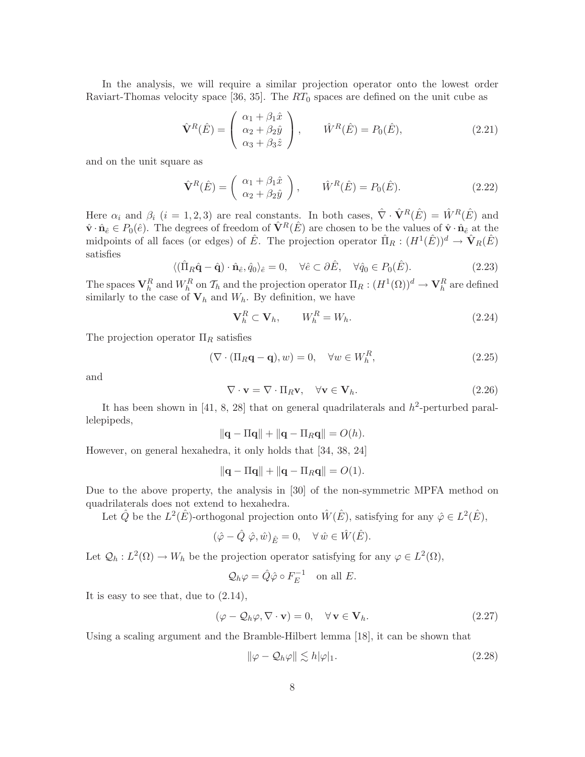In the analysis, we will require a similar projection operator onto the lowest order Raviart-Thomas velocity space [36, 35]. The $RT_0$ spaces are defined on the unit cube as

$$
\hat{\mathbf{V}}^R(\hat{E}) = \begin{pmatrix} \alpha_1 + \beta_1 \hat{x} \\ \alpha_2 + \beta_2 \hat{y} \\ \alpha_3 + \beta_3 \hat{z} \end{pmatrix}, \qquad \hat{W}^R(\hat{E}) = P_0(\hat{E}), \tag{2.21}
$$

and on the unit square as

$$
\hat{\mathbf{V}}^R(\hat{E}) = \begin{pmatrix} \alpha_1 + \beta_1 \hat{x} \\ \alpha_2 + \beta_2 \hat{y} \end{pmatrix}, \qquad \hat{W}^R(\hat{E}) = P_0(\hat{E}). \tag{2.22}
$$

Here $\alpha_i$ and $\beta_i$ ($i = 1, 2, 3$) are real constants. In both cases, $\hat{\nabla} \cdot \hat{\mathbf{V}}^R(\hat{E}) = \hat{W}^R(\hat{E})$ and $\hat{\mathbf{v}} \cdot \hat{\mathbf{n}}_{\hat{e}} \in P_0(\hat{e})$. The degrees of freedom of $\hat{\mathbf{V}}^R(\hat{E})$ are chosen to be the values of $\hat{\mathbf{v}} \cdot \hat{\mathbf{n}}_{\hat{e}}$ at the midpoints of all faces (or edges) of $\hat{E}$. The projection operator $\hat{\Pi}_R : (H^1(\hat{E}))^d \to \hat{\mathbf{V}}_R(\hat{E})$ satisfies

$$
\langle (\hat{\Pi}_R \hat{\mathbf{q}} - \hat{\mathbf{q}}) \cdot \hat{\mathbf{n}}_{\hat{e}}, \hat{q}_0 \rangle_{\hat{e}} = 0, \quad \forall \hat{e} \subset \partial \hat{E}, \quad \forall \hat{q}_0 \in P_0(\hat{E}). \tag{2.23}
$$

The spaces $\mathbf{V}_h^R$ and $W_h^R$ on $\mathcal{T}_h$ and the projection operator $\Pi_R : (H^1(\Omega))^d \to \mathbf{V}_h^R$ are defined similarly to the case of $\mathbf{V}_h$ and $W_h$. By definition, we have

$$
\mathbf{V}_h^R \subset \mathbf{V}_h, \qquad W_h^R = W_h. \tag{2.24}
$$

The projection operator $\Pi_R$ satisfies

$$
(\nabla \cdot (\Pi_R \mathbf{q} - \mathbf{q}), w) = 0, \quad \forall w \in W_h^R, \tag{2.25}
$$

and

$$
\nabla \cdot \mathbf{v} = \nabla \cdot \Pi_R \mathbf{v}, \quad \forall \mathbf{v} \in \mathbf{V}_h. \tag{2.26}
$$

It has been shown in [41, 8, 28] that on general quadrilaterals and $h^2$-perturbed parallelepipeds,

$$
\|\mathbf{q} - \Pi \mathbf{q}\| + \|\mathbf{q} - \Pi_R \mathbf{q}\| = O(h).
$$

However, on general hexahedra, it only holds that [34, 38, 24]

$$
\|\mathbf{q} - \Pi \mathbf{q}\| + \|\mathbf{q} - \Pi_R \mathbf{q}\| = O(1).
$$

Due to the above property, the analysis in [30] of the non-symmetric MPFA method on quadrilaterals does not extend to hexahedra.

Let $\hat{Q}$ be the $L^2(\hat{E})$-orthogonal projection onto $\hat{W}(\hat{E})$, satisfying for any $\hat{\varphi} \in L^2(\hat{E})$,

$$
(\hat{\varphi} - \hat{Q}\, \hat{\varphi}, \hat{w})_{\hat{E}} = 0, \quad \forall\, \hat{w} \in \hat{W}(\hat{E}).
$$

Let $\mathcal{Q}_h : L^2(\Omega) \to W_h$ be the projection operator satisfying for any $\varphi \in L^2(\Omega)$,

$$
\mathcal{Q}_h \varphi = \hat{Q} \hat{\varphi} \circ F_E^{-1} \quad \text{on all } E.
$$

It is easy to see that, due to (2.14),

$$
(\varphi - \mathcal{Q}_h \varphi, \nabla \cdot \mathbf{v}) = 0, \quad \forall\, \mathbf{v} \in \mathbf{V}_h. \tag{2.27}
$$

Using a scaling argument and the Bramble-Hilbert lemma [18], it can be shown that

$$
\|\varphi - \mathcal{Q}_h \varphi\| \lesssim h |\varphi|_1. \tag{2.28}
$$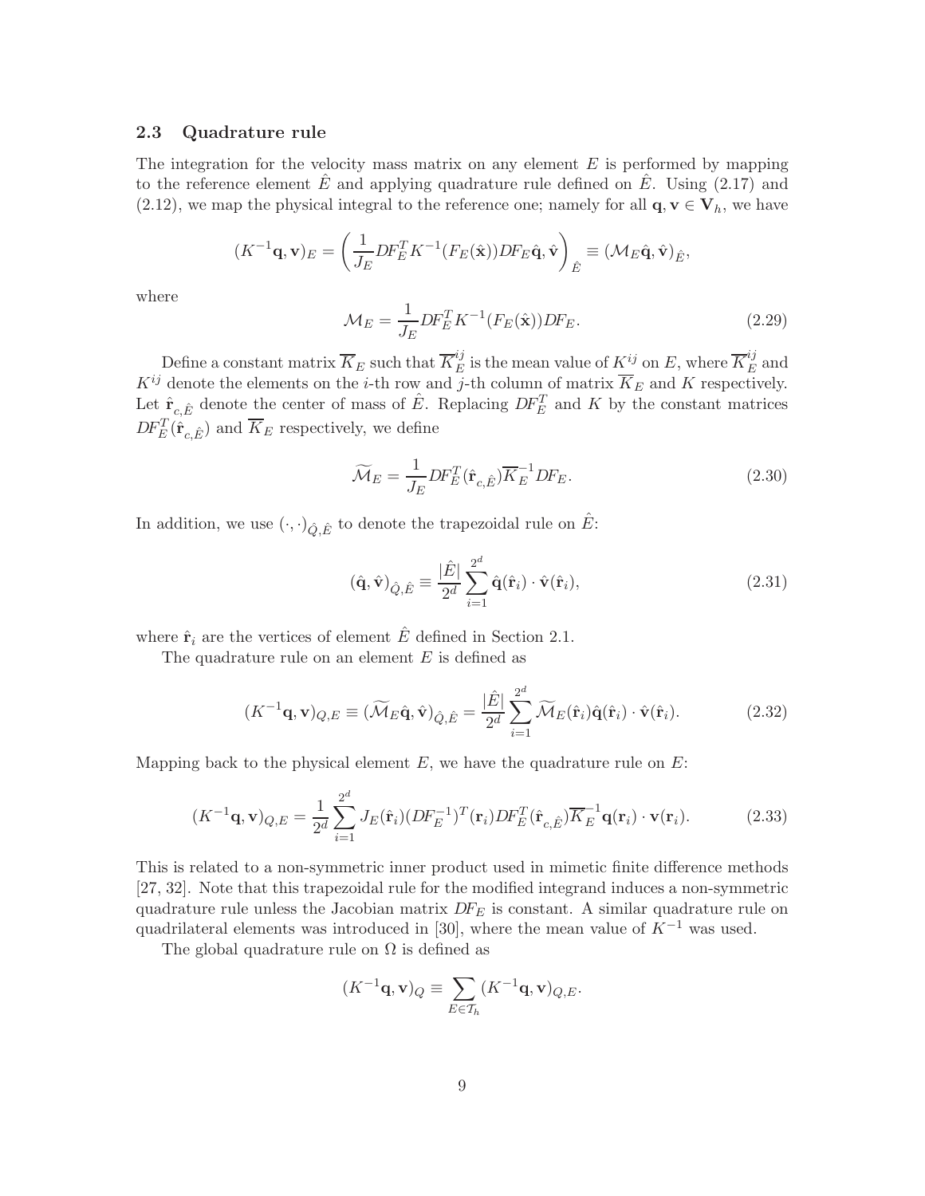### 2.3 Quadrature rule

The integration for the velocity mass matrix on any element $E$ is performed by mapping to the reference element $\hat{E}$ and applying quadrature rule defined on $\hat{E}$. Using (2.17) and (2.12), we map the physical integral to the reference one; namely for all $\mathbf{q}, \mathbf{v} \in \mathbf{V}_h$, we have

$$(K^{-1}\mathbf{q}, \mathbf{v})_E = \left( \frac{1}{J_E} DF_E^T K^{-1}(F_E(\hat{\mathbf{x}})) DF_E \hat{\mathbf{q}}, \hat{\mathbf{v}} \right)_{\hat{E}} \equiv (\mathcal{M}_E \hat{\mathbf{q}}, \hat{\mathbf{v}})_{\hat{E}},$$

where

$$\mathcal{M}_E = \frac{1}{J_E} DF_E^T K^{-1}(F_E(\hat{\mathbf{x}})) DF_E. \tag{2.29}$$

Define a constant matrix $\overline{K}_E$ such that $\overline{K}_E^{ij}$ is the mean value of $K^{ij}$ on $E$, where $\overline{K}_E^{ij}$ and $K^{ij}$ denote the elements on the $i$-th row and $j$-th column of matrix $\overline{K}_E$ and $K$ respectively. Let $\hat{\mathbf{r}}_{c,\hat{E}}$ denote the center of mass of $\hat{E}$. Replacing $DF_E^T$ and $K$ by the constant matrices $DF_E^T(\hat{\mathbf{r}}_{c,\hat{E}})$ and $\overline{K}_E$ respectively, we define

$$\widetilde{\mathcal{M}}_E = \frac{1}{J_E} DF_E^T(\hat{\mathbf{r}}_{c,\hat{E}}) \overline{K}_E^{-1} DF_E. \tag{2.30}$$

In addition, we use $(\cdot, \cdot)_{\hat{Q},\hat{E}}$ to denote the trapezoidal rule on $\hat{E}$:

$$(\hat{\mathbf{q}}, \hat{\mathbf{v}})_{\hat{Q},\hat{E}} \equiv \frac{|\hat{E}|}{2^d} \sum_{i=1}^{2^d} \hat{\mathbf{q}}(\hat{\mathbf{r}}_i) \cdot \hat{\mathbf{v}}(\hat{\mathbf{r}}_i), \tag{2.31}$$

where $\hat{\mathbf{r}}_i$ are the vertices of element $\hat{E}$ defined in Section 2.1.

The quadrature rule on an element $E$ is defined as

$$(K^{-1}\mathbf{q}, \mathbf{v})_{Q,E} \equiv (\widetilde{\mathcal{M}}_E \hat{\mathbf{q}}, \hat{\mathbf{v}})_{\hat{Q},\hat{E}} = \frac{|\hat{E}|}{2^d} \sum_{i=1}^{2^d} \widetilde{\mathcal{M}}_E(\hat{\mathbf{r}}_i) \hat{\mathbf{q}}(\hat{\mathbf{r}}_i) \cdot \hat{\mathbf{v}}(\hat{\mathbf{r}}_i). \tag{2.32}$$

Mapping back to the physical element $E$, we have the quadrature rule on $E$:

$$(K^{-1}\mathbf{q}, \mathbf{v})_{Q,E} = \frac{1}{2^d} \sum_{i=1}^{2^d} J_E(\hat{\mathbf{r}}_i) (DF_E^{-1})^T(\mathbf{r}_i) DF_E^T(\hat{\mathbf{r}}_{c,\hat{E}}) \overline{K}_E^{-1} \mathbf{q}(\mathbf{r}_i) \cdot \mathbf{v}(\mathbf{r}_i). \tag{2.33}$$

This is related to a non-symmetric inner product used in mimetic finite difference methods [27, 32]. Note that this trapezoidal rule for the modified integrand induces a non-symmetric quadrature rule unless the Jacobian matrix $DF_E$ is constant. A similar quadrature rule on quadrilateral elements was introduced in [30], where the mean value of $K^{-1}$ was used.

The global quadrature rule on $\Omega$ is defined as

$$(K^{-1}\mathbf{q}, \mathbf{v})_Q \equiv \sum_{E \in \mathcal{T}_h} (K^{-1}\mathbf{q}, \mathbf{v})_{Q,E}.$$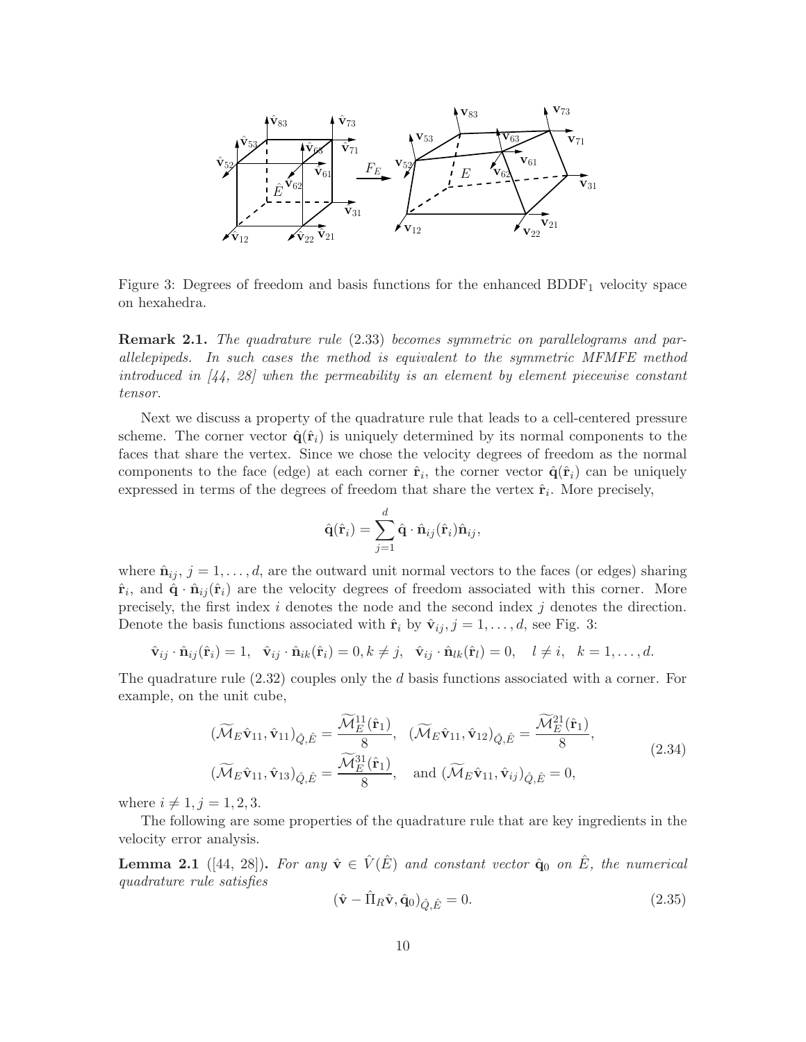Figure 3: Degrees of freedom and basis functions for the enhanced $\text{BDDF}_1$ velocity space on hexahedra.

**Remark 2.1.** *The quadrature rule* (2.33) *becomes symmetric on parallelograms and parallelepipeds. In such cases the method is equivalent to the symmetric MFMFE method introduced in [44, 28] when the permeability is an element by element piecewise constant tensor.*

Next we discuss a property of the quadrature rule that leads to a cell-centered pressure scheme. The corner vector $\hat{\mathbf{q}}(\hat{\mathbf{r}}_i)$ is uniquely determined by its normal components to the faces that share the vertex. Since we chose the velocity degrees of freedom as the normal components to the face (edge) at each corner $\hat{\mathbf{r}}_i$, the corner vector $\hat{\mathbf{q}}(\hat{\mathbf{r}}_i)$ can be uniquely expressed in terms of the degrees of freedom that share the vertex $\hat{\mathbf{r}}_i$. More precisely,

$$\hat{\mathbf{q}}(\hat{\mathbf{r}}_i) = \sum_{j=1}^{d} \hat{\mathbf{q}} \cdot \hat{\mathbf{n}}_{ij}(\hat{\mathbf{r}}_i)\hat{\mathbf{n}}_{ij},$$

where $\hat{\mathbf{n}}_{ij}$, $j = 1, \ldots, d$, are the outward unit normal vectors to the faces (or edges) sharing $\hat{\mathbf{r}}_i$, and $\hat{\mathbf{q}} \cdot \hat{\mathbf{n}}_{ij}(\hat{\mathbf{r}}_i)$ are the velocity degrees of freedom associated with this corner. More precisely, the first index $i$ denotes the node and the second index $j$ denotes the direction. Denote the basis functions associated with $\hat{\mathbf{r}}_i$ by $\hat{\mathbf{v}}_{ij}$, $j = 1, \ldots, d$, see Fig. 3:

$$\hat{\mathbf{v}}_{ij} \cdot \hat{\mathbf{n}}_{ij}(\hat{\mathbf{r}}_i) = 1, \quad \hat{\mathbf{v}}_{ij} \cdot \hat{\mathbf{n}}_{ik}(\hat{\mathbf{r}}_i) = 0, k \neq j, \quad \hat{\mathbf{v}}_{ij} \cdot \hat{\mathbf{n}}_{lk}(\hat{\mathbf{r}}_l) = 0, \quad l \neq i, \quad k = 1, \ldots, d.$$

The quadrature rule (2.32) couples only the $d$ basis functions associated with a corner. For example, on the unit cube,

$$\begin{aligned}
&(\widetilde{\mathcal{M}}_E \hat{\mathbf{v}}_{11}, \hat{\mathbf{v}}_{11})_{\hat{Q},\hat{E}} = \frac{\widetilde{\mathcal{M}}_E^{11}(\hat{\mathbf{r}}_1)}{8}, \quad (\widetilde{\mathcal{M}}_E \hat{\mathbf{v}}_{11}, \hat{\mathbf{v}}_{12})_{\hat{Q},\hat{E}} = \frac{\widetilde{\mathcal{M}}_E^{21}(\hat{\mathbf{r}}_1)}{8}, \\
&(\widetilde{\mathcal{M}}_E \hat{\mathbf{v}}_{11}, \hat{\mathbf{v}}_{13})_{\hat{Q},\hat{E}} = \frac{\widetilde{\mathcal{M}}_E^{31}(\hat{\mathbf{r}}_1)}{8}, \quad \text{and } (\widetilde{\mathcal{M}}_E \hat{\mathbf{v}}_{11}, \hat{\mathbf{v}}_{ij})_{\hat{Q},\hat{E}} = 0,
\end{aligned} \tag{2.34}$$

where $i \neq 1, j = 1, 2, 3$.

The following are some properties of the quadrature rule that are key ingredients in the velocity error analysis.

**Lemma 2.1** ([44, 28])**.** *For any $\hat{\mathbf{v}} \in \hat{V}(\hat{E})$ and constant vector $\hat{\mathbf{q}}_0$ on $\hat{E}$, the numerical quadrature rule satisfies*

$$(\hat{\mathbf{v}} - \hat{\Pi}_R \hat{\mathbf{v}}, \hat{\mathbf{q}}_0)_{\hat{Q},\hat{E}} = 0. \tag{2.35}$$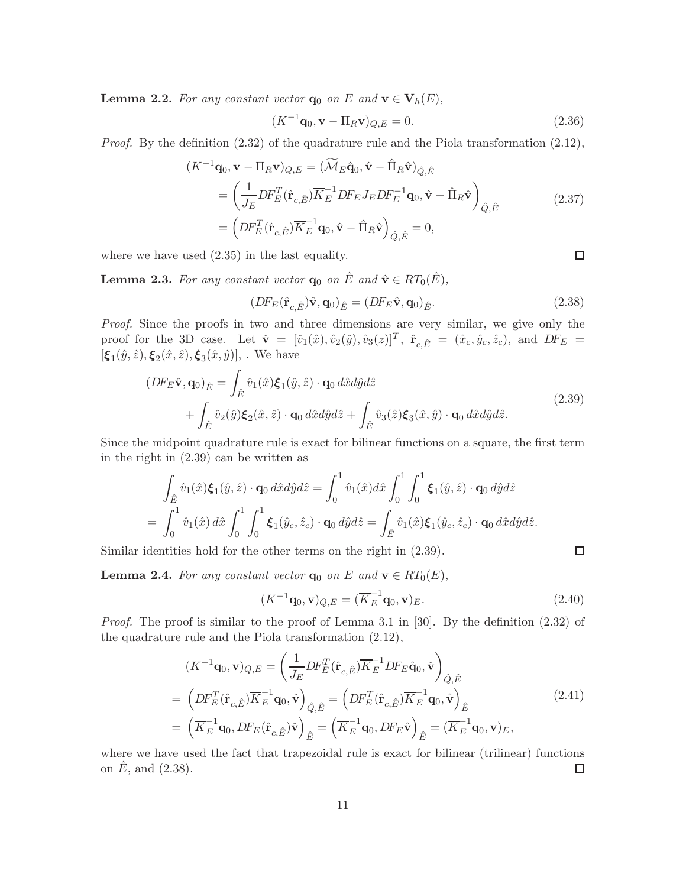**Lemma 2.2.** *For any constant vector* $\mathbf{q}_0$ *on* $E$ *and* $\mathbf{v} \in \mathbf{V}_h(E)$,

$$(K^{-1}\mathbf{q}_0, \mathbf{v} - \Pi_R \mathbf{v})_{Q,E} = 0. \tag{2.36}$$

*Proof.* By the definition (2.32) of the quadrature rule and the Piola transformation (2.12),

$$\begin{aligned}
(K^{-1}\mathbf{q}_0, \mathbf{v} - \Pi_R \mathbf{v})_{Q,E} &= (\widetilde{\mathcal{M}}_E \hat{\mathbf{q}}_0, \hat{\mathbf{v}} - \hat{\Pi}_R \hat{\mathbf{v}})_{\hat{Q},\hat{E}} \\
&= \left( \frac{1}{J_E} DF_E^T(\hat{\mathbf{r}}_{c,\hat{E}}) \overline{K}_E^{-1} DF_E J_E DF_E^{-1} \mathbf{q}_0, \hat{\mathbf{v}} - \hat{\Pi}_R \hat{\mathbf{v}} \right)_{\hat{Q},\hat{E}} \\
&= \left( DF_E^T(\hat{\mathbf{r}}_{c,\hat{E}}) \overline{K}_E^{-1} \mathbf{q}_0, \hat{\mathbf{v}} - \hat{\Pi}_R \hat{\mathbf{v}} \right)_{\hat{Q},\hat{E}} = 0,
\end{aligned} \tag{2.37}$$

where we have used (2.35) in the last equality. $\square$

**Lemma 2.3.** *For any constant vector* $\mathbf{q}_0$ *on* $\hat{E}$ *and* $\hat{\mathbf{v}} \in RT_0(\hat{E})$,

$$(DF_E(\hat{\mathbf{r}}_{c,\hat{E}})\hat{\mathbf{v}}, \mathbf{q}_0)_{\hat{E}} = (DF_E \hat{\mathbf{v}}, \mathbf{q}_0)_{\hat{E}}. \tag{2.38}$$

*Proof.* Since the proofs in two and three dimensions are very similar, we give only the proof for the 3D case. Let $\hat{\mathbf{v}} = [\hat{v}_1(\hat{x}), \hat{v}_2(\hat{y}), \hat{v}_3(z)]^T$, $\hat{\mathbf{r}}_{c,\hat{E}} = (\hat{x}_c, \hat{y}_c, \hat{z}_c)$, and $DF_E = [\boldsymbol{\xi}_1(\hat{y}, \hat{z}), \boldsymbol{\xi}_2(\hat{x}, \hat{z}), \boldsymbol{\xi}_3(\hat{x}, \hat{y})]$, . We have

$$\begin{aligned}
(DF_E \hat{\mathbf{v}}, \mathbf{q}_0)_{\hat{E}} &= \int_{\hat{E}} \hat{v}_1(\hat{x}) \boldsymbol{\xi}_1(\hat{y}, \hat{z}) \cdot \mathbf{q}_0 \, d\hat{x} d\hat{y} d\hat{z} \\
&\quad + \int_{\hat{E}} \hat{v}_2(\hat{y}) \boldsymbol{\xi}_2(\hat{x}, \hat{z}) \cdot \mathbf{q}_0 \, d\hat{x} d\hat{y} d\hat{z} + \int_{\hat{E}} \hat{v}_3(\hat{z}) \boldsymbol{\xi}_3(\hat{x}, \hat{y}) \cdot \mathbf{q}_0 \, d\hat{x} d\hat{y} d\hat{z}.
\end{aligned} \tag{2.39}$$

Since the midpoint quadrature rule is exact for bilinear functions on a square, the first term in the right in (2.39) can be written as

$$\begin{aligned}
&\int_{\hat{E}} \hat{v}_1(\hat{x}) \boldsymbol{\xi}_1(\hat{y}, \hat{z}) \cdot \mathbf{q}_0 \, d\hat{x} d\hat{y} d\hat{z} = \int_0^1 \hat{v}_1(\hat{x}) d\hat{x} \int_0^1 \int_0^1 \boldsymbol{\xi}_1(\hat{y}, \hat{z}) \cdot \mathbf{q}_0 \, d\hat{y} d\hat{z} \\
= \;& \int_0^1 \hat{v}_1(\hat{x}) \, d\hat{x} \int_0^1 \int_0^1 \boldsymbol{\xi}_1(\hat{y}_c, \hat{z}_c) \cdot \mathbf{q}_0 \, d\hat{y} d\hat{z} = \int_{\hat{E}} \hat{v}_1(\hat{x}) \boldsymbol{\xi}_1(\hat{y}_c, \hat{z}_c) \cdot \mathbf{q}_0 \, d\hat{x} d\hat{y} d\hat{z}.
\end{aligned}$$

Similar identities hold for the other terms on the right in (2.39). $\square$

**Lemma 2.4.** *For any constant vector* $\mathbf{q}_0$ *on* $E$ *and* $\mathbf{v} \in RT_0(E)$,

$$(K^{-1}\mathbf{q}_0, \mathbf{v})_{Q,E} = (\overline{K}_E^{-1} \mathbf{q}_0, \mathbf{v})_E. \tag{2.40}$$

*Proof.* The proof is similar to the proof of Lemma 3.1 in [30]. By the definition (2.32) of the quadrature rule and the Piola transformation (2.12),

$$\begin{aligned}
&(K^{-1}\mathbf{q}_0, \mathbf{v})_{Q,E} = \left( \frac{1}{J_E} DF_E^T(\hat{\mathbf{r}}_{c,\hat{E}}) \overline{K}_E^{-1} DF_E \hat{\mathbf{q}}_0, \hat{\mathbf{v}} \right)_{\hat{Q},\hat{E}} \\
= \;& \left( DF_E^T(\hat{\mathbf{r}}_{c,\hat{E}}) \overline{K}_E^{-1} \mathbf{q}_0, \hat{\mathbf{v}} \right)_{\hat{Q},\hat{E}} = \left( DF_E^T(\hat{\mathbf{r}}_{c,\hat{E}}) \overline{K}_E^{-1} \mathbf{q}_0, \hat{\mathbf{v}} \right)_{\hat{E}} \\
= \;& \left( \overline{K}_E^{-1} \mathbf{q}_0, DF_E(\hat{\mathbf{r}}_{c,\hat{E}}) \hat{\mathbf{v}} \right)_{\hat{E}} = \left( \overline{K}_E^{-1} \mathbf{q}_0, DF_E \hat{\mathbf{v}} \right)_{\hat{E}} = (\overline{K}_E^{-1} \mathbf{q}_0, \mathbf{v})_E,
\end{aligned} \tag{2.41}$$

where we have used the fact that trapezoidal rule is exact for bilinear (trilinear) functions on $\hat{E}$, and (2.38). $\square$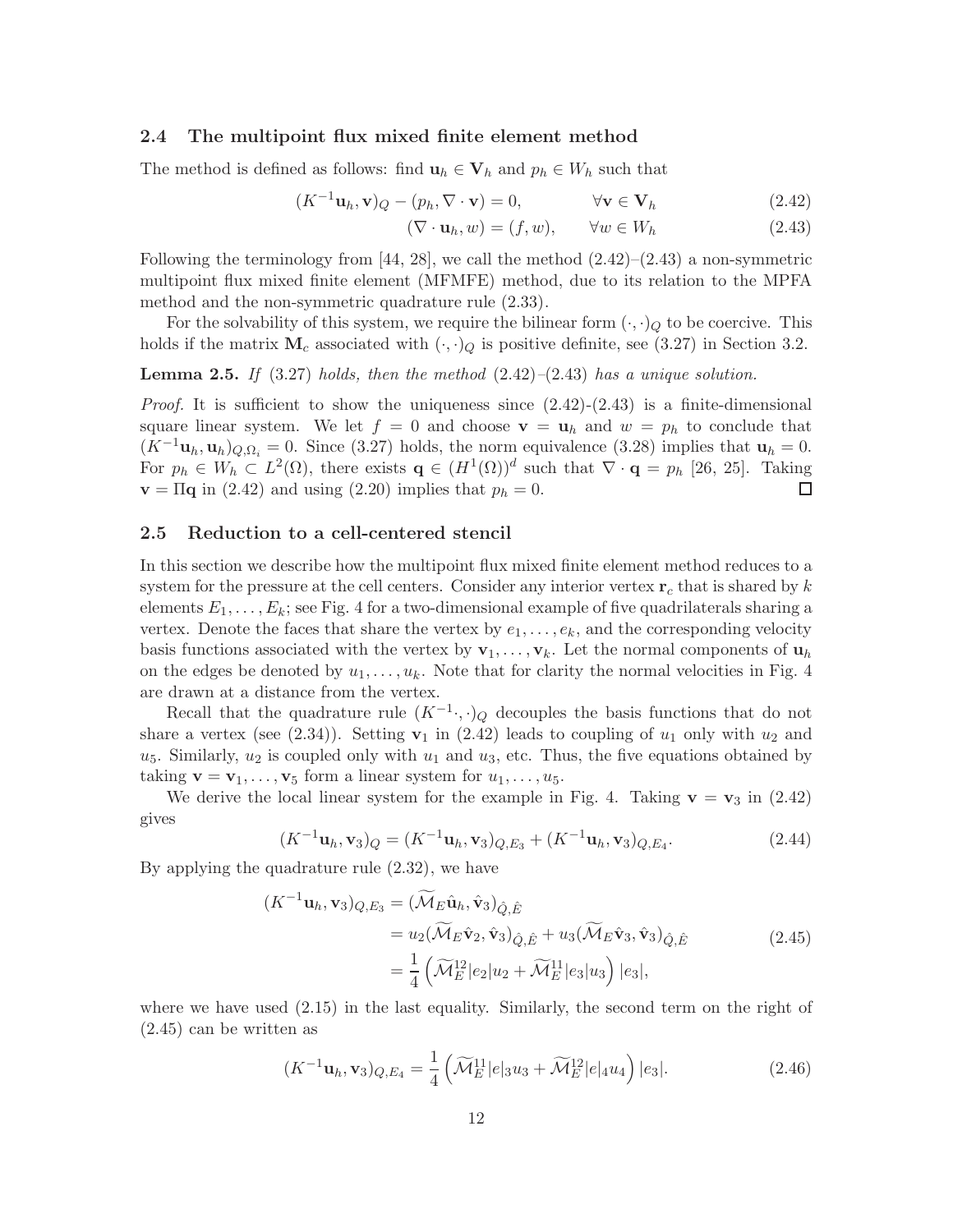### 2.4 The multipoint flux mixed finite element method

The method is defined as follows: find $\mathbf{u}_h \in \mathbf{V}_h$ and $p_h \in W_h$ such that

$$(K^{-1}\mathbf{u}_h, \mathbf{v})_Q - (p_h, \nabla \cdot \mathbf{v}) = 0, \qquad \forall \mathbf{v} \in \mathbf{V}_h \tag{2.42}$$

$$(\nabla \cdot \mathbf{u}_h, w) = (f, w), \qquad \forall w \in W_h \tag{2.43}$$

Following the terminology from [44, 28], we call the method (2.42)–(2.43) a non-symmetric multipoint flux mixed finite element (MFMFE) method, due to its relation to the MPFA method and the non-symmetric quadrature rule (2.33).

For the solvability of this system, we require the bilinear form $(\cdot,\cdot)_Q$ to be coercive. This holds if the matrix $\mathbf{M}_c$ associated with $(\cdot,\cdot)_Q$ is positive definite, see (3.27) in Section 3.2.

**Lemma 2.5.** *If* (3.27) *holds, then the method* (2.42)–(2.43) *has a unique solution.*

*Proof.* It is sufficient to show the uniqueness since (2.42)-(2.43) is a finite-dimensional square linear system. We let $f = 0$ and choose $\mathbf{v} = \mathbf{u}_h$ and $w = p_h$ to conclude that $(K^{-1}\mathbf{u}_h, \mathbf{u}_h)_{Q,\Omega_i} = 0$. Since (3.27) holds, the norm equivalence (3.28) implies that $\mathbf{u}_h = 0$. For $p_h \in W_h \subset L^2(\Omega)$, there exists $\mathbf{q} \in (H^1(\Omega))^d$ such that $\nabla \cdot \mathbf{q} = p_h$ [26, 25]. Taking $\mathbf{v} = \Pi\mathbf{q}$ in (2.42) and using (2.20) implies that $p_h = 0$. $\square$

### 2.5 Reduction to a cell-centered stencil

In this section we describe how the multipoint flux mixed finite element method reduces to a system for the pressure at the cell centers. Consider any interior vertex $\mathbf{r}_c$ that is shared by $k$ elements $E_1, \ldots, E_k$; see Fig. 4 for a two-dimensional example of five quadrilaterals sharing a vertex. Denote the faces that share the vertex by $e_1, \ldots, e_k$, and the corresponding velocity basis functions associated with the vertex by $\mathbf{v}_1, \ldots, \mathbf{v}_k$. Let the normal components of $\mathbf{u}_h$ on the edges be denoted by $u_1, \ldots, u_k$. Note that for clarity the normal velocities in Fig. 4 are drawn at a distance from the vertex.

Recall that the quadrature rule $(K^{-1}\cdot,\cdot)_Q$ decouples the basis functions that do not share a vertex (see (2.34)). Setting $\mathbf{v}_1$ in (2.42) leads to coupling of $u_1$ only with $u_2$ and $u_5$. Similarly, $u_2$ is coupled only with $u_1$ and $u_3$, etc. Thus, the five equations obtained by taking $\mathbf{v} = \mathbf{v}_1, \ldots, \mathbf{v}_5$ form a linear system for $u_1, \ldots, u_5$.

We derive the local linear system for the example in Fig. 4. Taking $\mathbf{v} = \mathbf{v}_3$ in (2.42) gives

$$(K^{-1}\mathbf{u}_h, \mathbf{v}_3)_Q = (K^{-1}\mathbf{u}_h, \mathbf{v}_3)_{Q,E_3} + (K^{-1}\mathbf{u}_h, \mathbf{v}_3)_{Q,E_4}. \tag{2.44}$$

By applying the quadrature rule (2.32), we have

$$\begin{aligned}
(K^{-1}\mathbf{u}_h, \mathbf{v}_3)_{Q,E_3} &= (\widetilde{\mathcal{M}}_E \hat{\mathbf{u}}_h, \hat{\mathbf{v}}_3)_{\hat{Q},\hat{E}} \\
&= u_2(\widetilde{\mathcal{M}}_E \hat{\mathbf{v}}_2, \hat{\mathbf{v}}_3)_{\hat{Q},\hat{E}} + u_3(\widetilde{\mathcal{M}}_E \hat{\mathbf{v}}_3, \hat{\mathbf{v}}_3)_{\hat{Q},\hat{E}} \\
&= \frac{1}{4}\left(\widetilde{\mathcal{M}}_E^{12}|e_2|u_2 + \widetilde{\mathcal{M}}_E^{11}|e_3|u_3\right)|e_3|,
\end{aligned} \tag{2.45}$$

where we have used (2.15) in the last equality. Similarly, the second term on the right of (2.45) can be written as

$$(K^{-1}\mathbf{u}_h, \mathbf{v}_3)_{Q,E_4} = \frac{1}{4}\left(\widetilde{\mathcal{M}}_E^{11}|e|_3 u_3 + \widetilde{\mathcal{M}}_E^{12}|e|_4 u_4\right)|e_3|. \tag{2.46}$$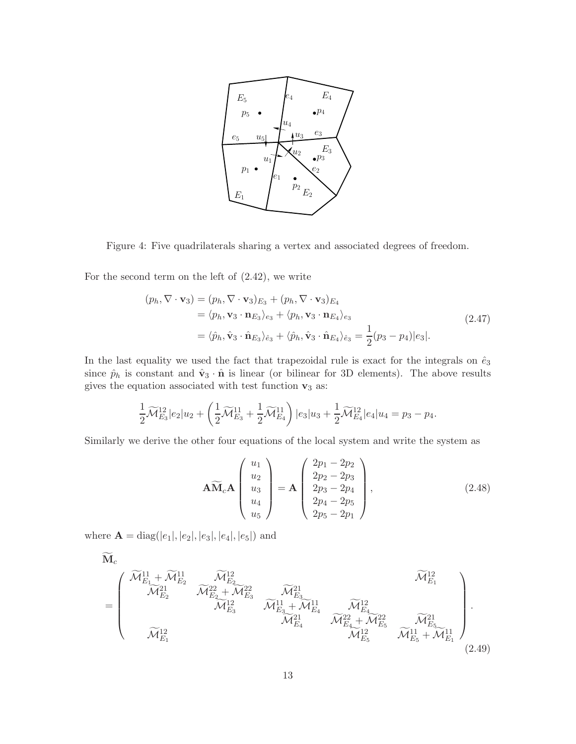Figure 4: Five quadrilaterals sharing a vertex and associated degrees of freedom.

For the second term on the left of (2.42), we write

$$
\begin{aligned}
(p_h, \nabla \cdot \mathbf{v}_3) &= (p_h, \nabla \cdot \mathbf{v}_3)_{E_3} + (p_h, \nabla \cdot \mathbf{v}_3)_{E_4} \\
&= \langle p_h, \mathbf{v}_3 \cdot \mathbf{n}_{E_3} \rangle_{e_3} + \langle p_h, \mathbf{v}_3 \cdot \mathbf{n}_{E_4} \rangle_{e_3} \\
&= \langle \hat{p}_h, \hat{\mathbf{v}}_3 \cdot \hat{\mathbf{n}}_{E_3} \rangle_{\hat{e}_3} + \langle \hat{p}_h, \hat{\mathbf{v}}_3 \cdot \hat{\mathbf{n}}_{E_4} \rangle_{\hat{e}_3} = \frac{1}{2}(p_3 - p_4)|e_3|.
\end{aligned} \tag{2.47}
$$

In the last equality we used the fact that trapezoidal rule is exact for the integrals on $\hat{e}_3$ since $\hat{p}_h$ is constant and $\hat{\mathbf{v}}_3 \cdot \hat{\mathbf{n}}$ is linear (or bilinear for 3D elements). The above results gives the equation associated with test function $\mathbf{v}_3$ as:

$$
\frac{1}{2}\widetilde{\mathcal{M}}^{12}_{E_3}|e_2|u_2 + \left(\frac{1}{2}\widetilde{\mathcal{M}}^{11}_{E_3} + \frac{1}{2}\widetilde{\mathcal{M}}^{11}_{E_4}\right)|e_3|u_3 + \frac{1}{2}\widetilde{\mathcal{M}}^{12}_{E_4}|e_4|u_4 = p_3 - p_4.
$$

Similarly we derive the other four equations of the local system and write the system as

$$
\mathbf{A}\widetilde{\mathbf{M}}_c\mathbf{A} \begin{pmatrix} u_1 \\ u_2 \\ u_3 \\ u_4 \\ u_5 \end{pmatrix} = \mathbf{A} \begin{pmatrix} 2p_1 - 2p_2 \\ 2p_2 - 2p_3 \\ 2p_3 - 2p_4 \\ 2p_4 - 2p_5 \\ 2p_5 - 2p_1 \end{pmatrix}, \tag{2.48}
$$

where $\mathbf{A} = \mathrm{diag}(|e_1|, |e_2|, |e_3|, |e_4|, |e_5|)$ and

$$
\widetilde{\mathbf{M}}_c = \begin{pmatrix}
\widetilde{\mathcal{M}}^{11}_{E_1} + \widetilde{\mathcal{M}}^{11}_{E_2} & \widetilde{\mathcal{M}}^{12}_{E_2} & & & \widetilde{\mathcal{M}}^{12}_{E_1} \\
\widetilde{\mathcal{M}}^{21}_{E_2} & \widetilde{\mathcal{M}}^{22}_{E_2} + \widetilde{\mathcal{M}}^{22}_{E_3} & \widetilde{\mathcal{M}}^{21}_{E_3} & & \\
& \widetilde{\mathcal{M}}^{12}_{E_3} & \widetilde{\mathcal{M}}^{11}_{E_3} + \widetilde{\mathcal{M}}^{11}_{E_4} & \widetilde{\mathcal{M}}^{12}_{E_4} & \\
& & \widetilde{\mathcal{M}}^{21}_{E_4} & \widetilde{\mathcal{M}}^{22}_{E_4} + \widetilde{\mathcal{M}}^{22}_{E_5} & \widetilde{\mathcal{M}}^{21}_{E_5} \\
\widetilde{\mathcal{M}}^{12}_{E_1} & & & \widetilde{\mathcal{M}}^{12}_{E_5} & \widetilde{\mathcal{M}}^{11}_{E_5} + \widetilde{\mathcal{M}}^{11}_{E_1}
\end{pmatrix}. \tag{2.49}
$$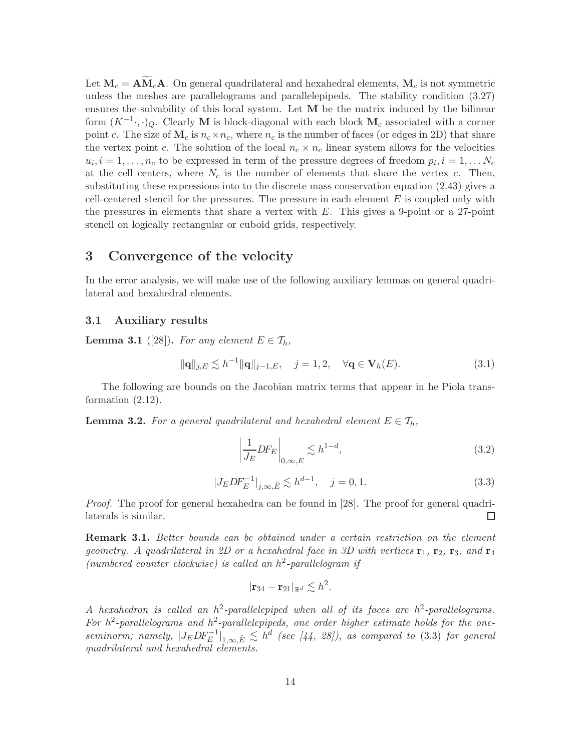Let $\mathbf{M}_c = \mathbf{A}\widetilde{\mathbf{M}}_c\mathbf{A}$. On general quadrilateral and hexahedral elements, $\mathbf{M}_c$ is not symmetric unless the meshes are parallelograms and parallelepipeds. The stability condition (3.27) ensures the solvability of this local system. Let $\mathbf{M}$ be the matrix induced by the bilinear form $(K^{-1}\cdot,\cdot)_Q$. Clearly $\mathbf{M}$ is block-diagonal with each block $\mathbf{M}_c$ associated with a corner point $c$. The size of $\mathbf{M}_c$ is $n_c \times n_c$, where $n_c$ is the number of faces (or edges in 2D) that share the vertex point $c$. The solution of the local $n_c \times n_c$ linear system allows for the velocities $u_i, i = 1, \dots, n_c$ to be expressed in term of the pressure degrees of freedom $p_i, i = 1, \dots N_c$ at the cell centers, where $N_c$ is the number of elements that share the vertex $c$. Then, substituting these expressions into to the discrete mass conservation equation (2.43) gives a cell-centered stencil for the pressures. The pressure in each element $E$ is coupled only with the pressures in elements that share a vertex with $E$. This gives a 9-point or a 27-point stencil on logically rectangular or cuboid grids, respectively.

# 3 Convergence of the velocity

In the error analysis, we will make use of the following auxiliary lemmas on general quadrilateral and hexahedral elements.

## 3.1 Auxiliary results

**Lemma 3.1** ([28]). *For any element $E \in \mathcal{T}_h$,*

$$\|\mathbf{q}\|_{j,E} \lesssim h^{-1}\|\mathbf{q}\|_{j-1,E}, \quad j = 1, 2, \quad \forall \mathbf{q} \in \mathbf{V}_h(E). \tag{3.1}$$

The following are bounds on the Jacobian matrix terms that appear in he Piola transformation (2.12).

**Lemma 3.2.** *For a general quadrilateral and hexahedral element $E \in \mathcal{T}_h$,*

$$\left|\frac{1}{J_E}DF_E\right|_{0,\infty,E} \lesssim h^{1-d}, \tag{3.2}$$

$$|J_E DF_E^{-1}|_{j,\infty,\hat{E}} \lesssim h^{d-1}, \quad j = 0, 1. \tag{3.3}$$

*Proof.* The proof for general hexahedra can be found in [28]. The proof for general quadrilaterals is similar. $\square$

**Remark 3.1.** *Better bounds can be obtained under a certain restriction on the element geometry. A quadrilateral in 2D or a hexahedral face in 3D with vertices $\mathbf{r}_1$, $\mathbf{r}_2$, $\mathbf{r}_3$, and $\mathbf{r}_4$ (numbered counter clockwise) is called an $h^2$-parallelogram if*

$$|\mathbf{r}_{34} - \mathbf{r}_{21}|_{\mathbb{R}^d} \lesssim h^2.$$

*A hexahedron is called an $h^2$-parallelepiped when all of its faces are $h^2$-parallelograms. For $h^2$-parallelograms and $h^2$-parallelepipeds, one order higher estimate holds for the one-seminorm; namely, $|J_E DF_E^{-1}|_{1,\infty,\hat{E}} \lesssim h^d$ (see [44, 28]), as compared to (3.3) for general quadrilateral and hexahedral elements.*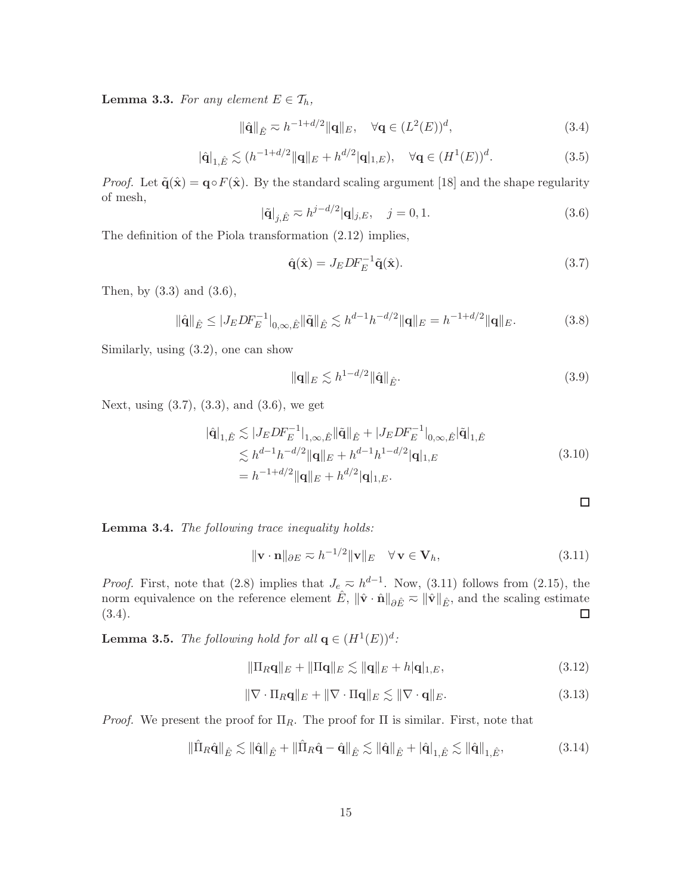**Lemma 3.3.** *For any element $E \in \mathcal{T}_h$,*

$$\|\hat{\mathbf{q}}\|_{\hat{E}} \eqsim h^{-1+d/2}\|\mathbf{q}\|_E, \quad \forall \mathbf{q} \in (L^2(E))^d, \tag{3.4}$$

$$|\hat{\mathbf{q}}|_{1,\hat{E}} \lesssim (h^{-1+d/2}\|\mathbf{q}\|_E + h^{d/2}|\mathbf{q}|_{1,E}), \quad \forall \mathbf{q} \in (H^1(E))^d. \tag{3.5}$$

*Proof.* Let $\tilde{\mathbf{q}}(\hat{\mathbf{x}}) = \mathbf{q} \circ F(\hat{\mathbf{x}})$. By the standard scaling argument [18] and the shape regularity of mesh,

$$|\tilde{\mathbf{q}}|_{j,\hat{E}} \eqsim h^{j-d/2}|\mathbf{q}|_{j,E}, \quad j = 0, 1. \tag{3.6}$$

The definition of the Piola transformation (2.12) implies,

$$\hat{\mathbf{q}}(\hat{\mathbf{x}}) = J_E DF_E^{-1}\tilde{\mathbf{q}}(\hat{\mathbf{x}}). \tag{3.7}$$

Then, by (3.3) and (3.6),

$$\|\hat{\mathbf{q}}\|_{\hat{E}} \leq |J_E DF_E^{-1}|_{0,\infty,\hat{E}}\|\tilde{\mathbf{q}}\|_{\hat{E}} \lesssim h^{d-1}h^{-d/2}\|\mathbf{q}\|_E = h^{-1+d/2}\|\mathbf{q}\|_E. \tag{3.8}$$

Similarly, using (3.2), one can show

$$\|\mathbf{q}\|_E \lesssim h^{1-d/2}\|\hat{\mathbf{q}}\|_{\hat{E}}. \tag{3.9}$$

Next, using (3.7), (3.3), and (3.6), we get

$$\begin{aligned}
|\hat{\mathbf{q}}|_{1,\hat{E}} &\lesssim |J_E DF_E^{-1}|_{1,\infty,\hat{E}}\|\tilde{\mathbf{q}}\|_{\hat{E}} + |J_E DF_E^{-1}|_{0,\infty,\hat{E}}|\tilde{\mathbf{q}}|_{1,\hat{E}} \\
&\lesssim h^{d-1}h^{-d/2}\|\mathbf{q}\|_E + h^{d-1}h^{1-d/2}|\mathbf{q}|_{1,E} \\
&= h^{-1+d/2}\|\mathbf{q}\|_E + h^{d/2}|\mathbf{q}|_{1,E}.
\end{aligned} \tag{3.10}$$

□

**Lemma 3.4.** *The following trace inequality holds:*

$$\|\mathbf{v} \cdot \mathbf{n}\|_{\partial E} \eqsim h^{-1/2}\|\mathbf{v}\|_E \quad \forall \, \mathbf{v} \in \mathbf{V}_h, \tag{3.11}$$

*Proof.* First, note that (2.8) implies that $J_e \eqsim h^{d-1}$. Now, (3.11) follows from (2.15), the norm equivalence on the reference element $\hat{E}$, $\|\hat{\mathbf{v}} \cdot \hat{\mathbf{n}}\|_{\partial\hat{E}} \eqsim \|\hat{\mathbf{v}}\|_{\hat{E}}$, and the scaling estimate (3.4). □

**Lemma 3.5.** *The following hold for all $\mathbf{q} \in (H^1(E))^d$:*

$$\|\Pi_R\mathbf{q}\|_E + \|\Pi\mathbf{q}\|_E \lesssim \|\mathbf{q}\|_E + h|\mathbf{q}|_{1,E}, \tag{3.12}$$

$$\|\nabla \cdot \Pi_R\mathbf{q}\|_E + \|\nabla \cdot \Pi\mathbf{q}\|_E \lesssim \|\nabla \cdot \mathbf{q}\|_E. \tag{3.13}$$

*Proof.* We present the proof for $\Pi_R$. The proof for $\Pi$ is similar. First, note that

$$\|\hat{\Pi}_R\hat{\mathbf{q}}\|_{\hat{E}} \lesssim \|\hat{\mathbf{q}}\|_{\hat{E}} + \|\hat{\Pi}_R\hat{\mathbf{q}} - \hat{\mathbf{q}}\|_{\hat{E}} \lesssim \|\hat{\mathbf{q}}\|_{\hat{E}} + |\hat{\mathbf{q}}|_{1,\hat{E}} \lesssim \|\hat{\mathbf{q}}\|_{1,\hat{E}}, \tag{3.14}$$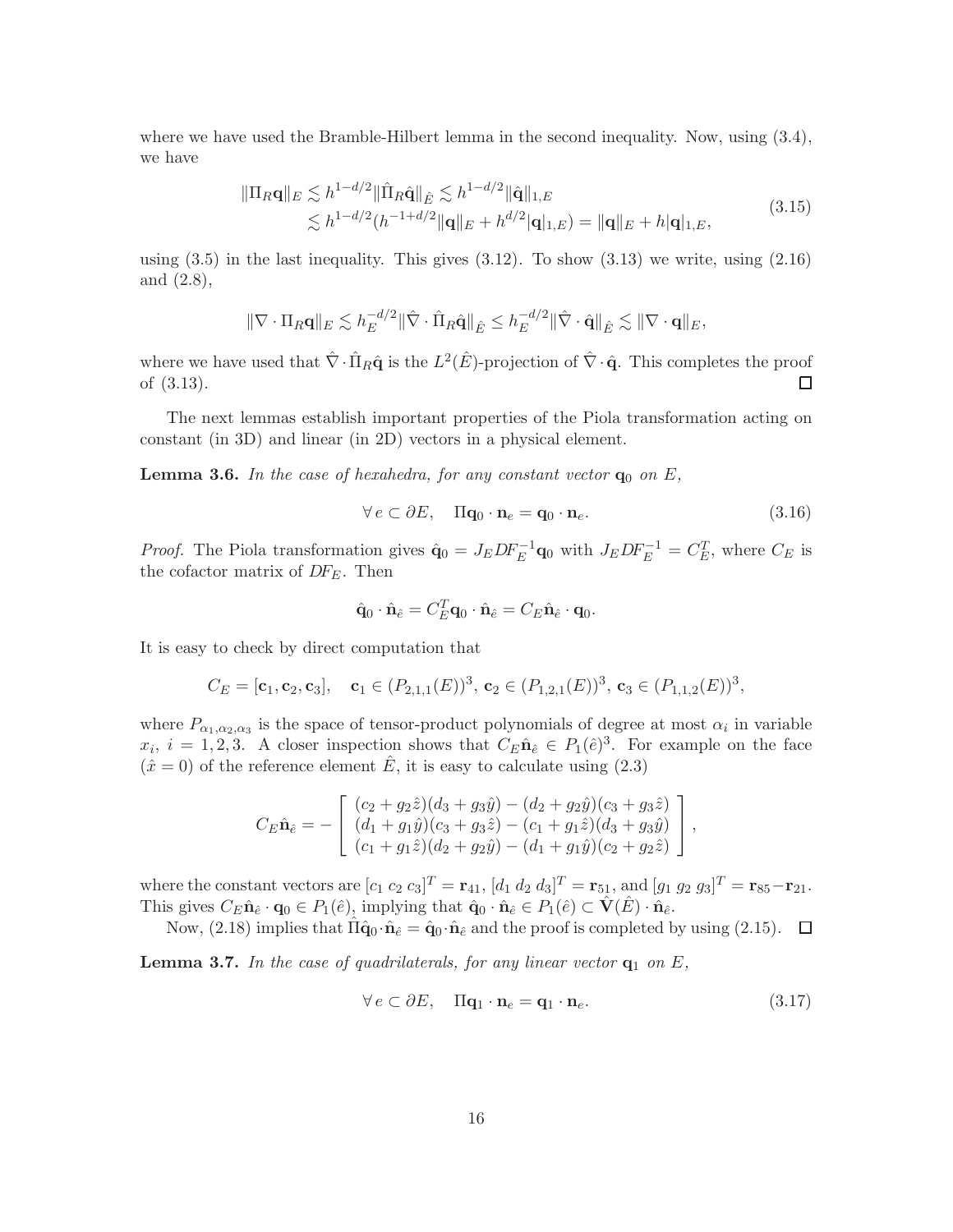where we have used the Bramble-Hilbert lemma in the second inequality. Now, using (3.4), we have

$$
\begin{aligned}
\|\Pi_R \mathbf{q}\|_E &\lesssim h^{1-d/2} \|\hat{\Pi}_R \hat{\mathbf{q}}\|_{\hat{E}} \lesssim h^{1-d/2} \|\hat{\mathbf{q}}\|_{1,E} \\
&\lesssim h^{1-d/2} (h^{-1+d/2} \|\mathbf{q}\|_E + h^{d/2} |\mathbf{q}|_{1,E}) = \|\mathbf{q}\|_E + h|\mathbf{q}|_{1,E},
\end{aligned}
\tag{3.15}
$$

using (3.5) in the last inequality. This gives (3.12). To show (3.13) we write, using (2.16) and (2.8),

$$
\|\nabla \cdot \Pi_R \mathbf{q}\|_E \lesssim h_E^{-d/2} \|\hat{\nabla} \cdot \hat{\Pi}_R \hat{\mathbf{q}}\|_{\hat{E}} \leq h_E^{-d/2} \|\hat{\nabla} \cdot \hat{\mathbf{q}}\|_{\hat{E}} \lesssim \|\nabla \cdot \mathbf{q}\|_E,
$$

where we have used that $\hat{\nabla} \cdot \hat{\Pi}_R \hat{\mathbf{q}}$ is the $L^2(\hat{E})$-projection of $\hat{\nabla} \cdot \hat{\mathbf{q}}$. This completes the proof of (3.13). $\square$

The next lemmas establish important properties of the Piola transformation acting on constant (in 3D) and linear (in 2D) vectors in a physical element.

**Lemma 3.6.** *In the case of hexahedra, for any constant vector $\mathbf{q}_0$ on $E$,*

$$
\forall\, e \subset \partial E, \quad \Pi \mathbf{q}_0 \cdot \mathbf{n}_e = \mathbf{q}_0 \cdot \mathbf{n}_e. \tag{3.16}
$$

*Proof.* The Piola transformation gives $\hat{\mathbf{q}}_0 = J_E DF_E^{-1} \mathbf{q}_0$ with $J_E DF_E^{-1} = C_E^T$, where $C_E$ is the cofactor matrix of $DF_E$. Then

$$
\hat{\mathbf{q}}_0 \cdot \hat{\mathbf{n}}_{\hat{e}} = C_E^T \mathbf{q}_0 \cdot \hat{\mathbf{n}}_{\hat{e}} = C_E \hat{\mathbf{n}}_{\hat{e}} \cdot \mathbf{q}_0.
$$

It is easy to check by direct computation that

$$
C_E = [\mathbf{c}_1, \mathbf{c}_2, \mathbf{c}_3], \quad \mathbf{c}_1 \in (P_{2,1,1}(E))^3,\ \mathbf{c}_2 \in (P_{1,2,1}(E))^3,\ \mathbf{c}_3 \in (P_{1,1,2}(E))^3,
$$

where $P_{\alpha_1,\alpha_2,\alpha_3}$ is the space of tensor-product polynomials of degree at most $\alpha_i$ in variable $x_i$, $i = 1, 2, 3$. A closer inspection shows that $C_E \hat{\mathbf{n}}_{\hat{e}} \in P_1(\hat{e})^3$. For example on the face $(\hat{x} = 0)$ of the reference element $\hat{E}$, it is easy to calculate using (2.3)

$$
C_E \hat{\mathbf{n}}_{\hat{e}} = - \begin{bmatrix} (c_2 + g_2 \hat{z})(d_3 + g_3 \hat{y}) - (d_2 + g_2 \hat{y})(c_3 + g_3 \hat{z}) \\ (d_1 + g_1 \hat{y})(c_3 + g_3 \hat{z}) - (c_1 + g_1 \hat{z})(d_3 + g_3 \hat{y}) \\ (c_1 + g_1 \hat{z})(d_2 + g_2 \hat{y}) - (d_1 + g_1 \hat{y})(c_2 + g_2 \hat{z}) \end{bmatrix},
$$

where the constant vectors are $[c_1\ c_2\ c_3]^T = \mathbf{r}_{41}$, $[d_1\ d_2\ d_3]^T = \mathbf{r}_{51}$, and $[g_1\ g_2\ g_3]^T = \mathbf{r}_{85} - \mathbf{r}_{21}$. This gives $C_E \hat{\mathbf{n}}_{\hat{e}} \cdot \mathbf{q}_0 \in P_1(\hat{e})$, implying that $\hat{\mathbf{q}}_0 \cdot \hat{\mathbf{n}}_{\hat{e}} \in P_1(\hat{e}) \subset \hat{\mathbf{V}}(\hat{E}) \cdot \hat{\mathbf{n}}_{\hat{e}}$.

Now, (2.18) implies that $\hat{\Pi} \hat{\mathbf{q}}_0 \cdot \hat{\mathbf{n}}_{\hat{e}} = \hat{\mathbf{q}}_0 \cdot \hat{\mathbf{n}}_{\hat{e}}$ and the proof is completed by using (2.15). $\square$

**Lemma 3.7.** *In the case of quadrilaterals, for any linear vector $\mathbf{q}_1$ on $E$,*

$$
\forall\, e \subset \partial E, \quad \Pi \mathbf{q}_1 \cdot \mathbf{n}_e = \mathbf{q}_1 \cdot \mathbf{n}_e. \tag{3.17}
$$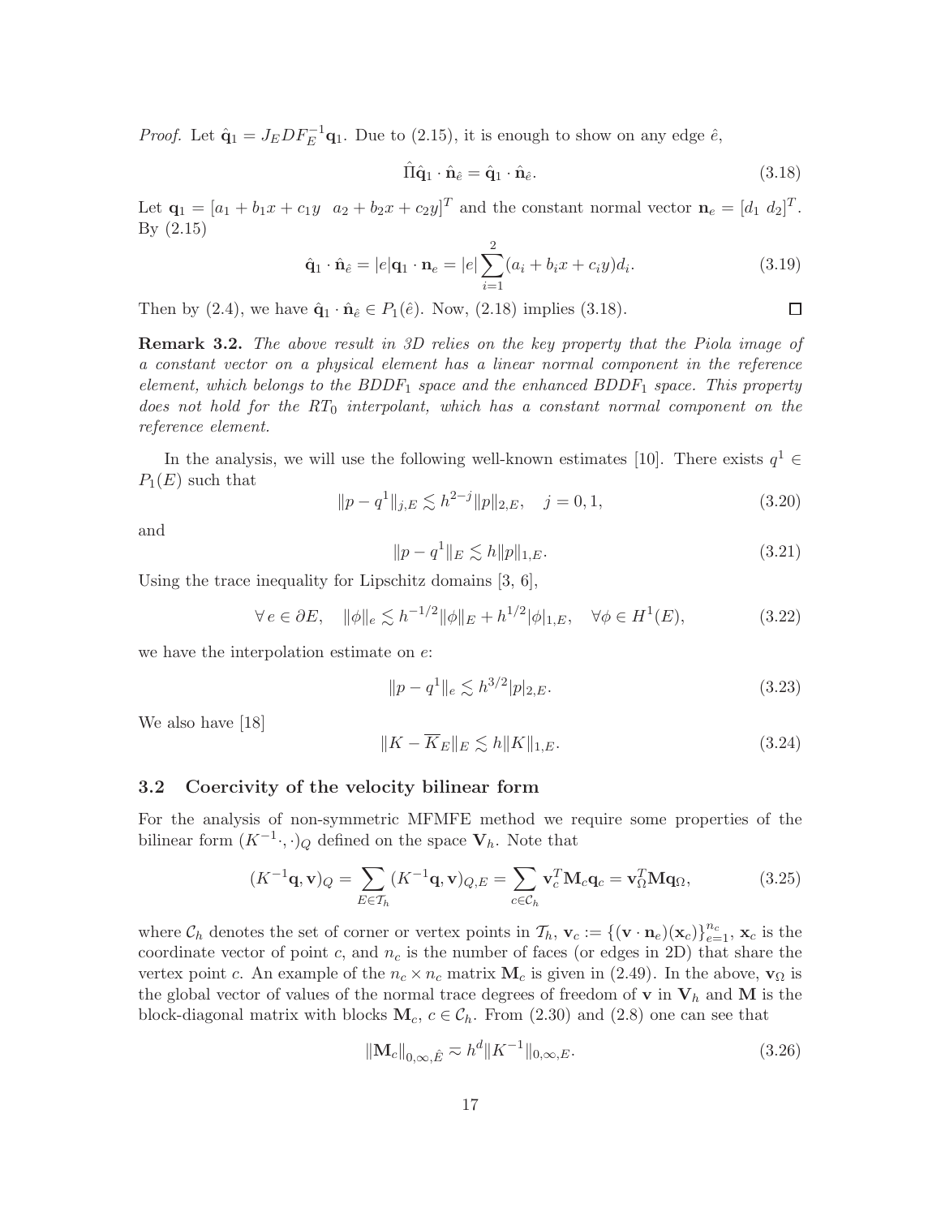*Proof.* Let $\hat{\mathbf{q}}_1 = J_E DF_E^{-1}\mathbf{q}_1$. Due to (2.15), it is enough to show on any edge $\hat{e}$,

$$\hat{\Pi}\hat{\mathbf{q}}_1 \cdot \hat{\mathbf{n}}_{\hat{e}} = \hat{\mathbf{q}}_1 \cdot \hat{\mathbf{n}}_{\hat{e}}. \tag{3.18}$$

Let $\mathbf{q}_1 = [a_1 + b_1 x + c_1 y \;\; a_2 + b_2 x + c_2 y]^T$ and the constant normal vector $\mathbf{n}_e = [d_1 \; d_2]^T$. By (2.15)

$$\hat{\mathbf{q}}_1 \cdot \hat{\mathbf{n}}_{\hat{e}} = |e|\mathbf{q}_1 \cdot \mathbf{n}_e = |e| \sum_{i=1}^{2} (a_i + b_i x + c_i y) d_i. \tag{3.19}$$

Then by (2.4), we have $\hat{\mathbf{q}}_1 \cdot \hat{\mathbf{n}}_{\hat{e}} \in P_1(\hat{e})$. Now, (2.18) implies (3.18). $\square$

**Remark 3.2.** *The above result in 3D relies on the key property that the Piola image of a constant vector on a physical element has a linear normal component in the reference element, which belongs to the $BDDF_1$ space and the enhanced $BDDF_1$ space. This property does not hold for the $RT_0$ interpolant, which has a constant normal component on the reference element.*

In the analysis, we will use the following well-known estimates [10]. There exists $q^1 \in P_1(E)$ such that

$$\|p - q^1\|_{j,E} \lesssim h^{2-j}\|p\|_{2,E}, \quad j = 0, 1, \tag{3.20}$$

and

$$\|p - q^1\|_E \lesssim h\|p\|_{1,E}. \tag{3.21}$$

Using the trace inequality for Lipschitz domains [3, 6],

$$\forall\, e \in \partial E, \quad \|\phi\|_e \lesssim h^{-1/2}\|\phi\|_E + h^{1/2}|\phi|_{1,E}, \quad \forall \phi \in H^1(E), \tag{3.22}$$

we have the interpolation estimate on $e$:

$$\|p - q^1\|_e \lesssim h^{3/2}|p|_{2,E}. \tag{3.23}$$

We also have [18]

$$\|K - \overline{K}_E\|_E \lesssim h\|K\|_{1,E}. \tag{3.24}$$

### 3.2 Coercivity of the velocity bilinear form

For the analysis of non-symmetric MFMFE method we require some properties of the bilinear form $(K^{-1}\cdot,\cdot)_Q$ defined on the space $\mathbf{V}_h$. Note that

$$(K^{-1}\mathbf{q}, \mathbf{v})_Q = \sum_{E\in\mathcal{T}_h} (K^{-1}\mathbf{q}, \mathbf{v})_{Q,E} = \sum_{c\in\mathcal{C}_h} \mathbf{v}_c^T \mathbf{M}_c \mathbf{q}_c = \mathbf{v}_\Omega^T \mathbf{M}\mathbf{q}_\Omega, \tag{3.25}$$

where $\mathcal{C}_h$ denotes the set of corner or vertex points in $\mathcal{T}_h$, $\mathbf{v}_c := \{(\mathbf{v}\cdot\mathbf{n}_e)(\mathbf{x}_c)\}_{e=1}^{n_c}$, $\mathbf{x}_c$ is the coordinate vector of point $c$, and $n_c$ is the number of faces (or edges in 2D) that share the vertex point $c$. An example of the $n_c \times n_c$ matrix $\mathbf{M}_c$ is given in (2.49). In the above, $\mathbf{v}_\Omega$ is the global vector of values of the normal trace degrees of freedom of $\mathbf{v}$ in $\mathbf{V}_h$ and $\mathbf{M}$ is the block-diagonal matrix with blocks $\mathbf{M}_c$, $c \in \mathcal{C}_h$. From (2.30) and (2.8) one can see that

$$\|\mathbf{M}_c\|_{0,\infty,\hat{E}} \approx h^d \|K^{-1}\|_{0,\infty,E}. \tag{3.26}$$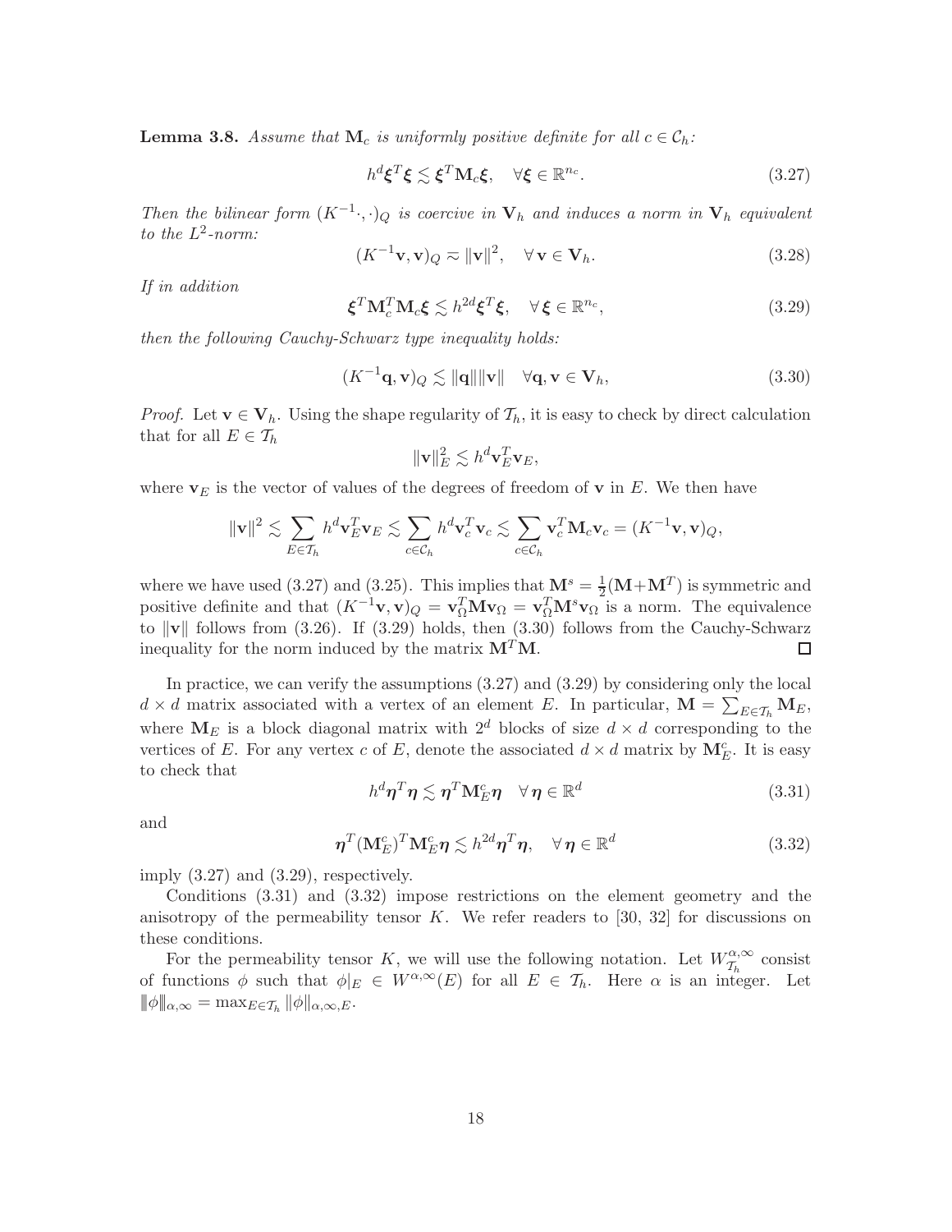**Lemma 3.8.** *Assume that $\mathbf{M}_c$ is uniformly positive definite for all $c \in \mathcal{C}_h$:*

$$h^d \boldsymbol{\xi}^T \boldsymbol{\xi} \lesssim \boldsymbol{\xi}^T \mathbf{M}_c \boldsymbol{\xi}, \quad \forall \boldsymbol{\xi} \in \mathbb{R}^{n_c}. \tag{3.27}$$

*Then the bilinear form $(K^{-1}\cdot, \cdot)_Q$ is coercive in $\mathbf{V}_h$ and induces a norm in $\mathbf{V}_h$ equivalent to the $L^2$-norm:*

$$(K^{-1}\mathbf{v}, \mathbf{v})_Q \eqsim \|\mathbf{v}\|^2, \quad \forall \mathbf{v} \in \mathbf{V}_h. \tag{3.28}$$

*If in addition*

$$\boldsymbol{\xi}^T \mathbf{M}_c^T \mathbf{M}_c \boldsymbol{\xi} \lesssim h^{2d} \boldsymbol{\xi}^T \boldsymbol{\xi}, \quad \forall \boldsymbol{\xi} \in \mathbb{R}^{n_c}, \tag{3.29}$$

*then the following Cauchy-Schwarz type inequality holds:*

$$(K^{-1}\mathbf{q}, \mathbf{v})_Q \lesssim \|\mathbf{q}\| \|\mathbf{v}\| \quad \forall \mathbf{q}, \mathbf{v} \in \mathbf{V}_h, \tag{3.30}$$

*Proof.* Let $\mathbf{v} \in \mathbf{V}_h$. Using the shape regularity of $\mathcal{T}_h$, it is easy to check by direct calculation that for all $E \in \mathcal{T}_h$

$$\|\mathbf{v}\|_E^2 \lesssim h^d \mathbf{v}_E^T \mathbf{v}_E,$$

where $\mathbf{v}_E$ is the vector of values of the degrees of freedom of $\mathbf{v}$ in $E$. We then have

$$\|\mathbf{v}\|^2 \lesssim \sum_{E \in \mathcal{T}_h} h^d \mathbf{v}_E^T \mathbf{v}_E \lesssim \sum_{c \in \mathcal{C}_h} h^d \mathbf{v}_c^T \mathbf{v}_c \lesssim \sum_{c \in \mathcal{C}_h} \mathbf{v}_c^T \mathbf{M}_c \mathbf{v}_c = (K^{-1}\mathbf{v}, \mathbf{v})_Q,$$

where we have used (3.27) and (3.25). This implies that $\mathbf{M}^s = \frac{1}{2}(\mathbf{M} + \mathbf{M}^T)$ is symmetric and positive definite and that $(K^{-1}\mathbf{v}, \mathbf{v})_Q = \mathbf{v}_\Omega^T \mathbf{M} \mathbf{v}_\Omega = \mathbf{v}_\Omega^T \mathbf{M}^s \mathbf{v}_\Omega$ is a norm. The equivalence to $\|\mathbf{v}\|$ follows from (3.26). If (3.29) holds, then (3.30) follows from the Cauchy-Schwarz inequality for the norm induced by the matrix $\mathbf{M}^T \mathbf{M}$. $\square$

In practice, we can verify the assumptions (3.27) and (3.29) by considering only the local $d \times d$ matrix associated with a vertex of an element $E$. In particular, $\mathbf{M} = \sum_{E \in \mathcal{T}_h} \mathbf{M}_E$, where $\mathbf{M}_E$ is a block diagonal matrix with $2^d$ blocks of size $d \times d$ corresponding to the vertices of $E$. For any vertex $c$ of $E$, denote the associated $d \times d$ matrix by $\mathbf{M}_E^c$. It is easy to check that

$$h^d \boldsymbol{\eta}^T \boldsymbol{\eta} \lesssim \boldsymbol{\eta}^T \mathbf{M}_E^c \boldsymbol{\eta} \quad \forall \boldsymbol{\eta} \in \mathbb{R}^d \tag{3.31}$$

and

$$\boldsymbol{\eta}^T (\mathbf{M}_E^c)^T \mathbf{M}_E^c \boldsymbol{\eta} \lesssim h^{2d} \boldsymbol{\eta}^T \boldsymbol{\eta}, \quad \forall \boldsymbol{\eta} \in \mathbb{R}^d \tag{3.32}$$

imply (3.27) and (3.29), respectively.

Conditions (3.31) and (3.32) impose restrictions on the element geometry and the anisotropy of the permeability tensor $K$. We refer readers to [30, 32] for discussions on these conditions.

For the permeability tensor $K$, we will use the following notation. Let $W_{\mathcal{T}_h}^{\alpha,\infty}$ consist of functions $\phi$ such that $\phi|_E \in W^{\alpha,\infty}(E)$ for all $E \in \mathcal{T}_h$. Here $\alpha$ is an integer. Let $\|\!|\phi|\!\|_{\alpha,\infty} = \max_{E \in \mathcal{T}_h} \|\phi\|_{\alpha,\infty,E}$.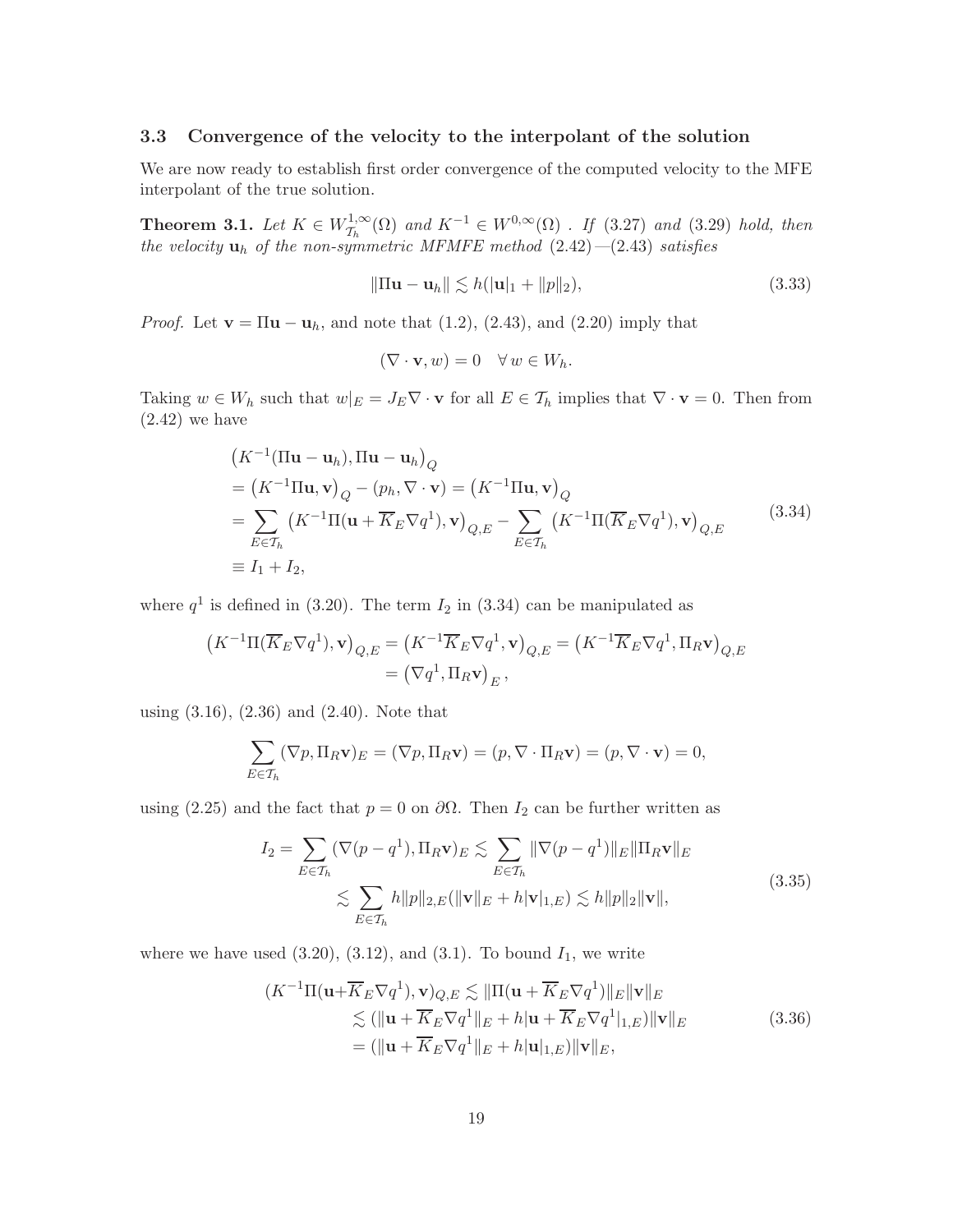### 3.3 Convergence of the velocity to the interpolant of the solution

We are now ready to establish first order convergence of the computed velocity to the MFE interpolant of the true solution.

**Theorem 3.1.** *Let $K \in W^{1,\infty}_{\mathcal{T}_h}(\Omega)$ and $K^{-1} \in W^{0,\infty}(\Omega)$ . If (3.27) and (3.29) hold, then the velocity $\mathbf{u}_h$ of the non-symmetric MFMFE method (2.42)—(2.43) satisfies*

$$\|\Pi \mathbf{u} - \mathbf{u}_h\| \lesssim h(|\mathbf{u}|_1 + \|p\|_2), \tag{3.33}$$

*Proof.* Let $\mathbf{v} = \Pi\mathbf{u} - \mathbf{u}_h$, and note that (1.2), (2.43), and (2.20) imply that

$$(\nabla \cdot \mathbf{v}, w) = 0 \quad \forall\, w \in W_h.$$

Taking $w \in W_h$ such that $w|_E = J_E \nabla \cdot \mathbf{v}$ for all $E \in \mathcal{T}_h$ implies that $\nabla \cdot \mathbf{v} = 0$. Then from (2.42) we have

$$\begin{aligned}
&\left(K^{-1}(\Pi\mathbf{u} - \mathbf{u}_h), \Pi\mathbf{u} - \mathbf{u}_h\right)_Q \\
&= \left(K^{-1}\Pi\mathbf{u}, \mathbf{v}\right)_Q - (p_h, \nabla \cdot \mathbf{v}) = \left(K^{-1}\Pi\mathbf{u}, \mathbf{v}\right)_Q \\
&= \sum_{E\in\mathcal{T}_h} \left(K^{-1}\Pi(\mathbf{u} + \overline{K}_E \nabla q^1), \mathbf{v}\right)_{Q,E} - \sum_{E\in\mathcal{T}_h} \left(K^{-1}\Pi(\overline{K}_E \nabla q^1), \mathbf{v}\right)_{Q,E} \\
&\equiv I_1 + I_2,
\end{aligned} \tag{3.34}$$

where $q^1$ is defined in (3.20). The term $I_2$ in (3.34) can be manipulated as

$$\begin{aligned}
\left(K^{-1}\Pi(\overline{K}_E \nabla q^1), \mathbf{v}\right)_{Q,E} &= \left(K^{-1}\overline{K}_E \nabla q^1, \mathbf{v}\right)_{Q,E} = \left(K^{-1}\overline{K}_E \nabla q^1, \Pi_R \mathbf{v}\right)_{Q,E} \\
&= \left(\nabla q^1, \Pi_R \mathbf{v}\right)_E,
\end{aligned}$$

using (3.16), (2.36) and (2.40). Note that

$$\sum_{E\in\mathcal{T}_h} (\nabla p, \Pi_R \mathbf{v})_E = (\nabla p, \Pi_R \mathbf{v}) = (p, \nabla \cdot \Pi_R \mathbf{v}) = (p, \nabla \cdot \mathbf{v}) = 0,$$

using (2.25) and the fact that $p = 0$ on $\partial\Omega$. Then $I_2$ can be further written as

$$\begin{aligned}
I_2 = \sum_{E\in\mathcal{T}_h} (\nabla(p - q^1), \Pi_R \mathbf{v})_E &\lesssim \sum_{E\in\mathcal{T}_h} \|\nabla(p - q^1)\|_E \|\Pi_R \mathbf{v}\|_E \\
&\lesssim \sum_{E\in\mathcal{T}_h} h\|p\|_{2,E}(\|\mathbf{v}\|_E + h|\mathbf{v}|_{1,E}) \lesssim h\|p\|_2 \|\mathbf{v}\|,
\end{aligned} \tag{3.35}$$

where we have used (3.20), (3.12), and (3.1). To bound $I_1$, we write

$$\begin{aligned}
(K^{-1}\Pi(\mathbf{u} + \overline{K}_E \nabla q^1), \mathbf{v})_{Q,E} &\lesssim \|\Pi(\mathbf{u} + \overline{K}_E \nabla q^1)\|_E \|\mathbf{v}\|_E \\
&\lesssim (\|\mathbf{u} + \overline{K}_E \nabla q^1\|_E + h|\mathbf{u} + \overline{K}_E \nabla q^1|_{1,E}) \|\mathbf{v}\|_E \\
&= (\|\mathbf{u} + \overline{K}_E \nabla q^1\|_E + h|\mathbf{u}|_{1,E}) \|\mathbf{v}\|_E,
\end{aligned} \tag{3.36}$$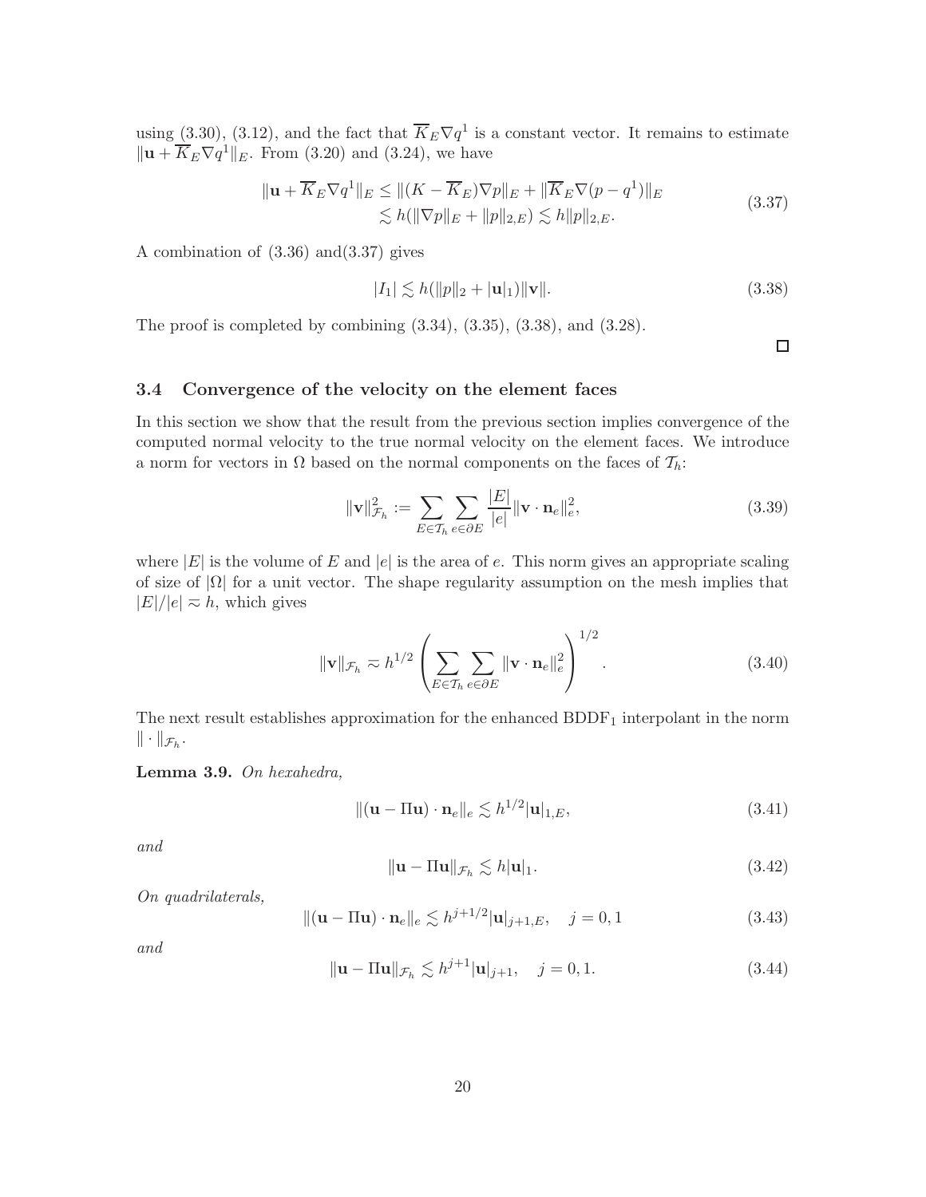using (3.30), (3.12), and the fact that $\overline{K}_E \nabla q^1$ is a constant vector. It remains to estimate $\|\mathbf{u} + \overline{K}_E \nabla q^1\|_E$. From (3.20) and (3.24), we have

$$
\begin{aligned}
\|\mathbf{u} + \overline{K}_E \nabla q^1\|_E &\le \|(K - \overline{K}_E)\nabla p\|_E + \|\overline{K}_E \nabla (p - q^1)\|_E \\
&\lesssim h(\|\nabla p\|_E + \|p\|_{2,E}) \lesssim h\|p\|_{2,E}.
\end{aligned}
\tag{3.37}
$$

A combination of (3.36) and(3.37) gives

$$
|I_1| \lesssim h(\|p\|_2 + |\mathbf{u}|_1)\|\mathbf{v}\|. \tag{3.38}
$$

The proof is completed by combining (3.34), (3.35), (3.38), and (3.28).

□

### 3.4 Convergence of the velocity on the element faces

In this section we show that the result from the previous section implies convergence of the computed normal velocity to the true normal velocity on the element faces. We introduce a norm for vectors in $\Omega$ based on the normal components on the faces of $\mathcal{T}_h$:

$$
\|\mathbf{v}\|_{\mathcal{F}_h}^2 := \sum_{E \in \mathcal{T}_h} \sum_{e \in \partial E} \frac{|E|}{|e|} \|\mathbf{v} \cdot \mathbf{n}_e\|_e^2, \tag{3.39}
$$

where $|E|$ is the volume of $E$ and $|e|$ is the area of $e$. This norm gives an appropriate scaling of size of $|\Omega|$ for a unit vector. The shape regularity assumption on the mesh implies that $|E|/|e| \eqsim h$, which gives

$$
\|\mathbf{v}\|_{\mathcal{F}_h} \eqsim h^{1/2} \left( \sum_{E \in \mathcal{T}_h} \sum_{e \in \partial E} \|\mathbf{v} \cdot \mathbf{n}_e\|_e^2 \right)^{1/2}. \tag{3.40}
$$

The next result establishes approximation for the enhanced $\mathrm{BDDF}_1$ interpolant in the norm $\|\cdot\|_{\mathcal{F}_h}$.

**Lemma 3.9.** *On hexahedra,*

$$
\|(\mathbf{u} - \Pi \mathbf{u}) \cdot \mathbf{n}_e\|_e \lesssim h^{1/2} |\mathbf{u}|_{1,E}, \tag{3.41}
$$

*and*

$$
\|\mathbf{u} - \Pi \mathbf{u}\|_{\mathcal{F}_h} \lesssim h |\mathbf{u}|_1. \tag{3.42}
$$

*On quadrilaterals,*

$$
\|(\mathbf{u} - \Pi \mathbf{u}) \cdot \mathbf{n}_e\|_e \lesssim h^{j+1/2} |\mathbf{u}|_{j+1,E}, \quad j = 0, 1 \tag{3.43}
$$

*and*

$$
\|\mathbf{u} - \Pi \mathbf{u}\|_{\mathcal{F}_h} \lesssim h^{j+1} |\mathbf{u}|_{j+1}, \quad j = 0, 1. \tag{3.44}
$$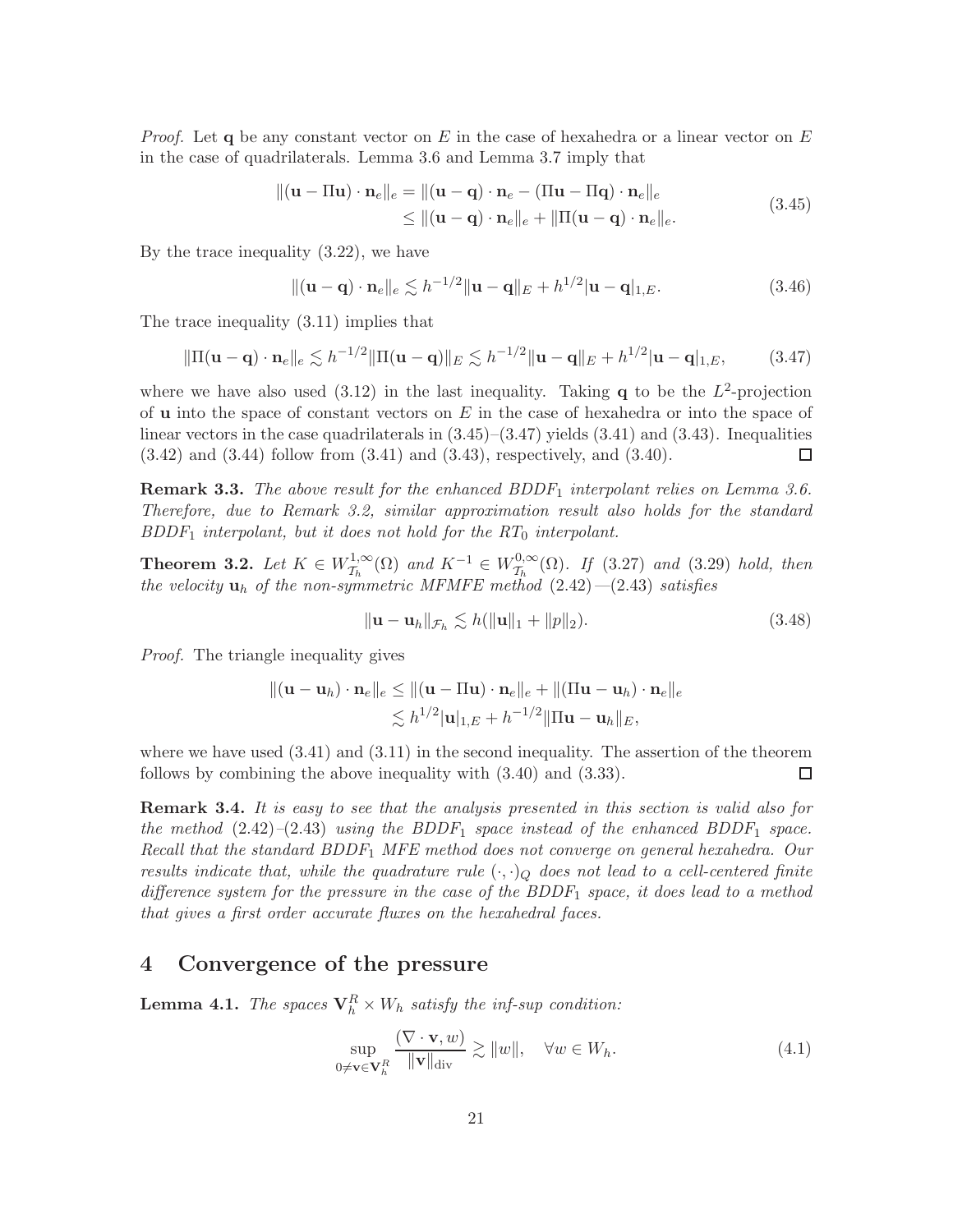*Proof.* Let $\mathbf{q}$ be any constant vector on $E$ in the case of hexahedra or a linear vector on $E$ in the case of quadrilaterals. Lemma 3.6 and Lemma 3.7 imply that

$$
\begin{aligned}
\|(\mathbf{u} - \Pi\mathbf{u}) \cdot \mathbf{n}_e\|_e &= \|(\mathbf{u} - \mathbf{q}) \cdot \mathbf{n}_e - (\Pi\mathbf{u} - \Pi\mathbf{q}) \cdot \mathbf{n}_e\|_e \\
&\leq \|(\mathbf{u} - \mathbf{q}) \cdot \mathbf{n}_e\|_e + \|\Pi(\mathbf{u} - \mathbf{q}) \cdot \mathbf{n}_e\|_e.
\end{aligned} \tag{3.45}
$$

By the trace inequality (3.22), we have

$$
\|(\mathbf{u} - \mathbf{q}) \cdot \mathbf{n}_e\|_e \lesssim h^{-1/2}\|\mathbf{u} - \mathbf{q}\|_E + h^{1/2}|\mathbf{u} - \mathbf{q}|_{1,E}. \tag{3.46}
$$

The trace inequality (3.11) implies that

$$
\|\Pi(\mathbf{u} - \mathbf{q}) \cdot \mathbf{n}_e\|_e \lesssim h^{-1/2}\|\Pi(\mathbf{u} - \mathbf{q})\|_E \lesssim h^{-1/2}\|\mathbf{u} - \mathbf{q}\|_E + h^{1/2}|\mathbf{u} - \mathbf{q}|_{1,E}, \tag{3.47}
$$

where we have also used (3.12) in the last inequality. Taking $\mathbf{q}$ to be the $L^2$-projection of $\mathbf{u}$ into the space of constant vectors on $E$ in the case of hexahedra or into the space of linear vectors in the case quadrilaterals in (3.45)–(3.47) yields (3.41) and (3.43). Inequalities (3.42) and (3.44) follow from (3.41) and (3.43), respectively, and (3.40). $\square$

**Remark 3.3.** *The above result for the enhanced BDDF$_1$ interpolant relies on Lemma 3.6. Therefore, due to Remark 3.2, similar approximation result also holds for the standard BDDF$_1$ interpolant, but it does not hold for the RT$_0$ interpolant.*

**Theorem 3.2.** *Let $K \in W^{1,\infty}_{\mathcal{T}_h}(\Omega)$ and $K^{-1} \in W^{0,\infty}_{\mathcal{T}_h}(\Omega)$. If (3.27) and (3.29) hold, then the velocity $\mathbf{u}_h$ of the non-symmetric MFMFE method (2.42)—(2.43) satisfies*

$$
\|\mathbf{u} - \mathbf{u}_h\|_{\mathcal{F}_h} \lesssim h(\|\mathbf{u}\|_1 + \|p\|_2). \tag{3.48}
$$

*Proof.* The triangle inequality gives

$$
\begin{aligned}
\|(\mathbf{u} - \mathbf{u}_h) \cdot \mathbf{n}_e\|_e &\leq \|(\mathbf{u} - \Pi\mathbf{u}) \cdot \mathbf{n}_e\|_e + \|(\Pi\mathbf{u} - \mathbf{u}_h) \cdot \mathbf{n}_e\|_e \\
&\lesssim h^{1/2}|\mathbf{u}|_{1,E} + h^{-1/2}\|\Pi\mathbf{u} - \mathbf{u}_h\|_E,
\end{aligned}
$$

where we have used (3.41) and (3.11) in the second inequality. The assertion of the theorem follows by combining the above inequality with (3.40) and (3.33). $\square$

**Remark 3.4.** *It is easy to see that the analysis presented in this section is valid also for the method (2.42)–(2.43) using the BDDF$_1$ space instead of the enhanced BDDF$_1$ space. Recall that the standard BDDF$_1$ MFE method does not converge on general hexahedra. Our results indicate that, while the quadrature rule $(\cdot,\cdot)_Q$ does not lead to a cell-centered finite difference system for the pressure in the case of the BDDF$_1$ space, it does lead to a method that gives a first order accurate fluxes on the hexahedral faces.*

# 4 Convergence of the pressure

**Lemma 4.1.** *The spaces $\mathbf{V}_h^R \times W_h$ satisfy the inf-sup condition:*

$$
\sup_{0 \neq \mathbf{v} \in \mathbf{V}_h^R} \frac{(\nabla \cdot \mathbf{v}, w)}{\|\mathbf{v}\|_{\text{div}}} \gtrsim \|w\|, \quad \forall w \in W_h. \tag{4.1}
$$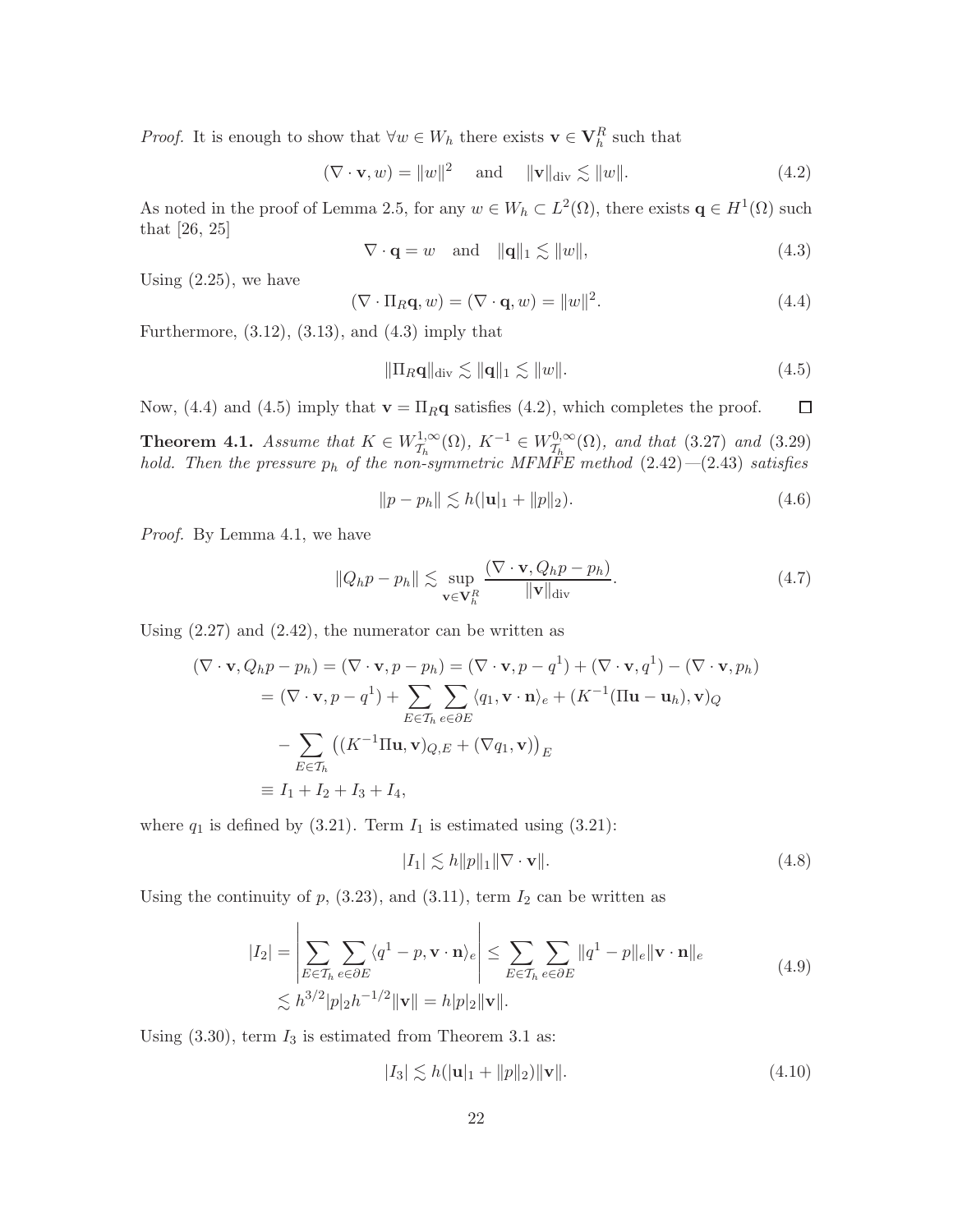*Proof.* It is enough to show that $\forall w \in W_h$ there exists $\mathbf{v} \in \mathbf{V}_h^R$ such that

$$(\nabla \cdot \mathbf{v}, w) = \|w\|^2 \quad \text{and} \quad \|\mathbf{v}\|_{\text{div}} \lesssim \|w\|. \tag{4.2}$$

As noted in the proof of Lemma 2.5, for any $w \in W_h \subset L^2(\Omega)$, there exists $\mathbf{q} \in H^1(\Omega)$ such that [26, 25]

$$\nabla \cdot \mathbf{q} = w \quad \text{and} \quad \|\mathbf{q}\|_1 \lesssim \|w\|, \tag{4.3}$$

Using (2.25), we have

$$(\nabla \cdot \Pi_R \mathbf{q}, w) = (\nabla \cdot \mathbf{q}, w) = \|w\|^2. \tag{4.4}$$

Furthermore, (3.12), (3.13), and (4.3) imply that

$$\|\Pi_R \mathbf{q}\|_{\text{div}} \lesssim \|\mathbf{q}\|_1 \lesssim \|w\|. \tag{4.5}$$

Now, (4.4) and (4.5) imply that $\mathbf{v} = \Pi_R \mathbf{q}$ satisfies (4.2), which completes the proof. $\square$

**Theorem 4.1.** *Assume that $K \in W^{1,\infty}_{\mathcal{T}_h}(\Omega)$, $K^{-1} \in W^{0,\infty}_{\mathcal{T}_h}(\Omega)$, and that (3.27) and (3.29) hold. Then the pressure $p_h$ of the non-symmetric MFMFE method (2.42)—(2.43) satisfies*

$$\|p - p_h\| \lesssim h(|\mathbf{u}|_1 + \|p\|_2). \tag{4.6}$$

*Proof.* By Lemma 4.1, we have

$$\|Q_h p - p_h\| \lesssim \sup_{\mathbf{v} \in \mathbf{V}_h^R} \frac{(\nabla \cdot \mathbf{v}, Q_h p - p_h)}{\|\mathbf{v}\|_{\text{div}}}. \tag{4.7}$$

Using (2.27) and (2.42), the numerator can be written as

$$\begin{aligned}
(\nabla \cdot \mathbf{v}, Q_h p - p_h) &= (\nabla \cdot \mathbf{v}, p - p_h) = (\nabla \cdot \mathbf{v}, p - q^1) + (\nabla \cdot \mathbf{v}, q^1) - (\nabla \cdot \mathbf{v}, p_h) \\
&= (\nabla \cdot \mathbf{v}, p - q^1) + \sum_{E \in \mathcal{T}_h} \sum_{e \in \partial E} \langle q_1, \mathbf{v} \cdot \mathbf{n} \rangle_e + (K^{-1}(\Pi \mathbf{u} - \mathbf{u}_h), \mathbf{v})_Q \\
&\quad - \sum_{E \in \mathcal{T}_h} \left( (K^{-1} \Pi \mathbf{u}, \mathbf{v})_{Q,E} + (\nabla q_1, \mathbf{v}) \right)_E \\
&\equiv I_1 + I_2 + I_3 + I_4,
\end{aligned}$$

where $q_1$ is defined by (3.21). Term $I_1$ is estimated using (3.21):

$$|I_1| \lesssim h \|p\|_1 \|\nabla \cdot \mathbf{v}\|. \tag{4.8}$$

Using the continuity of $p$, (3.23), and (3.11), term $I_2$ can be written as

$$\begin{aligned}
|I_2| &= \left| \sum_{E \in \mathcal{T}_h} \sum_{e \in \partial E} \langle q^1 - p, \mathbf{v} \cdot \mathbf{n} \rangle_e \right| \leq \sum_{E \in \mathcal{T}_h} \sum_{e \in \partial E} \|q^1 - p\|_e \|\mathbf{v} \cdot \mathbf{n}\|_e \\
&\lesssim h^{3/2} |p|_2 h^{-1/2} \|\mathbf{v}\| = h |p|_2 \|\mathbf{v}\|.
\end{aligned} \tag{4.9}$$

Using (3.30), term $I_3$ is estimated from Theorem 3.1 as:

$$|I_3| \lesssim h(|\mathbf{u}|_1 + \|p\|_2) \|\mathbf{v}\|. \tag{4.10}$$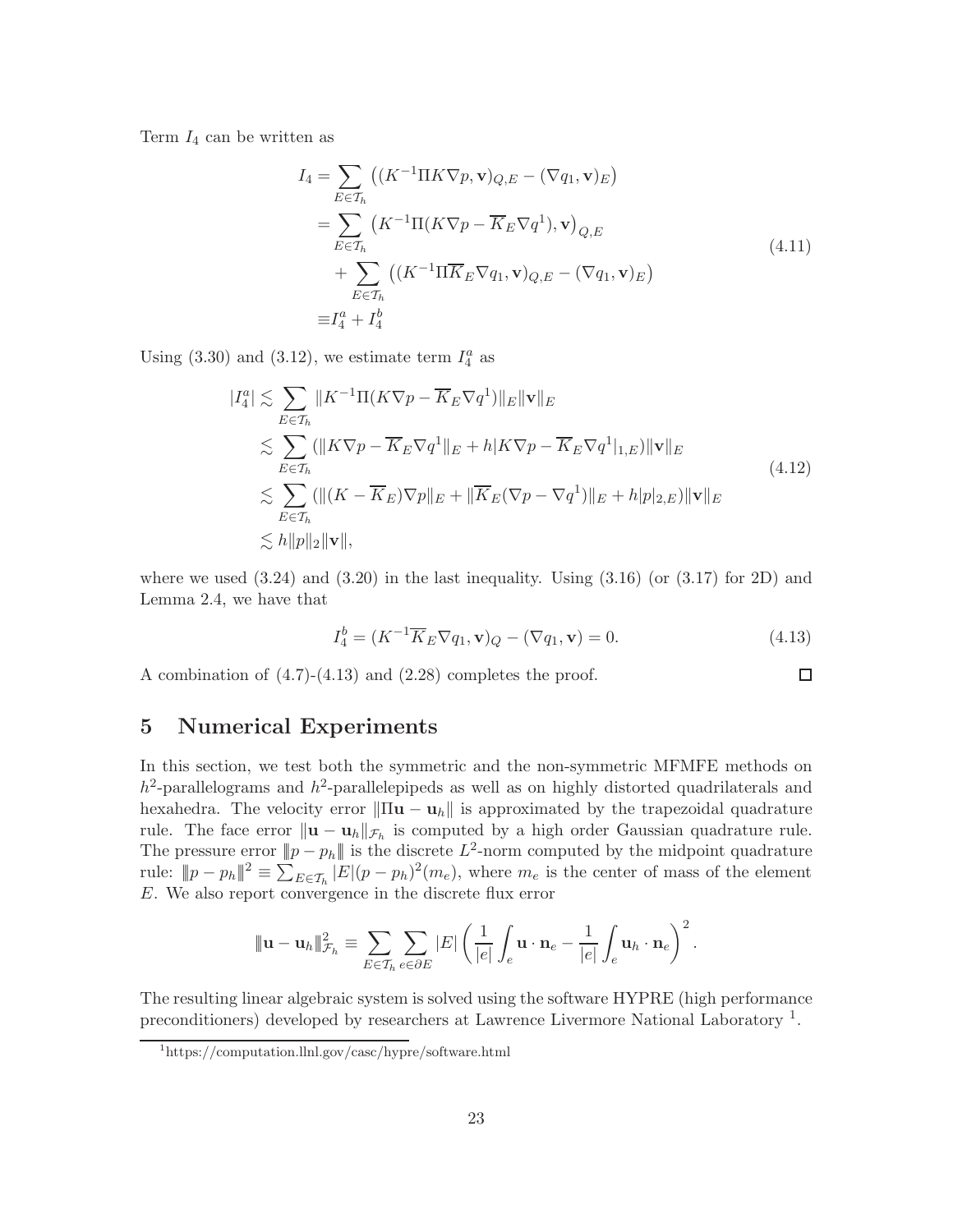Term $I_4$ can be written as

$$
\begin{aligned}
I_4 &= \sum_{E\in\mathcal{T}_h} \big( (K^{-1}\Pi K\nabla p, \mathbf{v})_{Q,E} - (\nabla q_1, \mathbf{v})_E \big) \\
&= \sum_{E\in\mathcal{T}_h} \big( K^{-1}\Pi(K\nabla p - \overline{K}_E \nabla q^1), \mathbf{v} \big)_{Q,E} \\
&\quad + \sum_{E\in\mathcal{T}_h} \big( (K^{-1}\Pi\overline{K}_E\nabla q_1, \mathbf{v})_{Q,E} - (\nabla q_1, \mathbf{v})_E \big) \\
&\equiv I_4^a + I_4^b
\end{aligned}
\tag{4.11}
$$

Using (3.30) and (3.12), we estimate term $I_4^a$ as

$$
\begin{aligned}
|I_4^a| &\lesssim \sum_{E\in\mathcal{T}_h} \|K^{-1}\Pi(K\nabla p - \overline{K}_E\nabla q^1)\|_E \|\mathbf{v}\|_E \\
&\lesssim \sum_{E\in\mathcal{T}_h} (\|K\nabla p - \overline{K}_E\nabla q^1\|_E + h|K\nabla p - \overline{K}_E\nabla q^1|_{1,E})\|\mathbf{v}\|_E \\
&\lesssim \sum_{E\in\mathcal{T}_h} (\|(K - \overline{K}_E)\nabla p\|_E + \|\overline{K}_E(\nabla p - \nabla q^1)\|_E + h|p|_{2,E})\|\mathbf{v}\|_E \\
&\lesssim h\|p\|_2\|\mathbf{v}\|,
\end{aligned}
\tag{4.12}
$$

where we used (3.24) and (3.20) in the last inequality. Using (3.16) (or (3.17) for 2D) and Lemma 2.4, we have that

$$
I_4^b = (K^{-1}\overline{K}_E\nabla q_1, \mathbf{v})_Q - (\nabla q_1, \mathbf{v}) = 0. \tag{4.13}
$$

A combination of (4.7)-(4.13) and (2.28) completes the proof. □

## 5 Numerical Experiments

In this section, we test both the symmetric and the non-symmetric MFMFE methods on $h^2$-parallelograms and $h^2$-parallelepipeds as well as on highly distorted quadrilaterals and hexahedra. The velocity error $\|\Pi\mathbf{u} - \mathbf{u}_h\|$ is approximated by the trapezoidal quadrature rule. The face error $\|\mathbf{u} - \mathbf{u}_h\|_{\mathcal{F}_h}$ is computed by a high order Gaussian quadrature rule. The pressure error $|\!|\!|p - p_h|\!|\!|$ is the discrete $L^2$-norm computed by the midpoint quadrature rule: $|\!|\!|p - p_h|\!|\!|^2 \equiv \sum_{E\in\mathcal{T}_h} |E|(p - p_h)^2(m_e)$, where $m_e$ is the center of mass of the element $E$. We also report convergence in the discrete flux error

$$
|\!|\!|\mathbf{u} - \mathbf{u}_h|\!|\!|^2_{\mathcal{F}_h} \equiv \sum_{E\in\mathcal{T}_h}\sum_{e\in\partial E} |E| \left( \frac{1}{|e|}\int_e \mathbf{u}\cdot\mathbf{n}_e - \frac{1}{|e|}\int_e \mathbf{u}_h\cdot\mathbf{n}_e \right)^2.
$$

The resulting linear algebraic system is solved using the software HYPRE (high performance preconditioners) developed by researchers at Lawrence Livermore National Laboratory [1].

[1] https://computation.llnl.gov/casc/hypre/software.html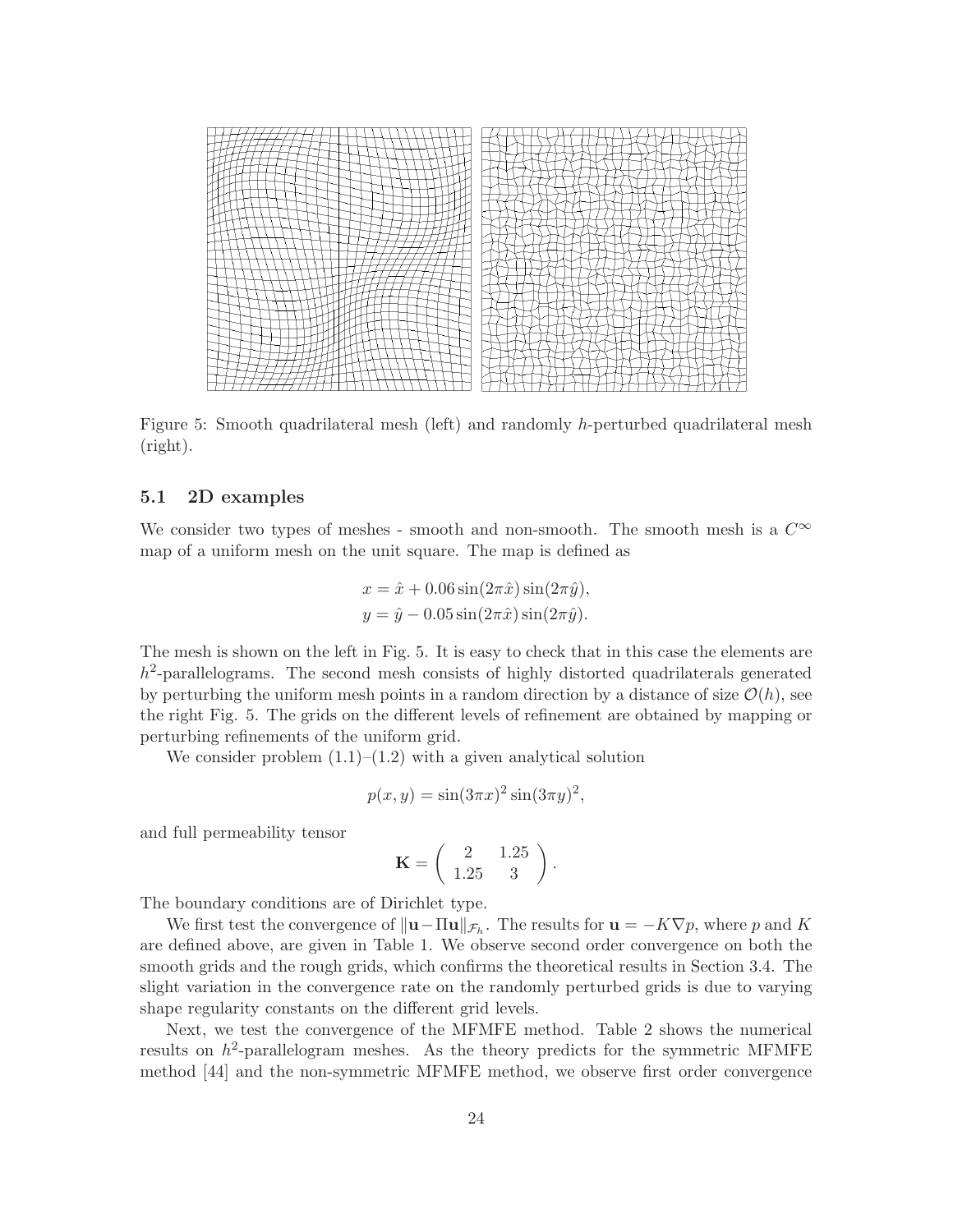Figure 5: Smooth quadrilateral mesh (left) and randomly $h$-perturbed quadrilateral mesh (right).

### 5.1 2D examples

We consider two types of meshes - smooth and non-smooth. The smooth mesh is a $C^\infty$ map of a uniform mesh on the unit square. The map is defined as

$$
\begin{aligned}
x &= \hat{x} + 0.06 \sin(2\pi\hat{x}) \sin(2\pi\hat{y}), \\
y &= \hat{y} - 0.05 \sin(2\pi\hat{x}) \sin(2\pi\hat{y}).
\end{aligned}
$$

The mesh is shown on the left in Fig. 5. It is easy to check that in this case the elements are $h^2$-parallelograms. The second mesh consists of highly distorted quadrilaterals generated by perturbing the uniform mesh points in a random direction by a distance of size $\mathcal{O}(h)$, see the right Fig. 5. The grids on the different levels of refinement are obtained by mapping or perturbing refinements of the uniform grid.

We consider problem (1.1)–(1.2) with a given analytical solution

$$
p(x, y) = \sin(3\pi x)^2 \sin(3\pi y)^2,
$$

and full permeability tensor

$$
\mathbf{K} = \begin{pmatrix} 2 & 1.25 \\ 1.25 & 3 \end{pmatrix}.
$$

The boundary conditions are of Dirichlet type.

We first test the convergence of $\|\mathbf{u} - \Pi\mathbf{u}\|_{\mathcal{F}_h}$. The results for $\mathbf{u} = -K\nabla p$, where $p$ and $K$ are defined above, are given in Table 1. We observe second order convergence on both the smooth grids and the rough grids, which confirms the theoretical results in Section 3.4. The slight variation in the convergence rate on the randomly perturbed grids is due to varying shape regularity constants on the different grid levels.

Next, we test the convergence of the MFMFE method. Table 2 shows the numerical results on $h^2$-parallelogram meshes. As the theory predicts for the symmetric MFMFE method [44] and the non-symmetric MFMFE method, we observe first order convergence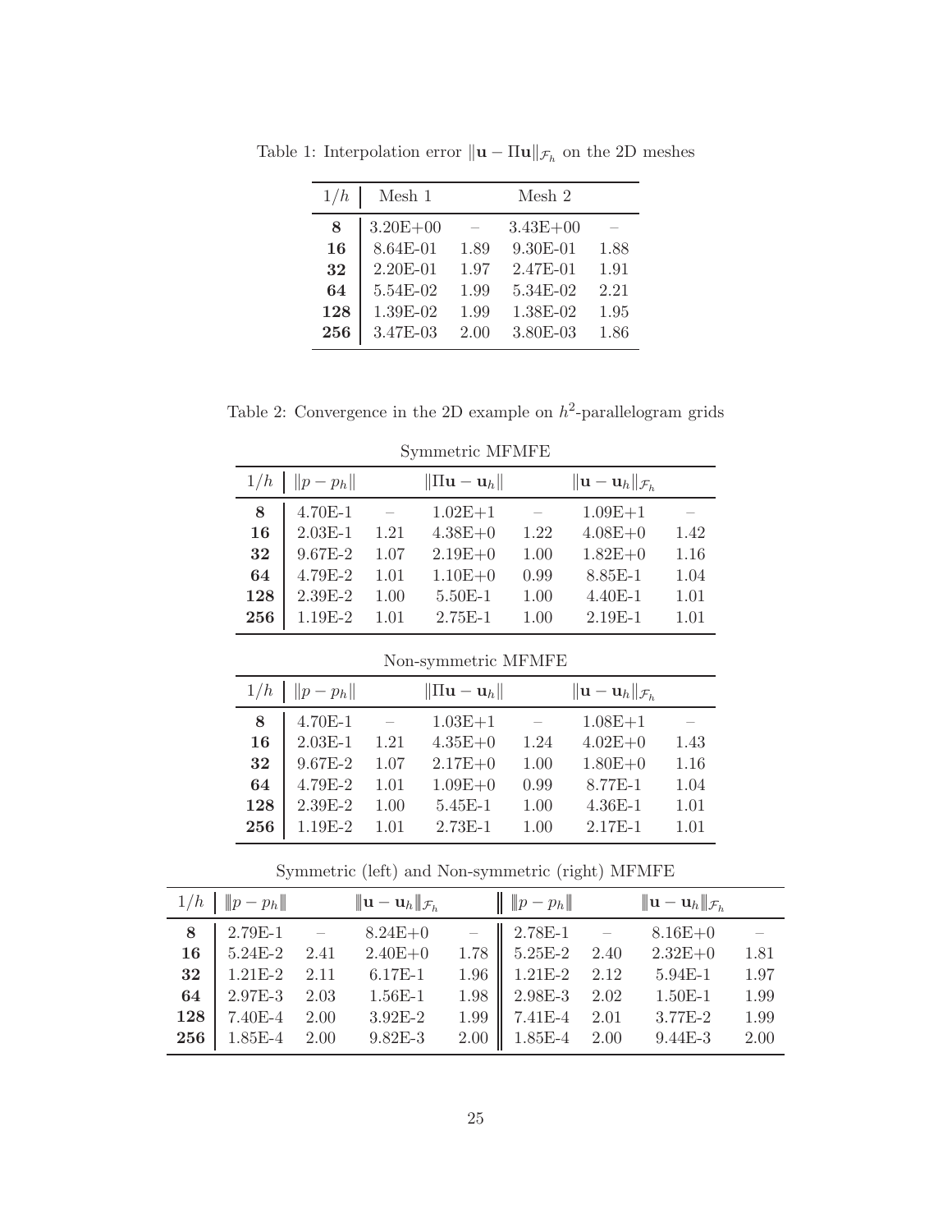Table 1: Interpolation error $\|\mathbf{u} - \Pi\mathbf{u}\|_{\mathcal{F}_h}$ on the 2D meshes

| $1/h$ | Mesh 1 | | Mesh 2 | |
|---|---|---|---|---|
| **8** | 3.20E+00 | – | 3.43E+00 | – |
| **16** | 8.64E-01 | 1.89 | 9.30E-01 | 1.88 |
| **32** | 2.20E-01 | 1.97 | 2.47E-01 | 1.91 |
| **64** | 5.54E-02 | 1.99 | 5.34E-02 | 2.21 |
| **128** | 1.39E-02 | 1.99 | 1.38E-02 | 1.95 |
| **256** | 3.47E-03 | 2.00 | 3.80E-03 | 1.86 |

Table 2: Convergence in the 2D example on $h^2$-parallelogram grids

Symmetric MFMFE

| $1/h$ | $\|p - p_h\|$ | | $\|\Pi\mathbf{u} - \mathbf{u}_h\|$ | | $\|\mathbf{u} - \mathbf{u}_h\|_{\mathcal{F}_h}$ | |
|---|---|---|---|---|---|---|
| **8** | 4.70E-1 | – | 1.02E+1 | – | 1.09E+1 | – |
| **16** | 2.03E-1 | 1.21 | 4.38E+0 | 1.22 | 4.08E+0 | 1.42 |
| **32** | 9.67E-2 | 1.07 | 2.19E+0 | 1.00 | 1.82E+0 | 1.16 |
| **64** | 4.79E-2 | 1.01 | 1.10E+0 | 0.99 | 8.85E-1 | 1.04 |
| **128** | 2.39E-2 | 1.00 | 5.50E-1 | 1.00 | 4.40E-1 | 1.01 |
| **256** | 1.19E-2 | 1.01 | 2.75E-1 | 1.00 | 2.19E-1 | 1.01 |

Non-symmetric MFMFE

| $1/h$ | $\|p - p_h\|$ | | $\|\Pi\mathbf{u} - \mathbf{u}_h\|$ | | $\|\mathbf{u} - \mathbf{u}_h\|_{\mathcal{F}_h}$ | |
|---|---|---|---|---|---|---|
| **8** | 4.70E-1 | – | 1.03E+1 | – | 1.08E+1 | – |
| **16** | 2.03E-1 | 1.21 | 4.35E+0 | 1.24 | 4.02E+0 | 1.43 |
| **32** | 9.67E-2 | 1.07 | 2.17E+0 | 1.00 | 1.80E+0 | 1.16 |
| **64** | 4.79E-2 | 1.01 | 1.09E+0 | 0.99 | 8.77E-1 | 1.04 |
| **128** | 2.39E-2 | 1.00 | 5.45E-1 | 1.00 | 4.36E-1 | 1.01 |
| **256** | 1.19E-2 | 1.01 | 2.73E-1 | 1.00 | 2.17E-1 | 1.01 |

Symmetric (left) and Non-symmetric (right) MFMFE

| $1/h$ | $\|\|\|p - p_h\|\|\|$ | | $\|\|\|\mathbf{u} - \mathbf{u}_h\|\|\|_{\mathcal{F}_h}$ | | $\|\|\|p - p_h\|\|\|$ | | $\|\|\|\mathbf{u} - \mathbf{u}_h\|\|\|_{\mathcal{F}_h}$ | |
|---|---|---|---|---|---|---|---|---|
| **8** | 2.79E-1 | – | 8.24E+0 | – | 2.78E-1 | – | 8.16E+0 | – |
| **16** | 5.24E-2 | 2.41 | 2.40E+0 | 1.78 | 5.25E-2 | 2.40 | 2.32E+0 | 1.81 |
| **32** | 1.21E-2 | 2.11 | 6.17E-1 | 1.96 | 1.21E-2 | 2.12 | 5.94E-1 | 1.97 |
| **64** | 2.97E-3 | 2.03 | 1.56E-1 | 1.98 | 2.98E-3 | 2.02 | 1.50E-1 | 1.99 |
| **128** | 7.40E-4 | 2.00 | 3.92E-2 | 1.99 | 7.41E-4 | 2.01 | 3.77E-2 | 1.99 |
| **256** | 1.85E-4 | 2.00 | 9.82E-3 | 2.00 | 1.85E-4 | 2.00 | 9.44E-3 | 2.00 |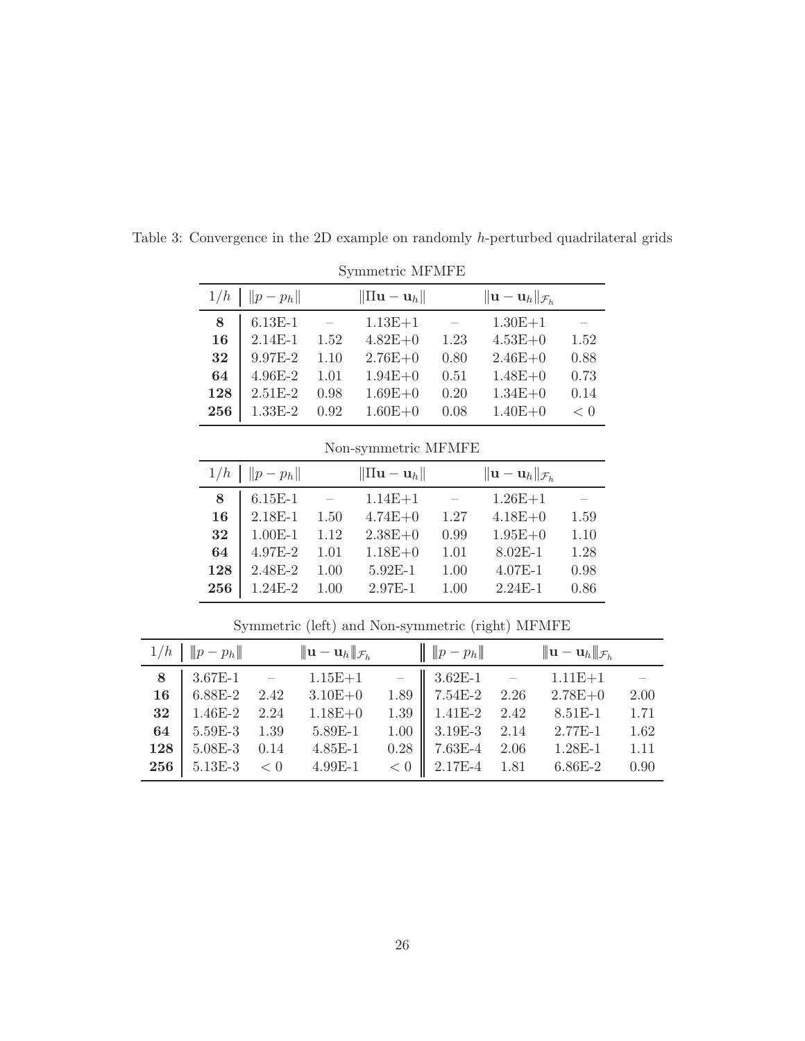Table 3: Convergence in the 2D example on randomly $h$-perturbed quadrilateral grids

Symmetric MFMFE

| $1/h$ | $\|p - p_h\|$ | | $\|\Pi\mathbf{u} - \mathbf{u}_h\|$ | | $\|\mathbf{u} - \mathbf{u}_h\|_{\mathcal{F}_h}$ | |
|---|---|---|---|---|---|---|
| **8** | 6.13E-1 | – | 1.13E+1 | – | 1.30E+1 | – |
| **16** | 2.14E-1 | 1.52 | 4.82E+0 | 1.23 | 4.53E+0 | 1.52 |
| **32** | 9.97E-2 | 1.10 | 2.76E+0 | 0.80 | 2.46E+0 | 0.88 |
| **64** | 4.96E-2 | 1.01 | 1.94E+0 | 0.51 | 1.48E+0 | 0.73 |
| **128** | 2.51E-2 | 0.98 | 1.69E+0 | 0.20 | 1.34E+0 | 0.14 |
| **256** | 1.33E-2 | 0.92 | 1.60E+0 | 0.08 | 1.40E+0 | $< 0$ |

Non-symmetric MFMFE

| $1/h$ | $\|p - p_h\|$ | | $\|\Pi\mathbf{u} - \mathbf{u}_h\|$ | | $\|\mathbf{u} - \mathbf{u}_h\|_{\mathcal{F}_h}$ | |
|---|---|---|---|---|---|---|
| **8** | 6.15E-1 | – | 1.14E+1 | – | 1.26E+1 | – |
| **16** | 2.18E-1 | 1.50 | 4.74E+0 | 1.27 | 4.18E+0 | 1.59 |
| **32** | 1.00E-1 | 1.12 | 2.38E+0 | 0.99 | 1.95E+0 | 1.10 |
| **64** | 4.97E-2 | 1.01 | 1.18E+0 | 1.01 | 8.02E-1 | 1.28 |
| **128** | 2.48E-2 | 1.00 | 5.92E-1 | 1.00 | 4.07E-1 | 0.98 |
| **256** | 1.24E-2 | 1.00 | 2.97E-1 | 1.00 | 2.24E-1 | 0.86 |

Symmetric (left) and Non-symmetric (right) MFMFE

| $1/h$ | $\|\|p - p_h\|\|$ | | $\|\|\mathbf{u} - \mathbf{u}_h\|\|_{\mathcal{F}_h}$ | | $\|\|p - p_h\|\|$ | | $\|\|\mathbf{u} - \mathbf{u}_h\|\|_{\mathcal{F}_h}$ | |
|---|---|---|---|---|---|---|---|---|
| **8** | 3.67E-1 | – | 1.15E+1 | – | 3.62E-1 | – | 1.11E+1 | – |
| **16** | 6.88E-2 | 2.42 | 3.10E+0 | 1.89 | 7.54E-2 | 2.26 | 2.78E+0 | 2.00 |
| **32** | 1.46E-2 | 2.24 | 1.18E+0 | 1.39 | 1.41E-2 | 2.42 | 8.51E-1 | 1.71 |
| **64** | 5.59E-3 | 1.39 | 5.89E-1 | 1.00 | 3.19E-3 | 2.14 | 2.77E-1 | 1.62 |
| **128** | 5.08E-3 | 0.14 | 4.85E-1 | 0.28 | 7.63E-4 | 2.06 | 1.28E-1 | 1.11 |
| **256** | 5.13E-3 | $< 0$ | 4.99E-1 | $< 0$ | 2.17E-4 | 1.81 | 6.86E-2 | 0.90 |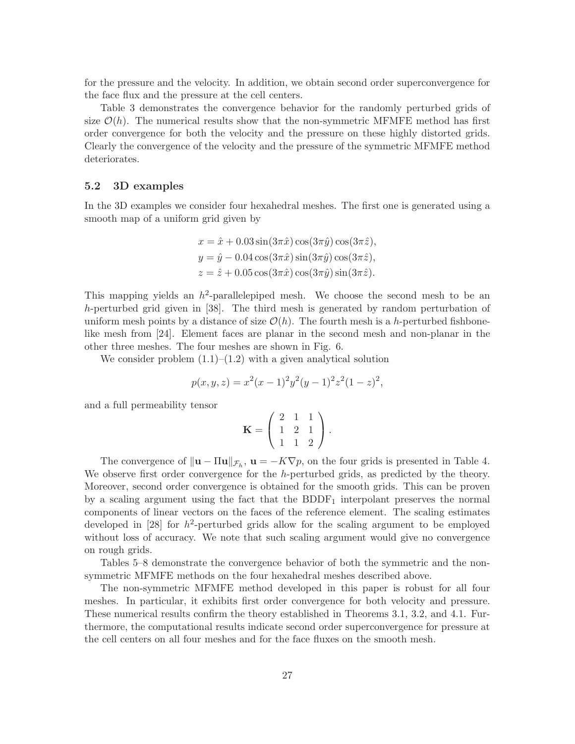for the pressure and the velocity. In addition, we obtain second order superconvergence for the face flux and the pressure at the cell centers.

Table 3 demonstrates the convergence behavior for the randomly perturbed grids of size $\mathcal{O}(h)$. The numerical results show that the non-symmetric MFMFE method has first order convergence for both the velocity and the pressure on these highly distorted grids. Clearly the convergence of the velocity and the pressure of the symmetric MFMFE method deteriorates.

### 5.2 3D examples

In the 3D examples we consider four hexahedral meshes. The first one is generated using a smooth map of a uniform grid given by

$$
\begin{aligned}
x &= \hat{x} + 0.03\sin(3\pi\hat{x})\cos(3\pi\hat{y})\cos(3\pi\hat{z}),\\
y &= \hat{y} - 0.04\cos(3\pi\hat{x})\sin(3\pi\hat{y})\cos(3\pi\hat{z}),\\
z &= \hat{z} + 0.05\cos(3\pi\hat{x})\cos(3\pi\hat{y})\sin(3\pi\hat{z}).
\end{aligned}
$$

This mapping yields an $h^2$-parallelepiped mesh. We choose the second mesh to be an $h$-perturbed grid given in [38]. The third mesh is generated by random perturbation of uniform mesh points by a distance of size $\mathcal{O}(h)$. The fourth mesh is a $h$-perturbed fishbone-like mesh from [24]. Element faces are planar in the second mesh and non-planar in the other three meshes. The four meshes are shown in Fig. 6.

We consider problem (1.1)–(1.2) with a given analytical solution

$$
p(x,y,z) = x^2(x-1)^2y^2(y-1)^2z^2(1-z)^2,
$$

and a full permeability tensor

$$
\mathbf{K} = \begin{pmatrix} 2 & 1 & 1 \\ 1 & 2 & 1 \\ 1 & 1 & 2 \end{pmatrix}.
$$

The convergence of $\|\mathbf{u} - \Pi\mathbf{u}\|_{\mathcal{F}_h}$, $\mathbf{u} = -K\nabla p$, on the four grids is presented in Table 4. We observe first order convergence for the $h$-perturbed grids, as predicted by the theory. Moreover, second order convergence is obtained for the smooth grids. This can be proven by a scaling argument using the fact that the $\text{BDDF}_1$ interpolant preserves the normal components of linear vectors on the faces of the reference element. The scaling estimates developed in [28] for $h^2$-perturbed grids allow for the scaling argument to be employed without loss of accuracy. We note that such scaling argument would give no convergence on rough grids.

Tables 5–8 demonstrate the convergence behavior of both the symmetric and the non-symmetric MFMFE methods on the four hexahedral meshes described above.

The non-symmetric MFMFE method developed in this paper is robust for all four meshes. In particular, it exhibits first order convergence for both velocity and pressure. These numerical results confirm the theory established in Theorems 3.1, 3.2, and 4.1. Furthermore, the computational results indicate second order superconvergence for pressure at the cell centers on all four meshes and for the face fluxes on the smooth mesh.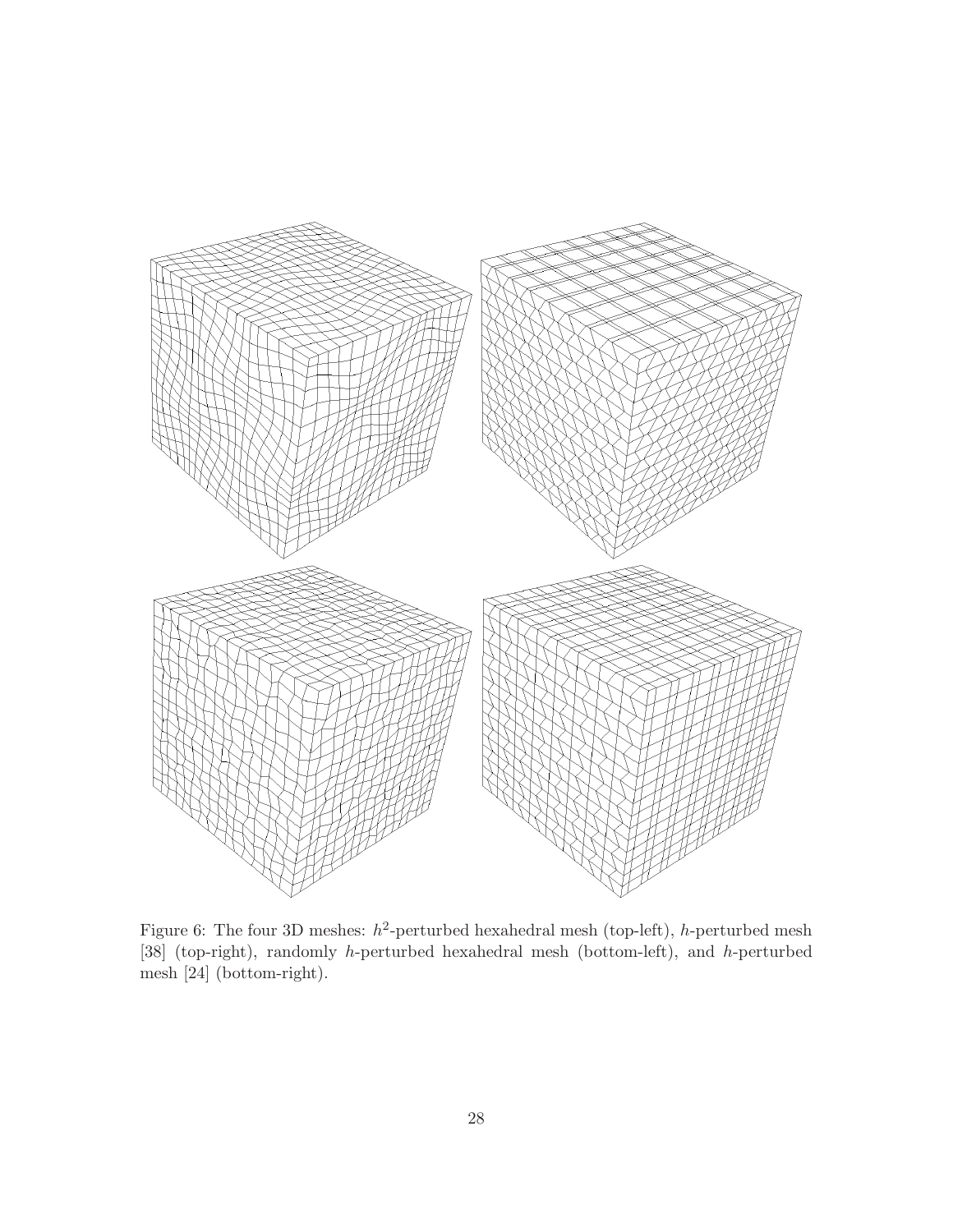Figure 6: The four 3D meshes: $h^2$-perturbed hexahedral mesh (top-left), $h$-perturbed mesh [38] (top-right), randomly $h$-perturbed hexahedral mesh (bottom-left), and $h$-perturbed mesh [24] (bottom-right).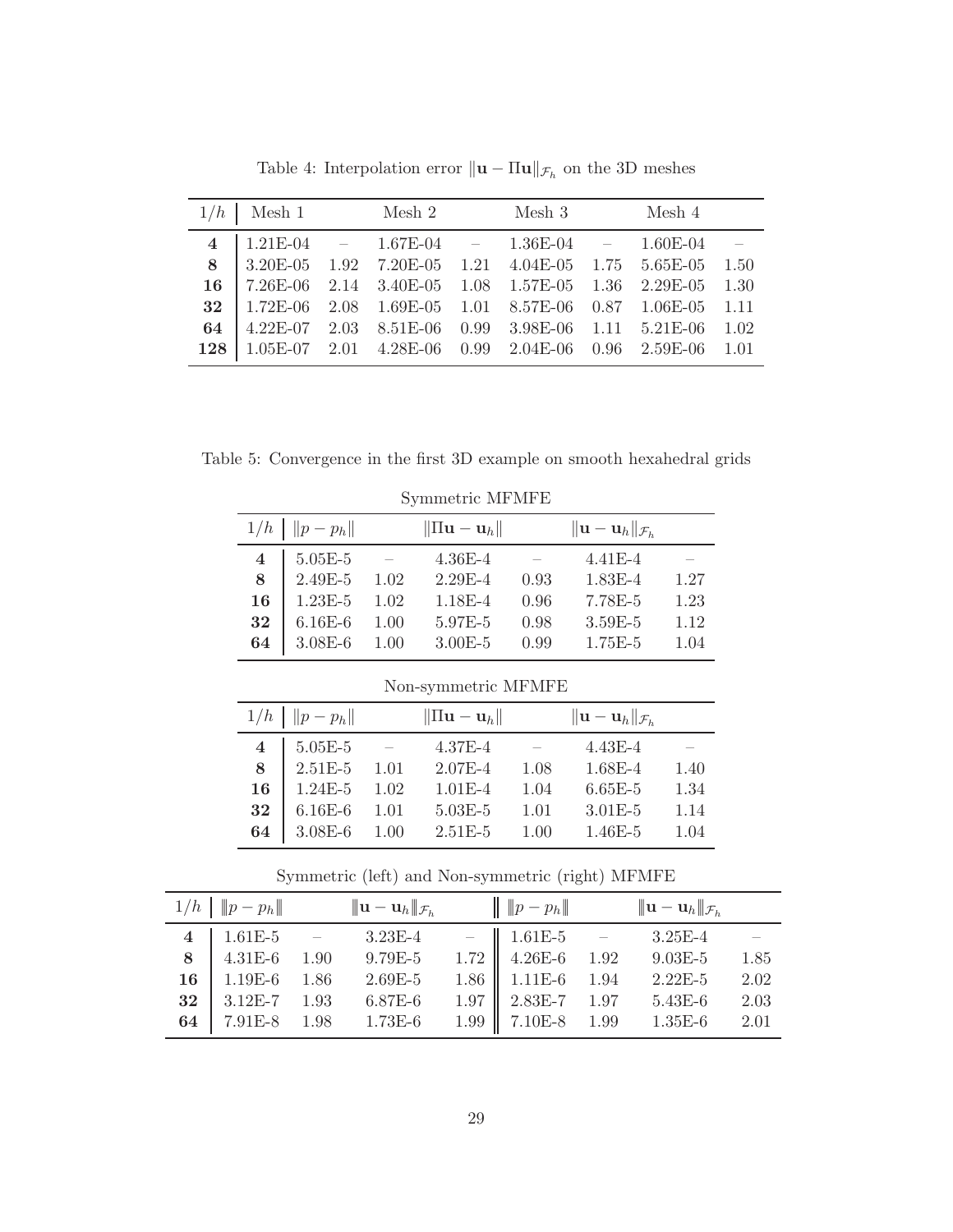Table 4: Interpolation error $\|\mathbf{u} - \Pi\mathbf{u}\|_{\mathcal{F}_h}$ on the 3D meshes

| $1/h$ | Mesh 1 | | Mesh 2 | | Mesh 3 | | Mesh 4 | |
|---|---|---|---|---|---|---|---|---|
| **4** | 1.21E-04 | – | 1.67E-04 | – | 1.36E-04 | – | 1.60E-04 | – |
| **8** | 3.20E-05 | 1.92 | 7.20E-05 | 1.21 | 4.04E-05 | 1.75 | 5.65E-05 | 1.50 |
| **16** | 7.26E-06 | 2.14 | 3.40E-05 | 1.08 | 1.57E-05 | 1.36 | 2.29E-05 | 1.30 |
| **32** | 1.72E-06 | 2.08 | 1.69E-05 | 1.01 | 8.57E-06 | 0.87 | 1.06E-05 | 1.11 |
| **64** | 4.22E-07 | 2.03 | 8.51E-06 | 0.99 | 3.98E-06 | 1.11 | 5.21E-06 | 1.02 |
| **128** | 1.05E-07 | 2.01 | 4.28E-06 | 0.99 | 2.04E-06 | 0.96 | 2.59E-06 | 1.01 |

Table 5: Convergence in the first 3D example on smooth hexahedral grids

Symmetric MFMFE

| $1/h$ | $\|p - p_h\|$ | | $\|\Pi\mathbf{u} - \mathbf{u}_h\|$ | | $\|\mathbf{u} - \mathbf{u}_h\|_{\mathcal{F}_h}$ | |
|---|---|---|---|---|---|---|
| **4** | 5.05E-5 | – | 4.36E-4 | – | 4.41E-4 | – |
| **8** | 2.49E-5 | 1.02 | 2.29E-4 | 0.93 | 1.83E-4 | 1.27 |
| **16** | 1.23E-5 | 1.02 | 1.18E-4 | 0.96 | 7.78E-5 | 1.23 |
| **32** | 6.16E-6 | 1.00 | 5.97E-5 | 0.98 | 3.59E-5 | 1.12 |
| **64** | 3.08E-6 | 1.00 | 3.00E-5 | 0.99 | 1.75E-5 | 1.04 |

Non-symmetric MFMFE

| $1/h$ | $\|p - p_h\|$ | | $\|\Pi\mathbf{u} - \mathbf{u}_h\|$ | | $\|\mathbf{u} - \mathbf{u}_h\|_{\mathcal{F}_h}$ | |
|---|---|---|---|---|---|---|
| **4** | 5.05E-5 | – | 4.37E-4 | – | 4.43E-4 | – |
| **8** | 2.51E-5 | 1.01 | 2.07E-4 | 1.08 | 1.68E-4 | 1.40 |
| **16** | 1.24E-5 | 1.02 | 1.01E-4 | 1.04 | 6.65E-5 | 1.34 |
| **32** | 6.16E-6 | 1.01 | 5.03E-5 | 1.01 | 3.01E-5 | 1.14 |
| **64** | 3.08E-6 | 1.00 | 2.51E-5 | 1.00 | 1.46E-5 | 1.04 |

Symmetric (left) and Non-symmetric (right) MFMFE

| $1/h$ | $\|\|p - p_h\|\|$ | | $\|\|\mathbf{u} - \mathbf{u}_h\|\|_{\mathcal{F}_h}$ | | $\|\|p - p_h\|\|$ | | $\|\|\mathbf{u} - \mathbf{u}_h\|\|_{\mathcal{F}_h}$ | |
|---|---|---|---|---|---|---|---|---|
| **4** | 1.61E-5 | – | 3.23E-4 | – | 1.61E-5 | – | 3.25E-4 | – |
| **8** | 4.31E-6 | 1.90 | 9.79E-5 | 1.72 | 4.26E-6 | 1.92 | 9.03E-5 | 1.85 |
| **16** | 1.19E-6 | 1.86 | 2.69E-5 | 1.86 | 1.11E-6 | 1.94 | 2.22E-5 | 2.02 |
| **32** | 3.12E-7 | 1.93 | 6.87E-6 | 1.97 | 2.83E-7 | 1.97 | 5.43E-6 | 2.03 |
| **64** | 7.91E-8 | 1.98 | 1.73E-6 | 1.99 | 7.10E-8 | 1.99 | 1.35E-6 | 2.01 |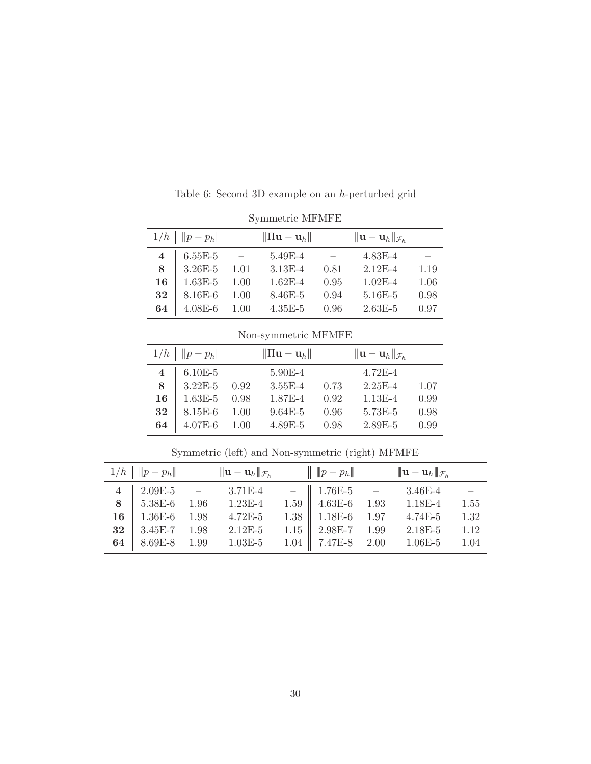Table 6: Second 3D example on an $h$-perturbed grid

Symmetric MFMFE

| $1/h$ | $\|p - p_h\|$ | | $\|\Pi\mathbf{u} - \mathbf{u}_h\|$ | | $\|\mathbf{u} - \mathbf{u}_h\|_{\mathcal{F}_h}$ | |
|---|---|---|---|---|---|---|
| **4** | 6.55E-5 | – | 5.49E-4 | – | 4.83E-4 | – |
| **8** | 3.26E-5 | 1.01 | 3.13E-4 | 0.81 | 2.12E-4 | 1.19 |
| **16** | 1.63E-5 | 1.00 | 1.62E-4 | 0.95 | 1.02E-4 | 1.06 |
| **32** | 8.16E-6 | 1.00 | 8.46E-5 | 0.94 | 5.16E-5 | 0.98 |
| **64** | 4.08E-6 | 1.00 | 4.35E-5 | 0.96 | 2.63E-5 | 0.97 |

Non-symmetric MFMFE

| $1/h$ | $\|p - p_h\|$ | | $\|\Pi\mathbf{u} - \mathbf{u}_h\|$ | | $\|\mathbf{u} - \mathbf{u}_h\|_{\mathcal{F}_h}$ | |
|---|---|---|---|---|---|---|
| **4** | 6.10E-5 | – | 5.90E-4 | – | 4.72E-4 | – |
| **8** | 3.22E-5 | 0.92 | 3.55E-4 | 0.73 | 2.25E-4 | 1.07 |
| **16** | 1.63E-5 | 0.98 | 1.87E-4 | 0.92 | 1.13E-4 | 0.99 |
| **32** | 8.15E-6 | 1.00 | 9.64E-5 | 0.96 | 5.73E-5 | 0.98 |
| **64** | 4.07E-6 | 1.00 | 4.89E-5 | 0.98 | 2.89E-5 | 0.99 |

Symmetric (left) and Non-symmetric (right) MFMFE

| $1/h$ | $\|\|\|p - p_h\|\|\|$ | | $\|\|\|\mathbf{u} - \mathbf{u}_h\|\|\|_{\mathcal{F}_h}$ | | $\|\|\|p - p_h\|\|\|$ | | $\|\|\|\mathbf{u} - \mathbf{u}_h\|\|\|_{\mathcal{F}_h}$ | |
|---|---|---|---|---|---|---|---|---|
| **4** | 2.09E-5 | – | 3.71E-4 | – | 1.76E-5 | – | 3.46E-4 | – |
| **8** | 5.38E-6 | 1.96 | 1.23E-4 | 1.59 | 4.63E-6 | 1.93 | 1.18E-4 | 1.55 |
| **16** | 1.36E-6 | 1.98 | 4.72E-5 | 1.38 | 1.18E-6 | 1.97 | 4.74E-5 | 1.32 |
| **32** | 3.45E-7 | 1.98 | 2.12E-5 | 1.15 | 2.98E-7 | 1.99 | 2.18E-5 | 1.12 |
| **64** | 8.69E-8 | 1.99 | 1.03E-5 | 1.04 | 7.47E-8 | 2.00 | 1.06E-5 | 1.04 |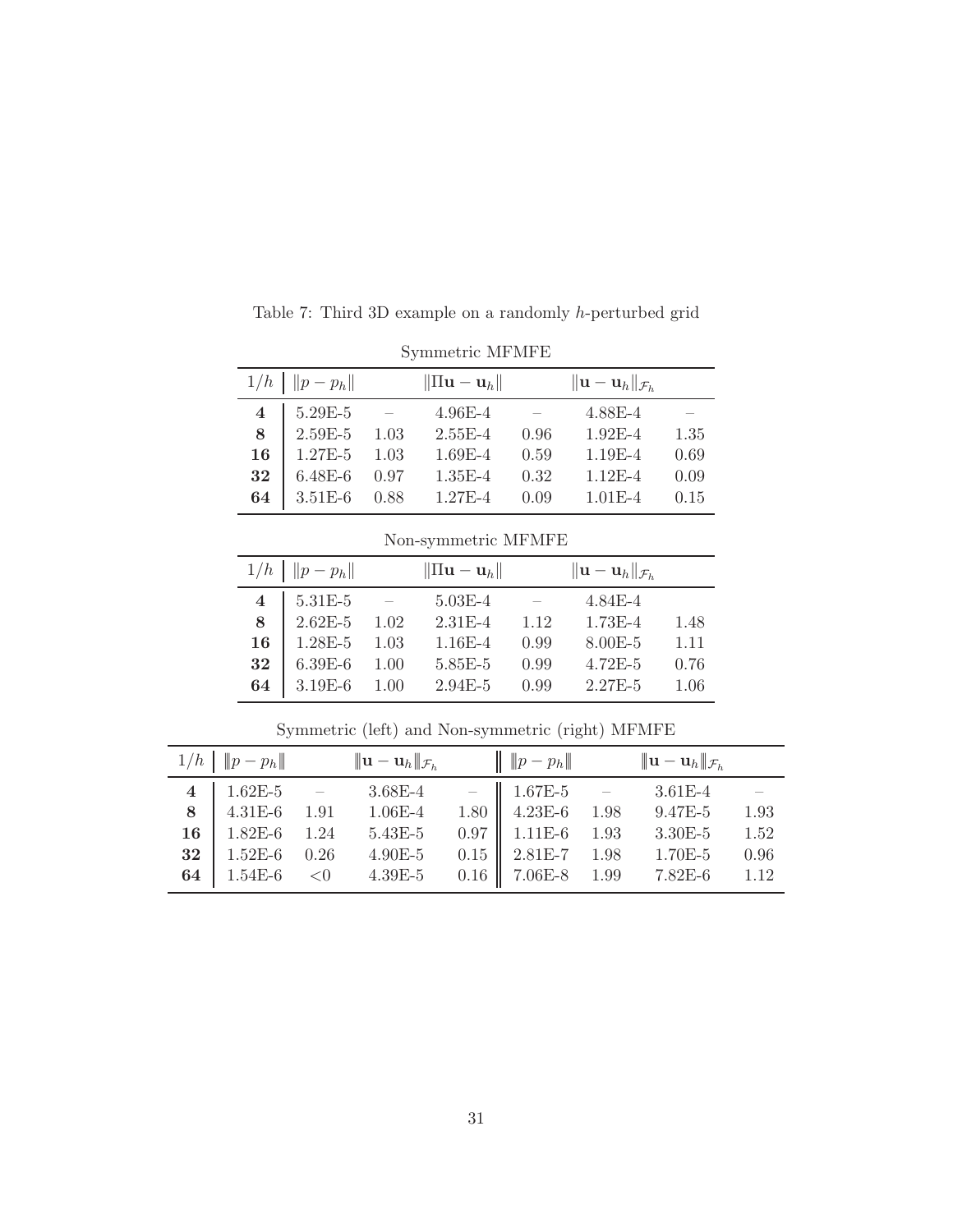Table 7: Third 3D example on a randomly $h$-perturbed grid

Symmetric MFMFE

| $1/h$ | $\|p - p_h\|$ | | $\|\Pi\mathbf{u} - \mathbf{u}_h\|$ | | $\|\mathbf{u} - \mathbf{u}_h\|_{\mathcal{F}_h}$ | |
|---|---|---|---|---|---|---|
| **4** | 5.29E-5 | – | 4.96E-4 | – | 4.88E-4 | – |
| **8** | 2.59E-5 | 1.03 | 2.55E-4 | 0.96 | 1.92E-4 | 1.35 |
| **16** | 1.27E-5 | 1.03 | 1.69E-4 | 0.59 | 1.19E-4 | 0.69 |
| **32** | 6.48E-6 | 0.97 | 1.35E-4 | 0.32 | 1.12E-4 | 0.09 |
| **64** | 3.51E-6 | 0.88 | 1.27E-4 | 0.09 | 1.01E-4 | 0.15 |

Non-symmetric MFMFE

| $1/h$ | $\|p - p_h\|$ | | $\|\Pi\mathbf{u} - \mathbf{u}_h\|$ | | $\|\mathbf{u} - \mathbf{u}_h\|_{\mathcal{F}_h}$ | |
|---|---|---|---|---|---|---|
| **4** | 5.31E-5 | – | 5.03E-4 | – | 4.84E-4 | |
| **8** | 2.62E-5 | 1.02 | 2.31E-4 | 1.12 | 1.73E-4 | 1.48 |
| **16** | 1.28E-5 | 1.03 | 1.16E-4 | 0.99 | 8.00E-5 | 1.11 |
| **32** | 6.39E-6 | 1.00 | 5.85E-5 | 0.99 | 4.72E-5 | 0.76 |
| **64** | 3.19E-6 | 1.00 | 2.94E-5 | 0.99 | 2.27E-5 | 1.06 |

Symmetric (left) and Non-symmetric (right) MFMFE

| $1/h$ | $\|\|p - p_h\|\|$ | | $\|\|\mathbf{u} - \mathbf{u}_h\|\|_{\mathcal{F}_h}$ | | $\|\|p - p_h\|\|$ | | $\|\|\mathbf{u} - \mathbf{u}_h\|\|_{\mathcal{F}_h}$ | |
|---|---|---|---|---|---|---|---|---|
| **4** | 1.62E-5 | – | 3.68E-4 | – | 1.67E-5 | – | 3.61E-4 | – |
| **8** | 4.31E-6 | 1.91 | 1.06E-4 | 1.80 | 4.23E-6 | 1.98 | 9.47E-5 | 1.93 |
| **16** | 1.82E-6 | 1.24 | 5.43E-5 | 0.97 | 1.11E-6 | 1.93 | 3.30E-5 | 1.52 |
| **32** | 1.52E-6 | 0.26 | 4.90E-5 | 0.15 | 2.81E-7 | 1.98 | 1.70E-5 | 0.96 |
| **64** | 1.54E-6 | <0 | 4.39E-5 | 0.16 | 7.06E-8 | 1.99 | 7.82E-6 | 1.12 |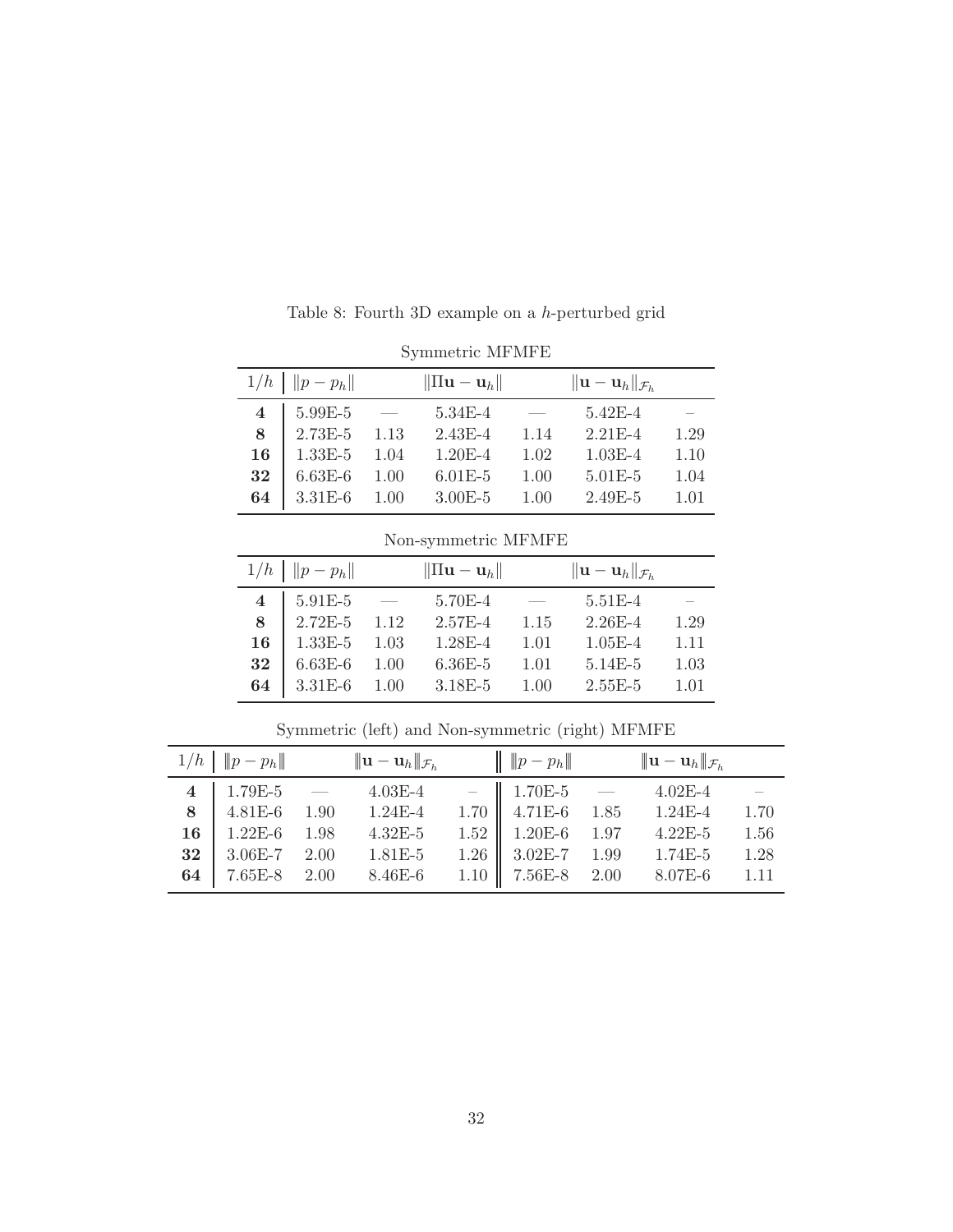Table 8: Fourth 3D example on a $h$-perturbed grid

Symmetric MFMFE

| $1/h$ | $\|p - p_h\|$ | | $\|\Pi\mathbf{u} - \mathbf{u}_h\|$ | | $\|\mathbf{u} - \mathbf{u}_h\|_{\mathcal{F}_h}$ | |
|---|---|---|---|---|---|---|
| **4** | 5.99E-5 | — | 5.34E-4 | — | 5.42E-4 | – |
| **8** | 2.73E-5 | 1.13 | 2.43E-4 | 1.14 | 2.21E-4 | 1.29 |
| **16** | 1.33E-5 | 1.04 | 1.20E-4 | 1.02 | 1.03E-4 | 1.10 |
| **32** | 6.63E-6 | 1.00 | 6.01E-5 | 1.00 | 5.01E-5 | 1.04 |
| **64** | 3.31E-6 | 1.00 | 3.00E-5 | 1.00 | 2.49E-5 | 1.01 |

Non-symmetric MFMFE

| $1/h$ | $\|p - p_h\|$ | | $\|\Pi\mathbf{u} - \mathbf{u}_h\|$ | | $\|\mathbf{u} - \mathbf{u}_h\|_{\mathcal{F}_h}$ | |
|---|---|---|---|---|---|---|
| **4** | 5.91E-5 | — | 5.70E-4 | — | 5.51E-4 | – |
| **8** | 2.72E-5 | 1.12 | 2.57E-4 | 1.15 | 2.26E-4 | 1.29 |
| **16** | 1.33E-5 | 1.03 | 1.28E-4 | 1.01 | 1.05E-4 | 1.11 |
| **32** | 6.63E-6 | 1.00 | 6.36E-5 | 1.01 | 5.14E-5 | 1.03 |
| **64** | 3.31E-6 | 1.00 | 3.18E-5 | 1.00 | 2.55E-5 | 1.01 |

Symmetric (left) and Non-symmetric (right) MFMFE

| $1/h$ | $\|\|\|p - p_h\|\|\|$ | | $\|\|\|\mathbf{u} - \mathbf{u}_h\|\|\|_{\mathcal{F}_h}$ | | $\|\|\|p - p_h\|\|\|$ | | $\|\|\|\mathbf{u} - \mathbf{u}_h\|\|\|_{\mathcal{F}_h}$ | |
|---|---|---|---|---|---|---|---|---|
| **4** | 1.79E-5 | — | 4.03E-4 | – | 1.70E-5 | — | 4.02E-4 | – |
| **8** | 4.81E-6 | 1.90 | 1.24E-4 | 1.70 | 4.71E-6 | 1.85 | 1.24E-4 | 1.70 |
| **16** | 1.22E-6 | 1.98 | 4.32E-5 | 1.52 | 1.20E-6 | 1.97 | 4.22E-5 | 1.56 |
| **32** | 3.06E-7 | 2.00 | 1.81E-5 | 1.26 | 3.02E-7 | 1.99 | 1.74E-5 | 1.28 |
| **64** | 7.65E-8 | 2.00 | 8.46E-6 | 1.10 | 7.56E-8 | 2.00 | 8.07E-6 | 1.11 |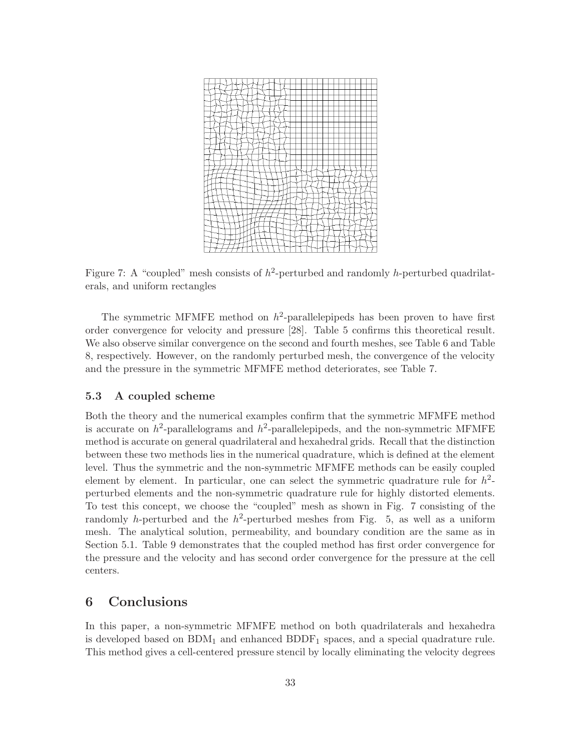Figure 7: A "coupled" mesh consists of $h^2$-perturbed and randomly $h$-perturbed quadrilaterals, and uniform rectangles

The symmetric MFMFE method on $h^2$-parallelepipeds has been proven to have first order convergence for velocity and pressure [28]. Table 5 confirms this theoretical result. We also observe similar convergence on the second and fourth meshes, see Table 6 and Table 8, respectively. However, on the randomly perturbed mesh, the convergence of the velocity and the pressure in the symmetric MFMFE method deteriorates, see Table 7.

### 5.3 A coupled scheme

Both the theory and the numerical examples confirm that the symmetric MFMFE method is accurate on $h^2$-parallelograms and $h^2$-parallelepipeds, and the non-symmetric MFMFE method is accurate on general quadrilateral and hexahedral grids. Recall that the distinction between these two methods lies in the numerical quadrature, which is defined at the element level. Thus the symmetric and the non-symmetric MFMFE methods can be easily coupled element by element. In particular, one can select the symmetric quadrature rule for $h^2$-perturbed elements and the non-symmetric quadrature rule for highly distorted elements. To test this concept, we choose the "coupled" mesh as shown in Fig. 7 consisting of the randomly $h$-perturbed and the $h^2$-perturbed meshes from Fig. 5, as well as a uniform mesh. The analytical solution, permeability, and boundary condition are the same as in Section 5.1. Table 9 demonstrates that the coupled method has first order convergence for the pressure and the velocity and has second order convergence for the pressure at the cell centers.

## 6 Conclusions

In this paper, a non-symmetric MFMFE method on both quadrilaterals and hexahedra is developed based on $\text{BDM}_1$ and enhanced $\text{BDDF}_1$ spaces, and a special quadrature rule. This method gives a cell-centered pressure stencil by locally eliminating the velocity degrees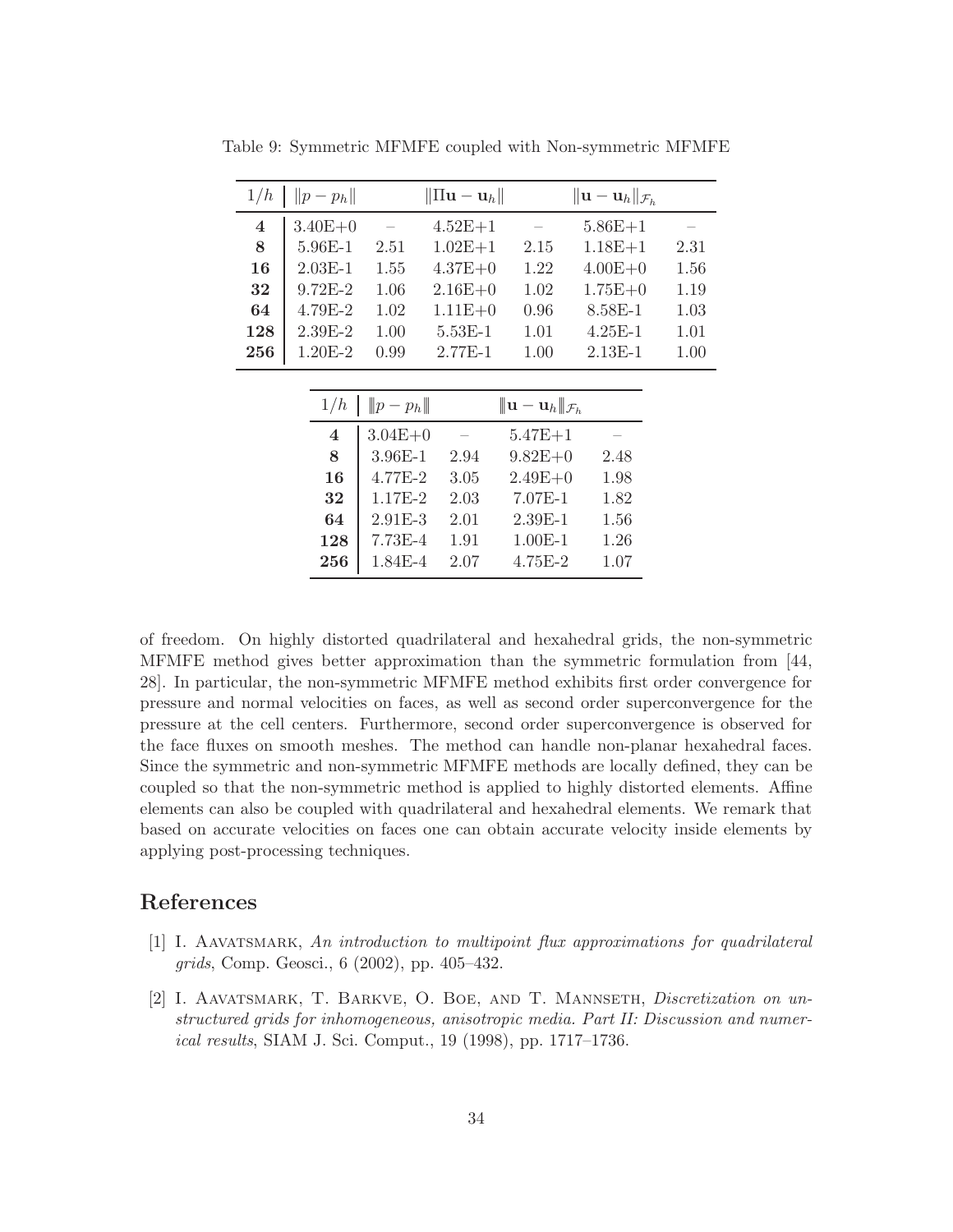Table 9: Symmetric MFMFE coupled with Non-symmetric MFMFE

| $1/h$ | $\|p - p_h\|$ | | $\|\Pi\mathbf{u} - \mathbf{u}_h\|$ | | $\|\mathbf{u} - \mathbf{u}_h\|_{\mathcal{F}_h}$ | |
|---|---|---|---|---|---|---|
| **4** | 3.40E+0 | – | 4.52E+1 | – | 5.86E+1 | – |
| **8** | 5.96E-1 | 2.51 | 1.02E+1 | 2.15 | 1.18E+1 | 2.31 |
| **16** | 2.03E-1 | 1.55 | 4.37E+0 | 1.22 | 4.00E+0 | 1.56 |
| **32** | 9.72E-2 | 1.06 | 2.16E+0 | 1.02 | 1.75E+0 | 1.19 |
| **64** | 4.79E-2 | 1.02 | 1.11E+0 | 0.96 | 8.58E-1 | 1.03 |
| **128** | 2.39E-2 | 1.00 | 5.53E-1 | 1.01 | 4.25E-1 | 1.01 |
| **256** | 1.20E-2 | 0.99 | 2.77E-1 | 1.00 | 2.13E-1 | 1.00 |

| $1/h$ | $\|\|\|p - p_h\|\|\|$ | | $\|\|\|\mathbf{u} - \mathbf{u}_h\|\|\|_{\mathcal{F}_h}$ | |
|---|---|---|---|---|
| **4** | 3.04E+0 | – | 5.47E+1 | – |
| **8** | 3.96E-1 | 2.94 | 9.82E+0 | 2.48 |
| **16** | 4.77E-2 | 3.05 | 2.49E+0 | 1.98 |
| **32** | 1.17E-2 | 2.03 | 7.07E-1 | 1.82 |
| **64** | 2.91E-3 | 2.01 | 2.39E-1 | 1.56 |
| **128** | 7.73E-4 | 1.91 | 1.00E-1 | 1.26 |
| **256** | 1.84E-4 | 2.07 | 4.75E-2 | 1.07 |

of freedom. On highly distorted quadrilateral and hexahedral grids, the non-symmetric MFMFE method gives better approximation than the symmetric formulation from [44, 28]. In particular, the non-symmetric MFMFE method exhibits first order convergence for pressure and normal velocities on faces, as well as second order superconvergence for the pressure at the cell centers. Furthermore, second order superconvergence is observed for the face fluxes on smooth meshes. The method can handle non-planar hexahedral faces. Since the symmetric and non-symmetric MFMFE methods are locally defined, they can be coupled so that the non-symmetric method is applied to highly distorted elements. Affine elements can also be coupled with quadrilateral and hexahedral elements. We remark that based on accurate velocities on faces one can obtain accurate velocity inside elements by applying post-processing techniques.

## References

[1] I. Aavatsmark, *An introduction to multipoint flux approximations for quadrilateral grids*, Comp. Geosci., 6 (2002), pp. 405–432.

[2] I. Aavatsmark, T. Barkve, O. Boe, and T. Mannseth, *Discretization on unstructured grids for inhomogeneous, anisotropic media. Part II: Discussion and numerical results*, SIAM J. Sci. Comput., 19 (1998), pp. 1717–1736.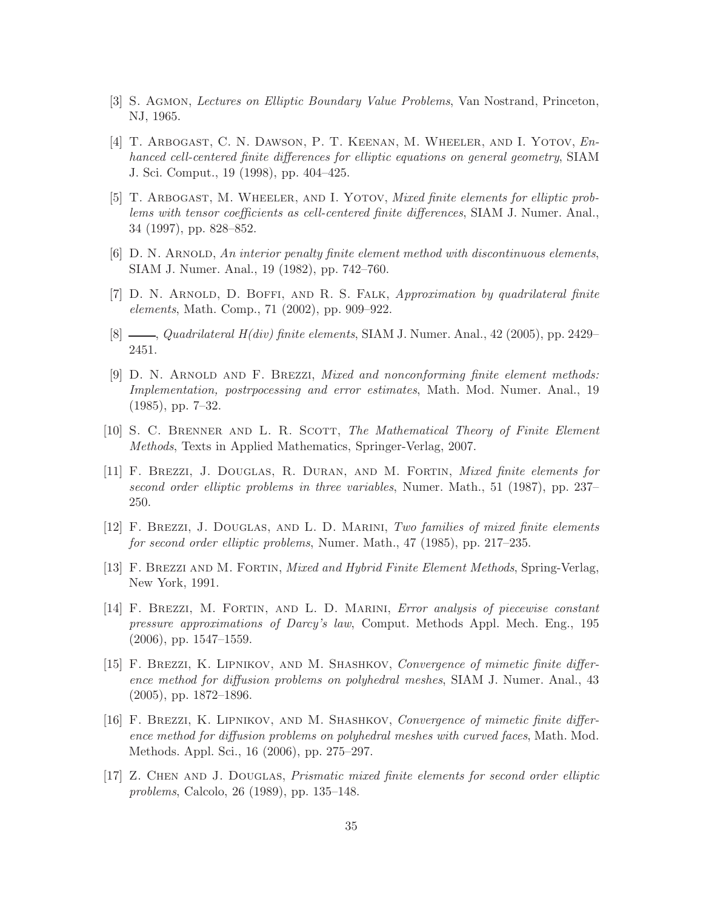[3] S. Agmon, *Lectures on Elliptic Boundary Value Problems*, Van Nostrand, Princeton, NJ, 1965.

[4] T. Arbogast, C. N. Dawson, P. T. Keenan, M. Wheeler, and I. Yotov, *Enhanced cell-centered finite differences for elliptic equations on general geometry*, SIAM J. Sci. Comput., 19 (1998), pp. 404–425.

[5] T. Arbogast, M. Wheeler, and I. Yotov, *Mixed finite elements for elliptic problems with tensor coefficients as cell-centered finite differences*, SIAM J. Numer. Anal., 34 (1997), pp. 828–852.

[6] D. N. Arnold, *An interior penalty finite element method with discontinuous elements*, SIAM J. Numer. Anal., 19 (1982), pp. 742–760.

[7] D. N. Arnold, D. Boffi, and R. S. Falk, *Approximation by quadrilateral finite elements*, Math. Comp., 71 (2002), pp. 909–922.

[8] ———, *Quadrilateral H(div) finite elements*, SIAM J. Numer. Anal., 42 (2005), pp. 2429–2451.

[9] D. N. Arnold and F. Brezzi, *Mixed and nonconforming finite element methods: Implementation, postrpocessing and error estimates*, Math. Mod. Numer. Anal., 19 (1985), pp. 7–32.

[10] S. C. Brenner and L. R. Scott, *The Mathematical Theory of Finite Element Methods*, Texts in Applied Mathematics, Springer-Verlag, 2007.

[11] F. Brezzi, J. Douglas, R. Duran, and M. Fortin, *Mixed finite elements for second order elliptic problems in three variables*, Numer. Math., 51 (1987), pp. 237–250.

[12] F. Brezzi, J. Douglas, and L. D. Marini, *Two families of mixed finite elements for second order elliptic problems*, Numer. Math., 47 (1985), pp. 217–235.

[13] F. Brezzi and M. Fortin, *Mixed and Hybrid Finite Element Methods*, Spring-Verlag, New York, 1991.

[14] F. Brezzi, M. Fortin, and L. D. Marini, *Error analysis of piecewise constant pressure approximations of Darcy's law*, Comput. Methods Appl. Mech. Eng., 195 (2006), pp. 1547–1559.

[15] F. Brezzi, K. Lipnikov, and M. Shashkov, *Convergence of mimetic finite difference method for diffusion problems on polyhedral meshes*, SIAM J. Numer. Anal., 43 (2005), pp. 1872–1896.

[16] F. Brezzi, K. Lipnikov, and M. Shashkov, *Convergence of mimetic finite difference method for diffusion problems on polyhedral meshes with curved faces*, Math. Mod. Methods. Appl. Sci., 16 (2006), pp. 275–297.

[17] Z. Chen and J. Douglas, *Prismatic mixed finite elements for second order elliptic problems*, Calcolo, 26 (1989), pp. 135–148.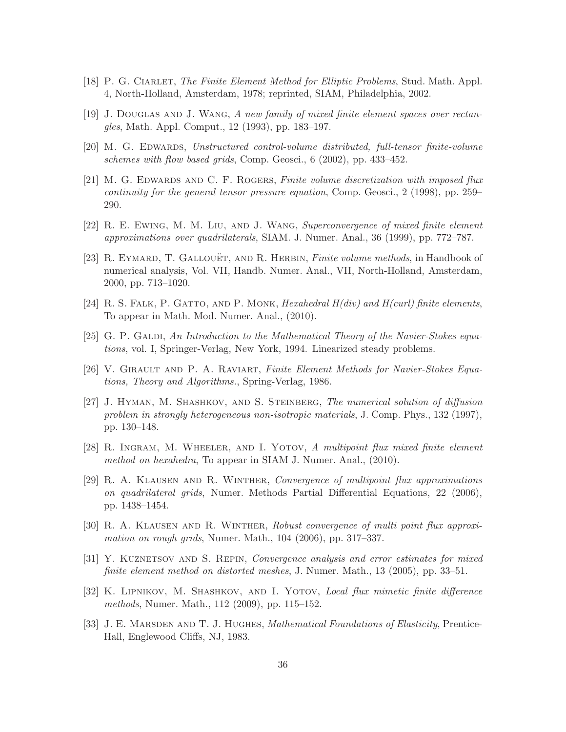[18] P. G. Ciarlet, *The Finite Element Method for Elliptic Problems*, Stud. Math. Appl. 4, North-Holland, Amsterdam, 1978; reprinted, SIAM, Philadelphia, 2002.

[19] J. Douglas and J. Wang, *A new family of mixed finite element spaces over rectangles*, Math. Appl. Comput., 12 (1993), pp. 183–197.

[20] M. G. Edwards, *Unstructured control-volume distributed, full-tensor finite-volume schemes with flow based grids*, Comp. Geosci., 6 (2002), pp. 433–452.

[21] M. G. Edwards and C. F. Rogers, *Finite volume discretization with imposed flux continuity for the general tensor pressure equation*, Comp. Geosci., 2 (1998), pp. 259–290.

[22] R. E. Ewing, M. M. Liu, and J. Wang, *Superconvergence of mixed finite element approximations over quadrilaterals*, SIAM. J. Numer. Anal., 36 (1999), pp. 772–787.

[23] R. Eymard, T. Gallouët, and R. Herbin, *Finite volume methods*, in Handbook of numerical analysis, Vol. VII, Handb. Numer. Anal., VII, North-Holland, Amsterdam, 2000, pp. 713–1020.

[24] R. S. Falk, P. Gatto, and P. Monk, *Hexahedral H(div) and H(curl) finite elements*, To appear in Math. Mod. Numer. Anal., (2010).

[25] G. P. Galdi, *An Introduction to the Mathematical Theory of the Navier-Stokes equations*, vol. I, Springer-Verlag, New York, 1994. Linearized steady problems.

[26] V. Girault and P. A. Raviart, *Finite Element Methods for Navier-Stokes Equations, Theory and Algorithms.*, Spring-Verlag, 1986.

[27] J. Hyman, M. Shashkov, and S. Steinberg, *The numerical solution of diffusion problem in strongly heterogeneous non-isotropic materials*, J. Comp. Phys., 132 (1997), pp. 130–148.

[28] R. Ingram, M. Wheeler, and I. Yotov, *A multipoint flux mixed finite element method on hexahedra*, To appear in SIAM J. Numer. Anal., (2010).

[29] R. A. Klausen and R. Winther, *Convergence of multipoint flux approximations on quadrilateral grids*, Numer. Methods Partial Differential Equations, 22 (2006), pp. 1438–1454.

[30] R. A. Klausen and R. Winther, *Robust convergence of multi point flux approximation on rough grids*, Numer. Math., 104 (2006), pp. 317–337.

[31] Y. Kuznetsov and S. Repin, *Convergence analysis and error estimates for mixed finite element method on distorted meshes*, J. Numer. Math., 13 (2005), pp. 33–51.

[32] K. Lipnikov, M. Shashkov, and I. Yotov, *Local flux mimetic finite difference methods*, Numer. Math., 112 (2009), pp. 115–152.

[33] J. E. Marsden and T. J. Hughes, *Mathematical Foundations of Elasticity*, Prentice-Hall, Englewood Cliffs, NJ, 1983.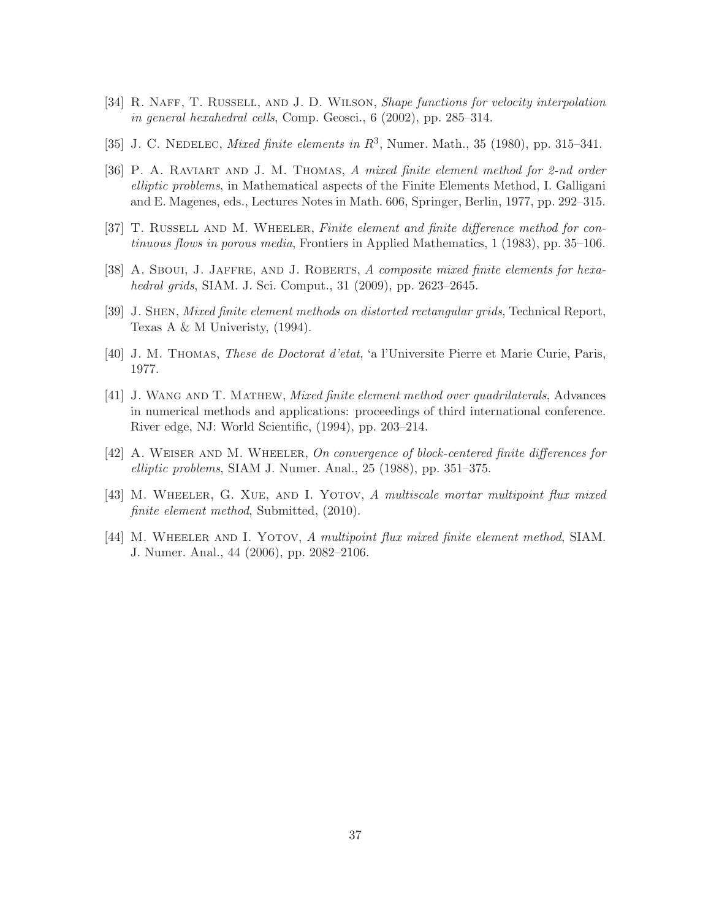[34] R. Naff, T. Russell, and J. D. Wilson, *Shape functions for velocity interpolation in general hexahedral cells*, Comp. Geosci., 6 (2002), pp. 285–314.

[35] J. C. Nedelec, *Mixed finite elements in $R^3$*, Numer. Math., 35 (1980), pp. 315–341.

[36] P. A. Raviart and J. M. Thomas, *A mixed finite element method for 2-nd order elliptic problems*, in Mathematical aspects of the Finite Elements Method, I. Galligani and E. Magenes, eds., Lectures Notes in Math. 606, Springer, Berlin, 1977, pp. 292–315.

[37] T. Russell and M. Wheeler, *Finite element and finite difference method for continuous flows in porous media*, Frontiers in Applied Mathematics, 1 (1983), pp. 35–106.

[38] A. Sboui, J. Jaffre, and J. Roberts, *A composite mixed finite elements for hexahedral grids*, SIAM. J. Sci. Comput., 31 (2009), pp. 2623–2645.

[39] J. Shen, *Mixed finite element methods on distorted rectangular grids*, Technical Report, Texas A & M Univeristy, (1994).

[40] J. M. Thomas, *These de Doctorat d'etat*, 'a l'Universite Pierre et Marie Curie, Paris, 1977.

[41] J. Wang and T. Mathew, *Mixed finite element method over quadrilaterals*, Advances in numerical methods and applications: proceedings of third international conference. River edge, NJ: World Scientific, (1994), pp. 203–214.

[42] A. Weiser and M. Wheeler, *On convergence of block-centered finite differences for elliptic problems*, SIAM J. Numer. Anal., 25 (1988), pp. 351–375.

[43] M. Wheeler, G. Xue, and I. Yotov, *A multiscale mortar multipoint flux mixed finite element method*, Submitted, (2010).

[44] M. Wheeler and I. Yotov, *A multipoint flux mixed finite element method*, SIAM. J. Numer. Anal., 44 (2006), pp. 2082–2106.